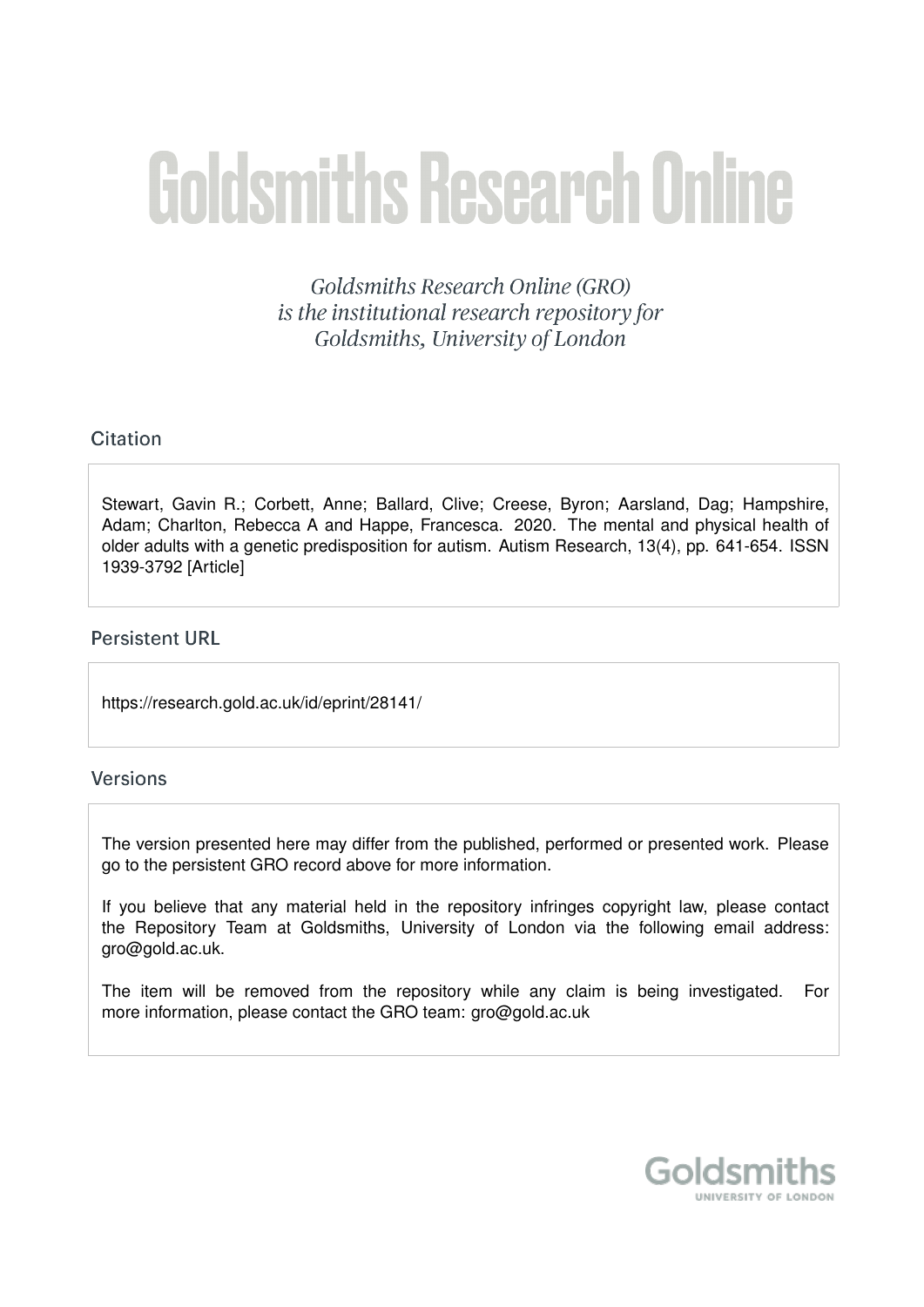# Goldsmiths Research Online

*Goldsmiths Research Online (GRO) is the institutional research repository for Goldsmiths, University of London*

## Citation

Stewart, Gavin R.; Corbett, Anne; Ballard, Clive; Creese, Byron; Aarsland, Dag; Hampshire, Adam; Charlton, Rebecca A and Happe, Francesca. 2020. The mental and physical health of older adults with a genetic predisposition for autism. Autism Research, 13(4), pp. 641-654. ISSN 1939-3792 [Article]

## Persistent URL

https://research.gold.ac.uk/id/eprint/28141/

## Versions

The version presented here may differ from the published, performed or presented work. Please go to the persistent GRO record above for more information.

If you believe that any material held in the repository infringes copyright law, please contact the Repository Team at Goldsmiths, University of London via the following email address: gro@gold.ac.uk.

The item will be removed from the repository while any claim is being investigated. For more information, please contact the GRO team: gro@gold.ac.uk

Goldsmiths
UNIVERSITY OF LONDON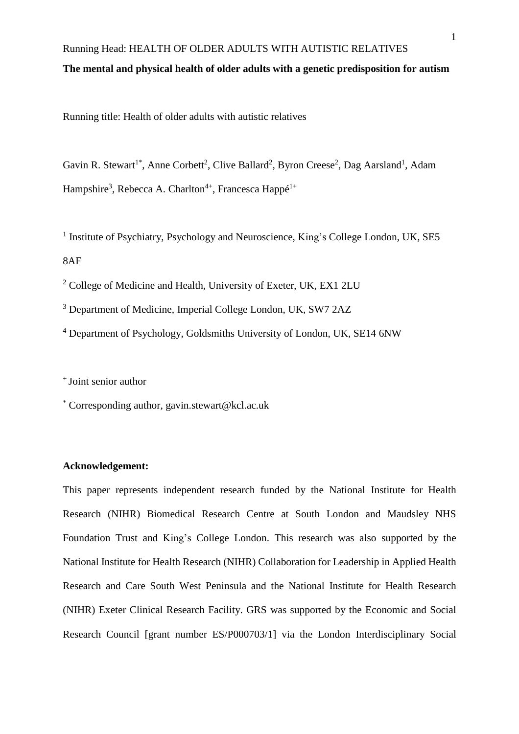Running Head: HEALTH OF OLDER ADULTS WITH AUTISTIC RELATIVES

**The mental and physical health of older adults with a genetic predisposition for autism**

Running title: Health of older adults with autistic relatives

Gavin R. Stewart[1*], Anne Corbett[2], Clive Ballard[2], Byron Creese[2], Dag Aarsland[1], Adam Hampshire[3], Rebecca A. Charlton[4+], Francesca Happé[1+]

[1] Institute of Psychiatry, Psychology and Neuroscience, King's College London, UK, SE5 8AF

[2] College of Medicine and Health, University of Exeter, UK, EX1 2LU

[3] Department of Medicine, Imperial College London, UK, SW7 2AZ

[4] Department of Psychology, Goldsmiths University of London, UK, SE14 6NW

[+] Joint senior author

[*] Corresponding author, gavin.stewart@kcl.ac.uk

**Acknowledgement:**

This paper represents independent research funded by the National Institute for Health Research (NIHR) Biomedical Research Centre at South London and Maudsley NHS Foundation Trust and King's College London. This research was also supported by the National Institute for Health Research (NIHR) Collaboration for Leadership in Applied Health Research and Care South West Peninsula and the National Institute for Health Research (NIHR) Exeter Clinical Research Facility. GRS was supported by the Economic and Social Research Council [grant number ES/P000703/1] via the London Interdisciplinary Social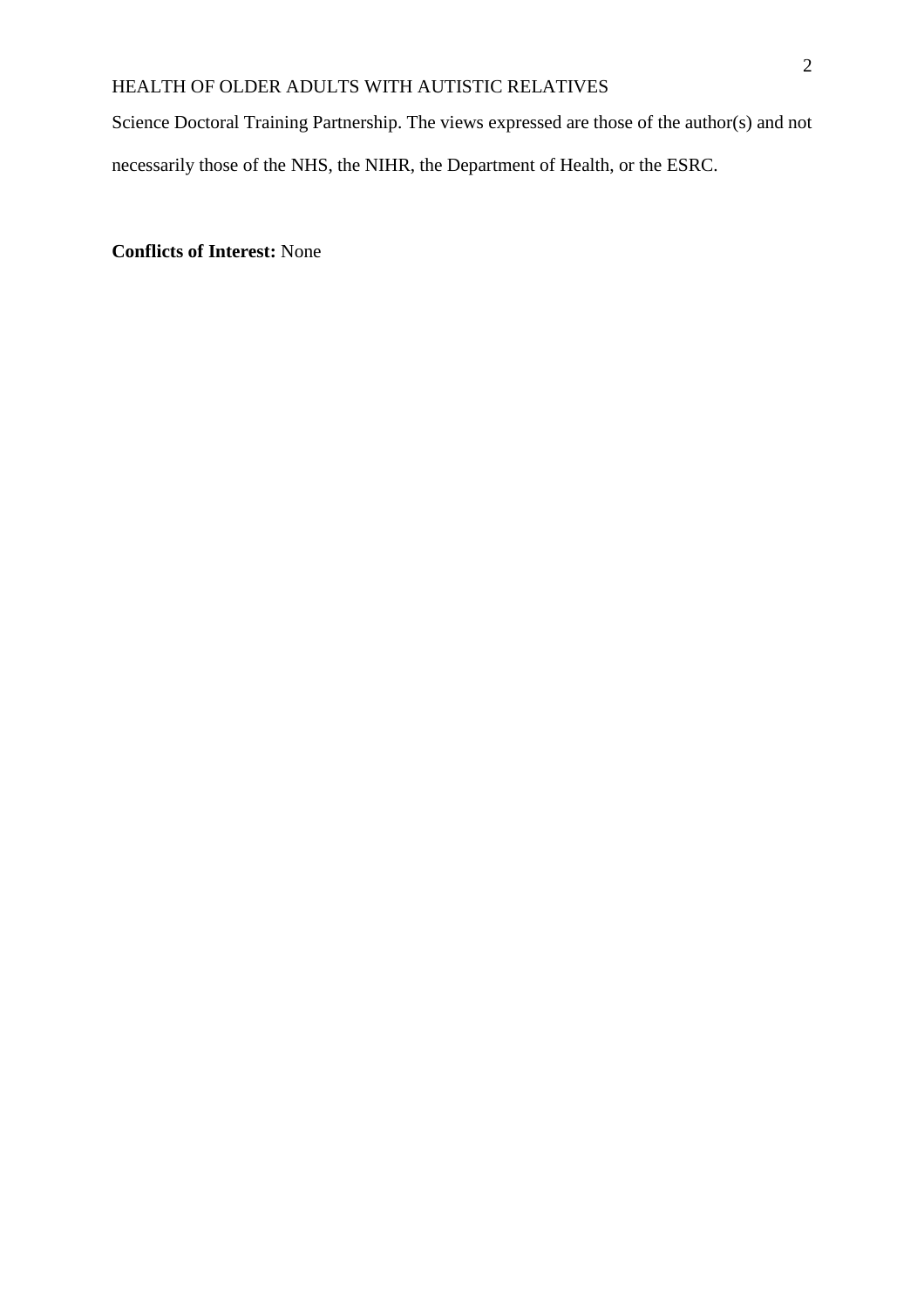Science Doctoral Training Partnership. The views expressed are those of the author(s) and not necessarily those of the NHS, the NIHR, the Department of Health, or the ESRC.

**Conflicts of Interest:** None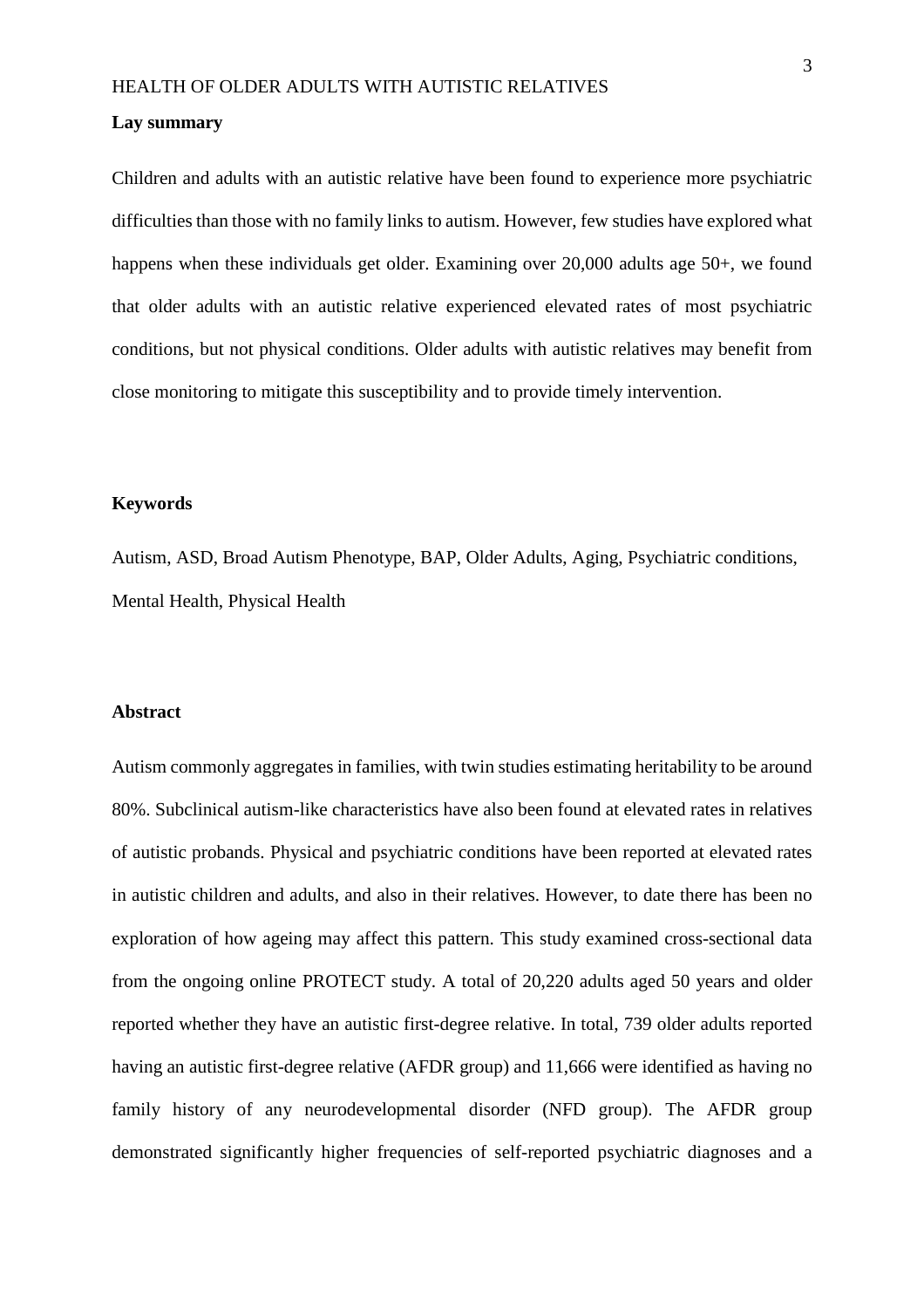**Lay summary**

Children and adults with an autistic relative have been found to experience more psychiatric difficulties than those with no family links to autism. However, few studies have explored what happens when these individuals get older. Examining over 20,000 adults age 50+, we found that older adults with an autistic relative experienced elevated rates of most psychiatric conditions, but not physical conditions. Older adults with autistic relatives may benefit from close monitoring to mitigate this susceptibility and to provide timely intervention.

**Keywords**

Autism, ASD, Broad Autism Phenotype, BAP, Older Adults, Aging, Psychiatric conditions, Mental Health, Physical Health

**Abstract**

Autism commonly aggregates in families, with twin studies estimating heritability to be around 80%. Subclinical autism-like characteristics have also been found at elevated rates in relatives of autistic probands. Physical and psychiatric conditions have been reported at elevated rates in autistic children and adults, and also in their relatives. However, to date there has been no exploration of how ageing may affect this pattern. This study examined cross-sectional data from the ongoing online PROTECT study. A total of 20,220 adults aged 50 years and older reported whether they have an autistic first-degree relative. In total, 739 older adults reported having an autistic first-degree relative (AFDR group) and 11,666 were identified as having no family history of any neurodevelopmental disorder (NFD group). The AFDR group demonstrated significantly higher frequencies of self-reported psychiatric diagnoses and a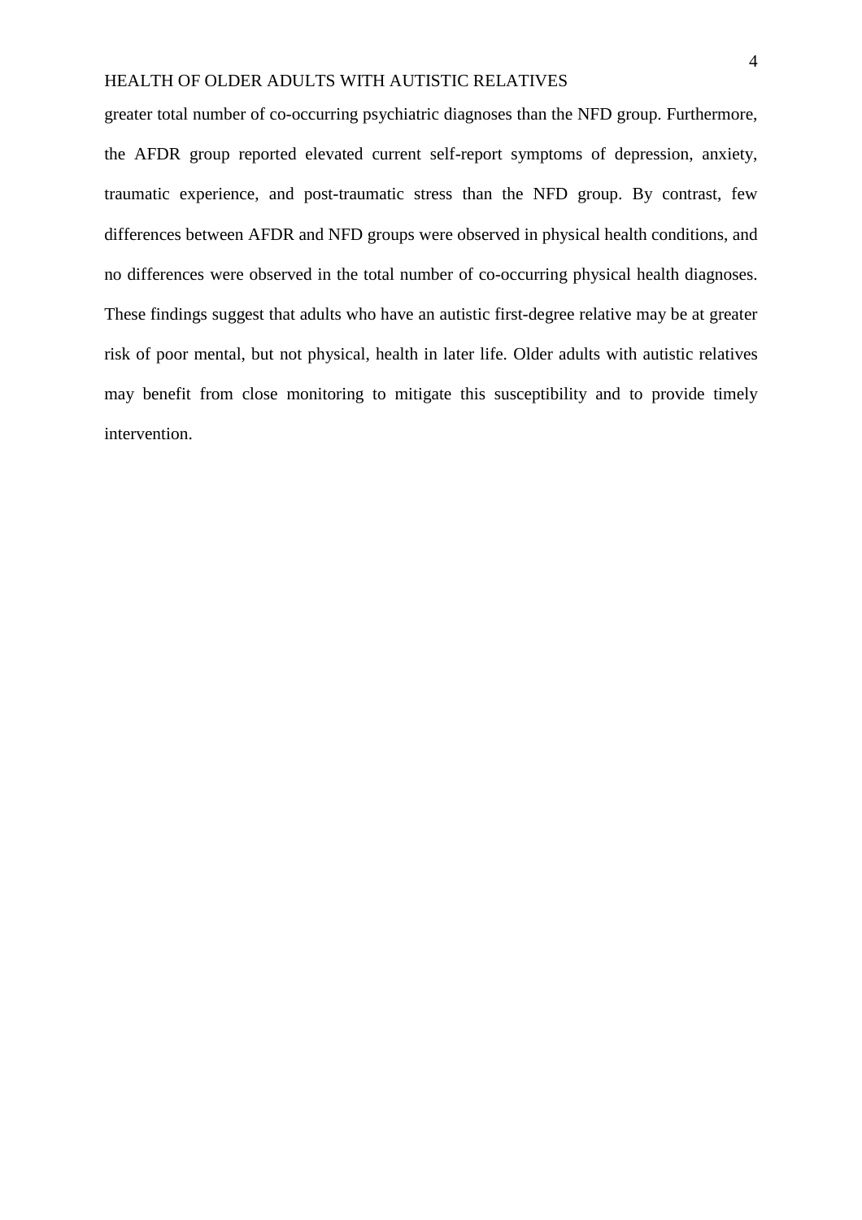greater total number of co-occurring psychiatric diagnoses than the NFD group. Furthermore, the AFDR group reported elevated current self-report symptoms of depression, anxiety, traumatic experience, and post-traumatic stress than the NFD group. By contrast, few differences between AFDR and NFD groups were observed in physical health conditions, and no differences were observed in the total number of co-occurring physical health diagnoses. These findings suggest that adults who have an autistic first-degree relative may be at greater risk of poor mental, but not physical, health in later life. Older adults with autistic relatives may benefit from close monitoring to mitigate this susceptibility and to provide timely intervention.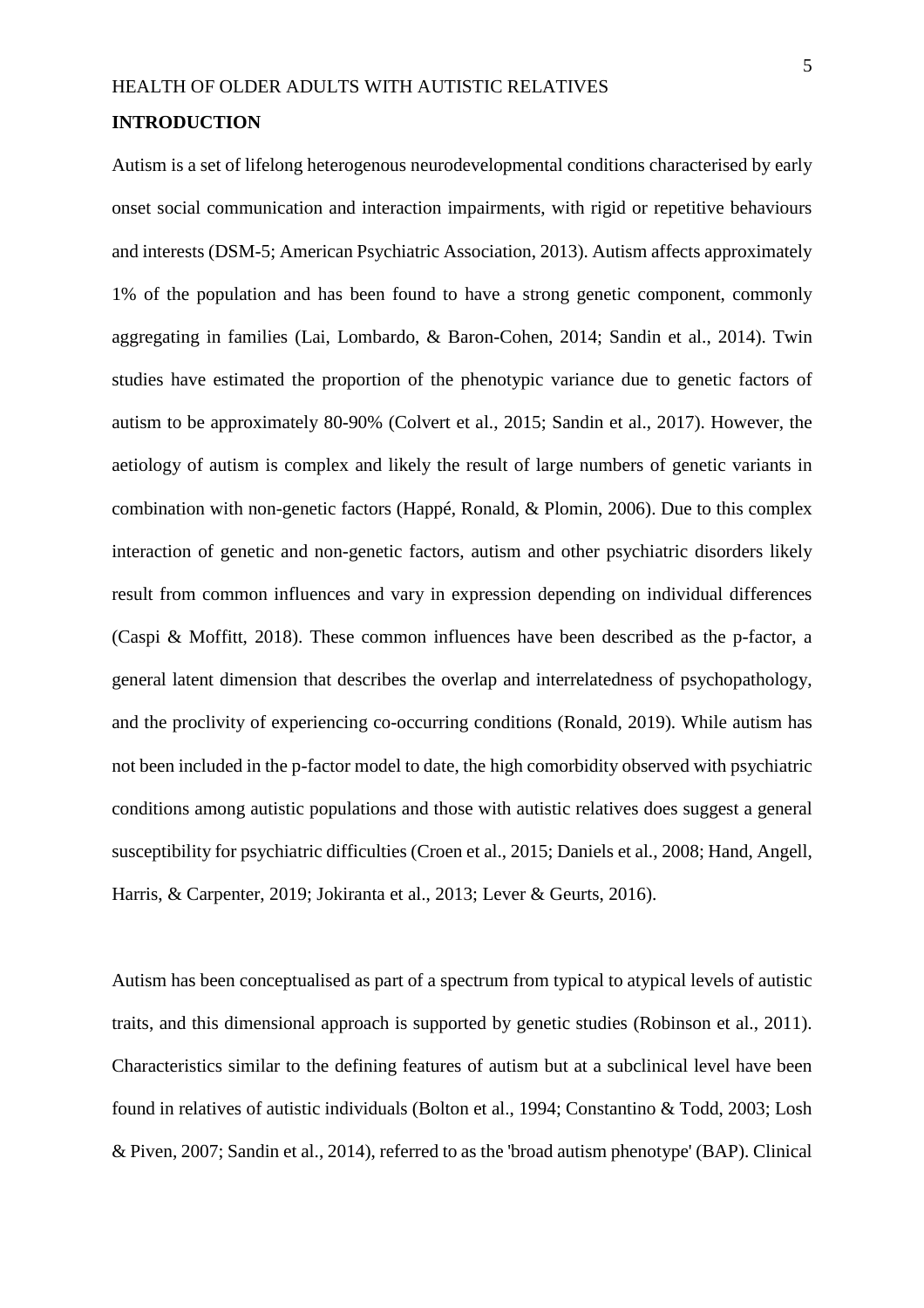## INTRODUCTION

Autism is a set of lifelong heterogenous neurodevelopmental conditions characterised by early onset social communication and interaction impairments, with rigid or repetitive behaviours and interests (DSM-5; American Psychiatric Association, 2013). Autism affects approximately 1% of the population and has been found to have a strong genetic component, commonly aggregating in families (Lai, Lombardo, & Baron-Cohen, 2014; Sandin et al., 2014). Twin studies have estimated the proportion of the phenotypic variance due to genetic factors of autism to be approximately 80-90% (Colvert et al., 2015; Sandin et al., 2017). However, the aetiology of autism is complex and likely the result of large numbers of genetic variants in combination with non-genetic factors (Happé, Ronald, & Plomin, 2006). Due to this complex interaction of genetic and non-genetic factors, autism and other psychiatric disorders likely result from common influences and vary in expression depending on individual differences (Caspi & Moffitt, 2018). These common influences have been described as the p-factor, a general latent dimension that describes the overlap and interrelatedness of psychopathology, and the proclivity of experiencing co-occurring conditions (Ronald, 2019). While autism has not been included in the p-factor model to date, the high comorbidity observed with psychiatric conditions among autistic populations and those with autistic relatives does suggest a general susceptibility for psychiatric difficulties (Croen et al., 2015; Daniels et al., 2008; Hand, Angell, Harris, & Carpenter, 2019; Jokiranta et al., 2013; Lever & Geurts, 2016).

Autism has been conceptualised as part of a spectrum from typical to atypical levels of autistic traits, and this dimensional approach is supported by genetic studies (Robinson et al., 2011). Characteristics similar to the defining features of autism but at a subclinical level have been found in relatives of autistic individuals (Bolton et al., 1994; Constantino & Todd, 2003; Losh & Piven, 2007; Sandin et al., 2014), referred to as the 'broad autism phenotype' (BAP). Clinical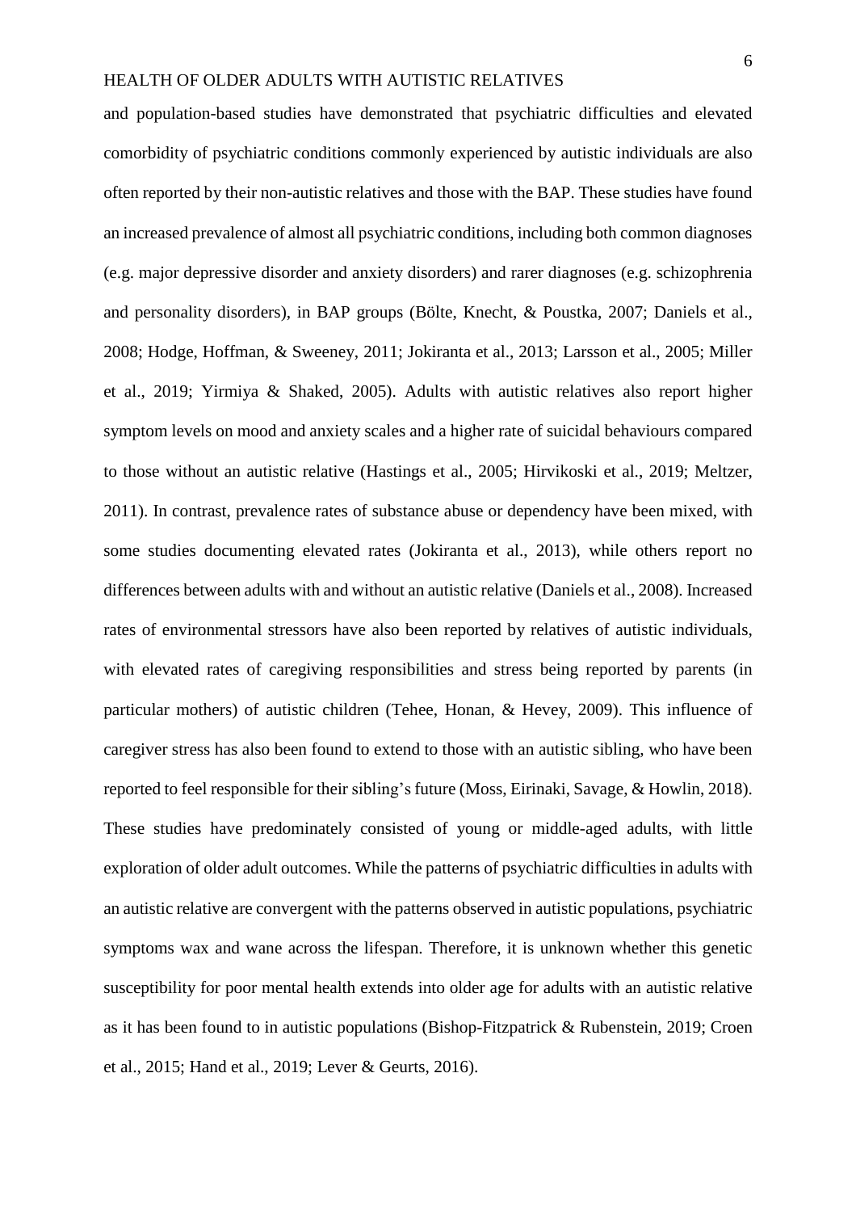and population-based studies have demonstrated that psychiatric difficulties and elevated comorbidity of psychiatric conditions commonly experienced by autistic individuals are also often reported by their non-autistic relatives and those with the BAP. These studies have found an increased prevalence of almost all psychiatric conditions, including both common diagnoses (e.g. major depressive disorder and anxiety disorders) and rarer diagnoses (e.g. schizophrenia and personality disorders), in BAP groups (Bölte, Knecht, & Poustka, 2007; Daniels et al., 2008; Hodge, Hoffman, & Sweeney, 2011; Jokiranta et al., 2013; Larsson et al., 2005; Miller et al., 2019; Yirmiya & Shaked, 2005). Adults with autistic relatives also report higher symptom levels on mood and anxiety scales and a higher rate of suicidal behaviours compared to those without an autistic relative (Hastings et al., 2005; Hirvikoski et al., 2019; Meltzer, 2011). In contrast, prevalence rates of substance abuse or dependency have been mixed, with some studies documenting elevated rates (Jokiranta et al., 2013), while others report no differences between adults with and without an autistic relative (Daniels et al., 2008). Increased rates of environmental stressors have also been reported by relatives of autistic individuals, with elevated rates of caregiving responsibilities and stress being reported by parents (in particular mothers) of autistic children (Tehee, Honan, & Hevey, 2009). This influence of caregiver stress has also been found to extend to those with an autistic sibling, who have been reported to feel responsible for their sibling's future (Moss, Eirinaki, Savage, & Howlin, 2018). These studies have predominately consisted of young or middle-aged adults, with little exploration of older adult outcomes. While the patterns of psychiatric difficulties in adults with an autistic relative are convergent with the patterns observed in autistic populations, psychiatric symptoms wax and wane across the lifespan. Therefore, it is unknown whether this genetic susceptibility for poor mental health extends into older age for adults with an autistic relative as it has been found to in autistic populations (Bishop-Fitzpatrick & Rubenstein, 2019; Croen et al., 2015; Hand et al., 2019; Lever & Geurts, 2016).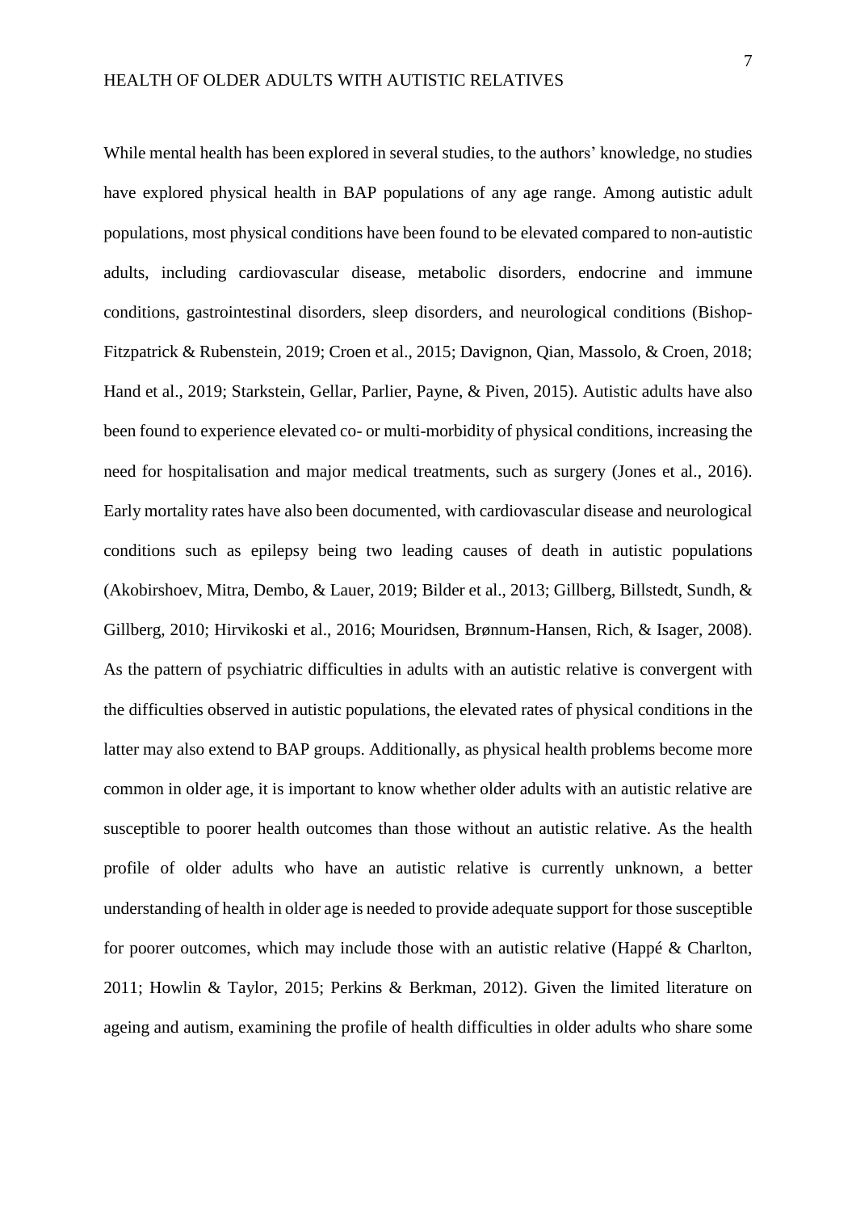While mental health has been explored in several studies, to the authors' knowledge, no studies have explored physical health in BAP populations of any age range. Among autistic adult populations, most physical conditions have been found to be elevated compared to non-autistic adults, including cardiovascular disease, metabolic disorders, endocrine and immune conditions, gastrointestinal disorders, sleep disorders, and neurological conditions (Bishop-Fitzpatrick & Rubenstein, 2019; Croen et al., 2015; Davignon, Qian, Massolo, & Croen, 2018; Hand et al., 2019; Starkstein, Gellar, Parlier, Payne, & Piven, 2015). Autistic adults have also been found to experience elevated co- or multi-morbidity of physical conditions, increasing the need for hospitalisation and major medical treatments, such as surgery (Jones et al., 2016). Early mortality rates have also been documented, with cardiovascular disease and neurological conditions such as epilepsy being two leading causes of death in autistic populations (Akobirshoev, Mitra, Dembo, & Lauer, 2019; Bilder et al., 2013; Gillberg, Billstedt, Sundh, & Gillberg, 2010; Hirvikoski et al., 2016; Mouridsen, Brønnum-Hansen, Rich, & Isager, 2008). As the pattern of psychiatric difficulties in adults with an autistic relative is convergent with the difficulties observed in autistic populations, the elevated rates of physical conditions in the latter may also extend to BAP groups. Additionally, as physical health problems become more common in older age, it is important to know whether older adults with an autistic relative are susceptible to poorer health outcomes than those without an autistic relative. As the health profile of older adults who have an autistic relative is currently unknown, a better understanding of health in older age is needed to provide adequate support for those susceptible for poorer outcomes, which may include those with an autistic relative (Happé & Charlton, 2011; Howlin & Taylor, 2015; Perkins & Berkman, 2012). Given the limited literature on ageing and autism, examining the profile of health difficulties in older adults who share some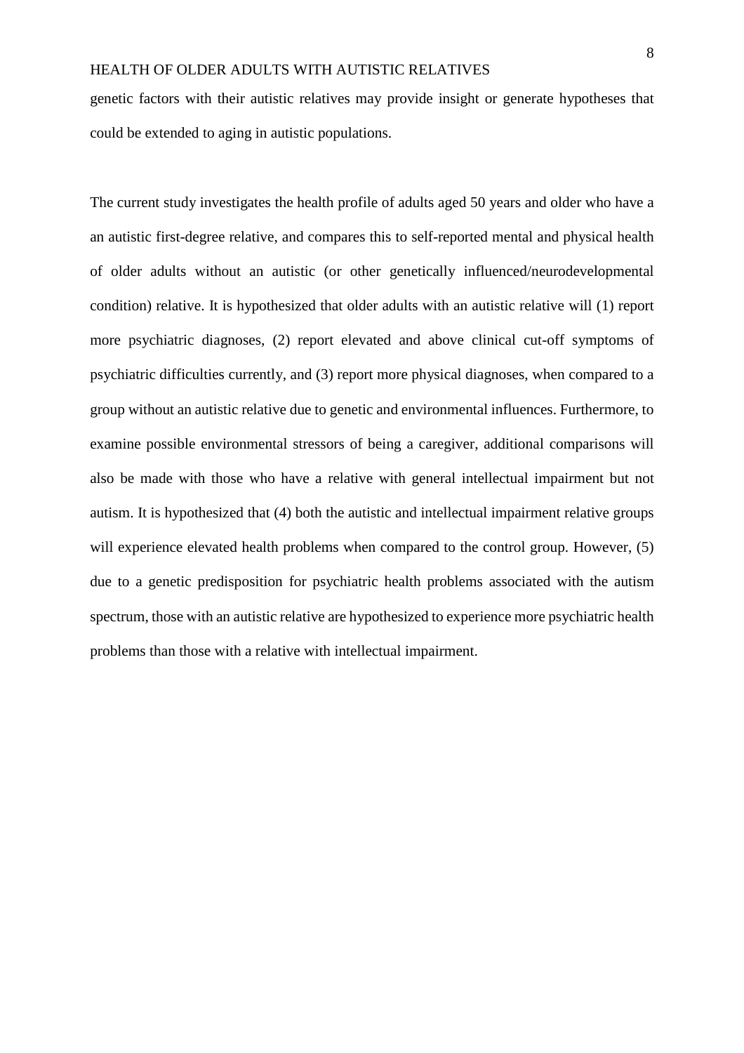genetic factors with their autistic relatives may provide insight or generate hypotheses that could be extended to aging in autistic populations.

The current study investigates the health profile of adults aged 50 years and older who have a an autistic first-degree relative, and compares this to self-reported mental and physical health of older adults without an autistic (or other genetically influenced/neurodevelopmental condition) relative. It is hypothesized that older adults with an autistic relative will (1) report more psychiatric diagnoses, (2) report elevated and above clinical cut-off symptoms of psychiatric difficulties currently, and (3) report more physical diagnoses, when compared to a group without an autistic relative due to genetic and environmental influences. Furthermore, to examine possible environmental stressors of being a caregiver, additional comparisons will also be made with those who have a relative with general intellectual impairment but not autism. It is hypothesized that (4) both the autistic and intellectual impairment relative groups will experience elevated health problems when compared to the control group. However, (5) due to a genetic predisposition for psychiatric health problems associated with the autism spectrum, those with an autistic relative are hypothesized to experience more psychiatric health problems than those with a relative with intellectual impairment.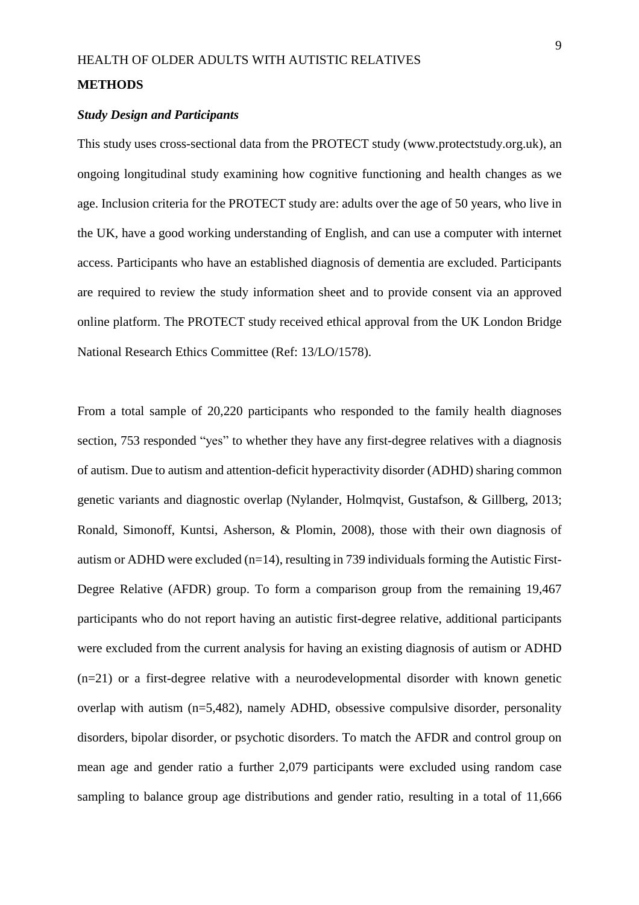## METHODS

### *Study Design and Participants*

This study uses cross-sectional data from the PROTECT study (www.protectstudy.org.uk), an ongoing longitudinal study examining how cognitive functioning and health changes as we age. Inclusion criteria for the PROTECT study are: adults over the age of 50 years, who live in the UK, have a good working understanding of English, and can use a computer with internet access. Participants who have an established diagnosis of dementia are excluded. Participants are required to review the study information sheet and to provide consent via an approved online platform. The PROTECT study received ethical approval from the UK London Bridge National Research Ethics Committee (Ref: 13/LO/1578).

From a total sample of 20,220 participants who responded to the family health diagnoses section, 753 responded "yes" to whether they have any first-degree relatives with a diagnosis of autism. Due to autism and attention-deficit hyperactivity disorder (ADHD) sharing common genetic variants and diagnostic overlap (Nylander, Holmqvist, Gustafson, & Gillberg, 2013; Ronald, Simonoff, Kuntsi, Asherson, & Plomin, 2008), those with their own diagnosis of autism or ADHD were excluded (n=14), resulting in 739 individuals forming the Autistic First-Degree Relative (AFDR) group. To form a comparison group from the remaining 19,467 participants who do not report having an autistic first-degree relative, additional participants were excluded from the current analysis for having an existing diagnosis of autism or ADHD (n=21) or a first-degree relative with a neurodevelopmental disorder with known genetic overlap with autism (n=5,482), namely ADHD, obsessive compulsive disorder, personality disorders, bipolar disorder, or psychotic disorders. To match the AFDR and control group on mean age and gender ratio a further 2,079 participants were excluded using random case sampling to balance group age distributions and gender ratio, resulting in a total of 11,666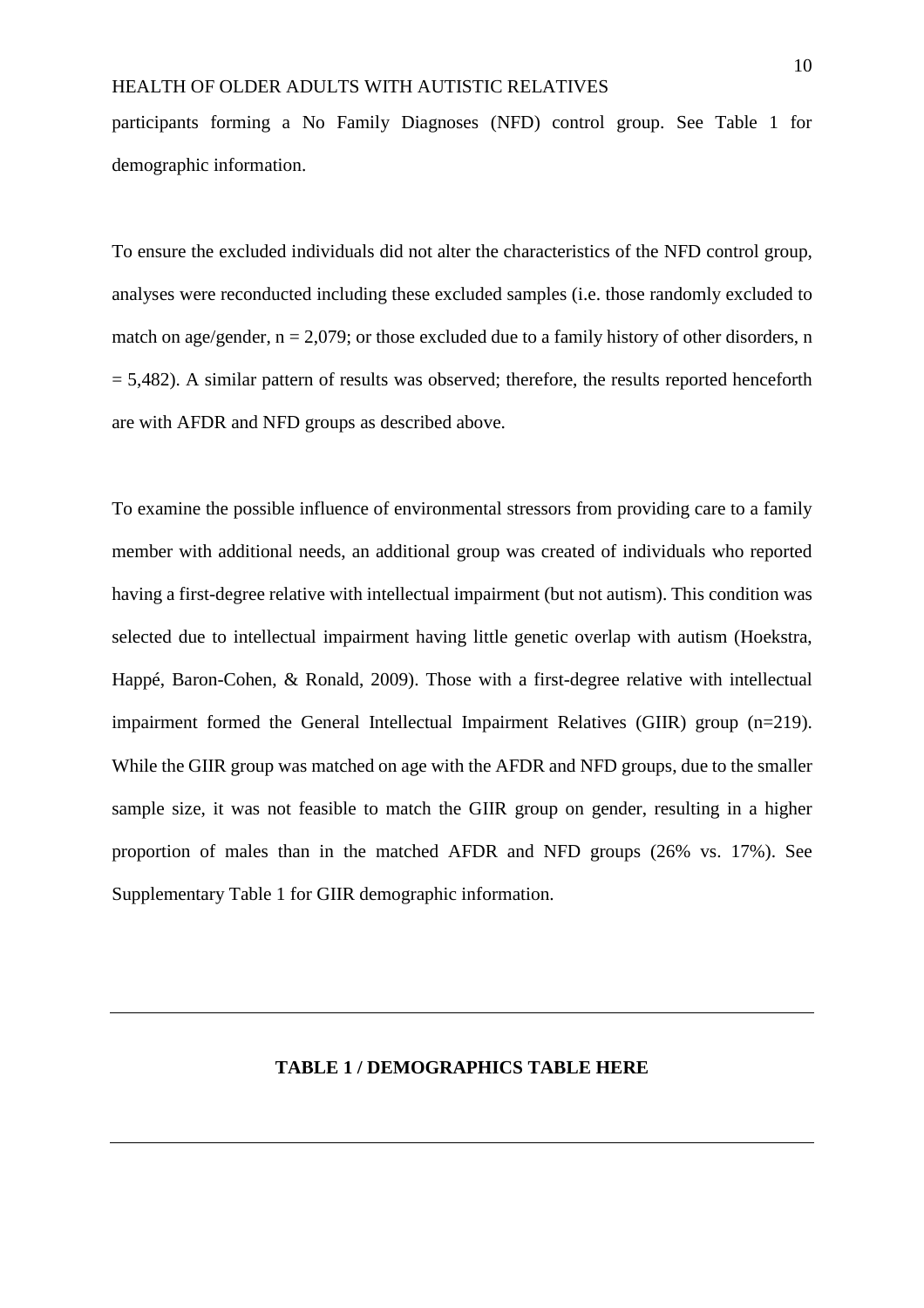participants forming a No Family Diagnoses (NFD) control group. See Table 1 for demographic information.

To ensure the excluded individuals did not alter the characteristics of the NFD control group, analyses were reconducted including these excluded samples (i.e. those randomly excluded to match on age/gender, n = 2,079; or those excluded due to a family history of other disorders, n = 5,482). A similar pattern of results was observed; therefore, the results reported henceforth are with AFDR and NFD groups as described above.

To examine the possible influence of environmental stressors from providing care to a family member with additional needs, an additional group was created of individuals who reported having a first-degree relative with intellectual impairment (but not autism). This condition was selected due to intellectual impairment having little genetic overlap with autism (Hoekstra, Happé, Baron-Cohen, & Ronald, 2009). Those with a first-degree relative with intellectual impairment formed the General Intellectual Impairment Relatives (GIIR) group (n=219). While the GIIR group was matched on age with the AFDR and NFD groups, due to the smaller sample size, it was not feasible to match the GIIR group on gender, resulting in a higher proportion of males than in the matched AFDR and NFD groups (26% vs. 17%). See Supplementary Table 1 for GIIR demographic information.

---

**TABLE 1 / DEMOGRAPHICS TABLE HERE**

---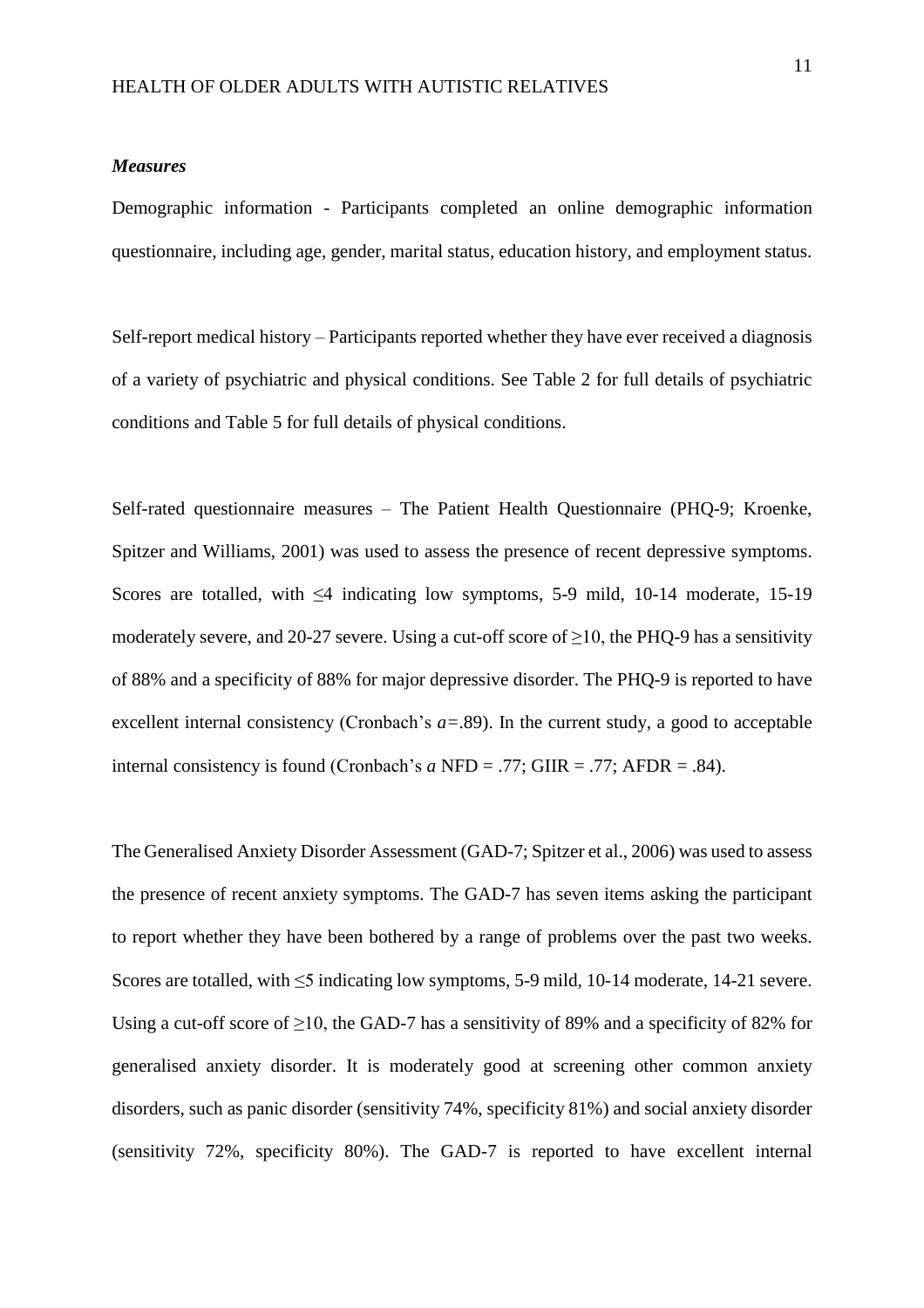### *Measures*

Demographic information - Participants completed an online demographic information questionnaire, including age, gender, marital status, education history, and employment status.

Self-report medical history – Participants reported whether they have ever received a diagnosis of a variety of psychiatric and physical conditions. See Table 2 for full details of psychiatric conditions and Table 5 for full details of physical conditions.

Self-rated questionnaire measures – The Patient Health Questionnaire (PHQ-9; Kroenke, Spitzer and Williams, 2001) was used to assess the presence of recent depressive symptoms. Scores are totalled, with ≤4 indicating low symptoms, 5-9 mild, 10-14 moderate, 15-19 moderately severe, and 20-27 severe. Using a cut-off score of ≥10, the PHQ-9 has a sensitivity of 88% and a specificity of 88% for major depressive disorder. The PHQ-9 is reported to have excellent internal consistency (Cronbach's *a*=.89). In the current study, a good to acceptable internal consistency is found (Cronbach's *a* NFD = .77; GIIR = .77; AFDR = .84).

The Generalised Anxiety Disorder Assessment (GAD-7; Spitzer et al., 2006) was used to assess the presence of recent anxiety symptoms. The GAD-7 has seven items asking the participant to report whether they have been bothered by a range of problems over the past two weeks. Scores are totalled, with ≤5 indicating low symptoms, 5-9 mild, 10-14 moderate, 14-21 severe. Using a cut-off score of ≥10, the GAD-7 has a sensitivity of 89% and a specificity of 82% for generalised anxiety disorder. It is moderately good at screening other common anxiety disorders, such as panic disorder (sensitivity 74%, specificity 81%) and social anxiety disorder (sensitivity 72%, specificity 80%). The GAD-7 is reported to have excellent internal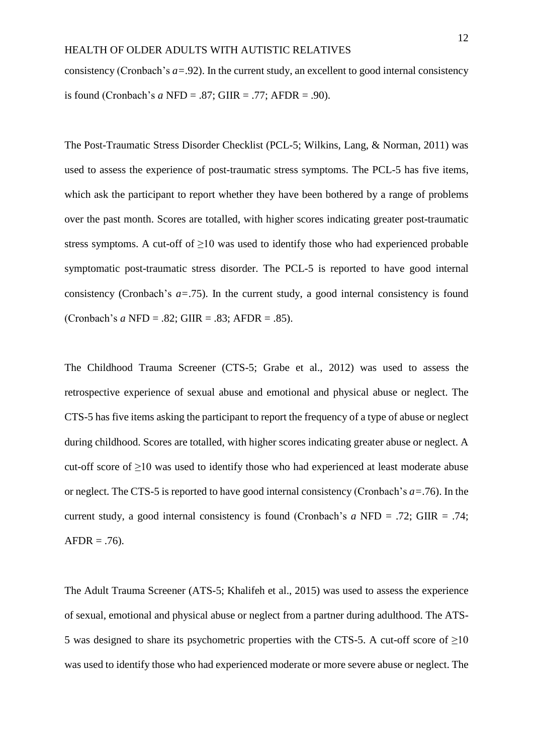consistency (Cronbach's *a*=.92). In the current study, an excellent to good internal consistency is found (Cronbach's *a* NFD = .87; GIIR = .77; AFDR = .90).

The Post-Traumatic Stress Disorder Checklist (PCL-5; Wilkins, Lang, & Norman, 2011) was used to assess the experience of post-traumatic stress symptoms. The PCL-5 has five items, which ask the participant to report whether they have been bothered by a range of problems over the past month. Scores are totalled, with higher scores indicating greater post-traumatic stress symptoms. A cut-off of ≥10 was used to identify those who had experienced probable symptomatic post-traumatic stress disorder. The PCL-5 is reported to have good internal consistency (Cronbach's *a*=.75). In the current study, a good internal consistency is found (Cronbach's *a* NFD = .82; GIIR = .83; AFDR = .85).

The Childhood Trauma Screener (CTS-5; Grabe et al., 2012) was used to assess the retrospective experience of sexual abuse and emotional and physical abuse or neglect. The CTS-5 has five items asking the participant to report the frequency of a type of abuse or neglect during childhood. Scores are totalled, with higher scores indicating greater abuse or neglect. A cut-off score of ≥10 was used to identify those who had experienced at least moderate abuse or neglect. The CTS-5 is reported to have good internal consistency (Cronbach's *a*=.76). In the current study, a good internal consistency is found (Cronbach's *a* NFD = .72; GIIR = .74; AFDR = .76).

The Adult Trauma Screener (ATS-5; Khalifeh et al., 2015) was used to assess the experience of sexual, emotional and physical abuse or neglect from a partner during adulthood. The ATS-5 was designed to share its psychometric properties with the CTS-5. A cut-off score of ≥10 was used to identify those who had experienced moderate or more severe abuse or neglect. The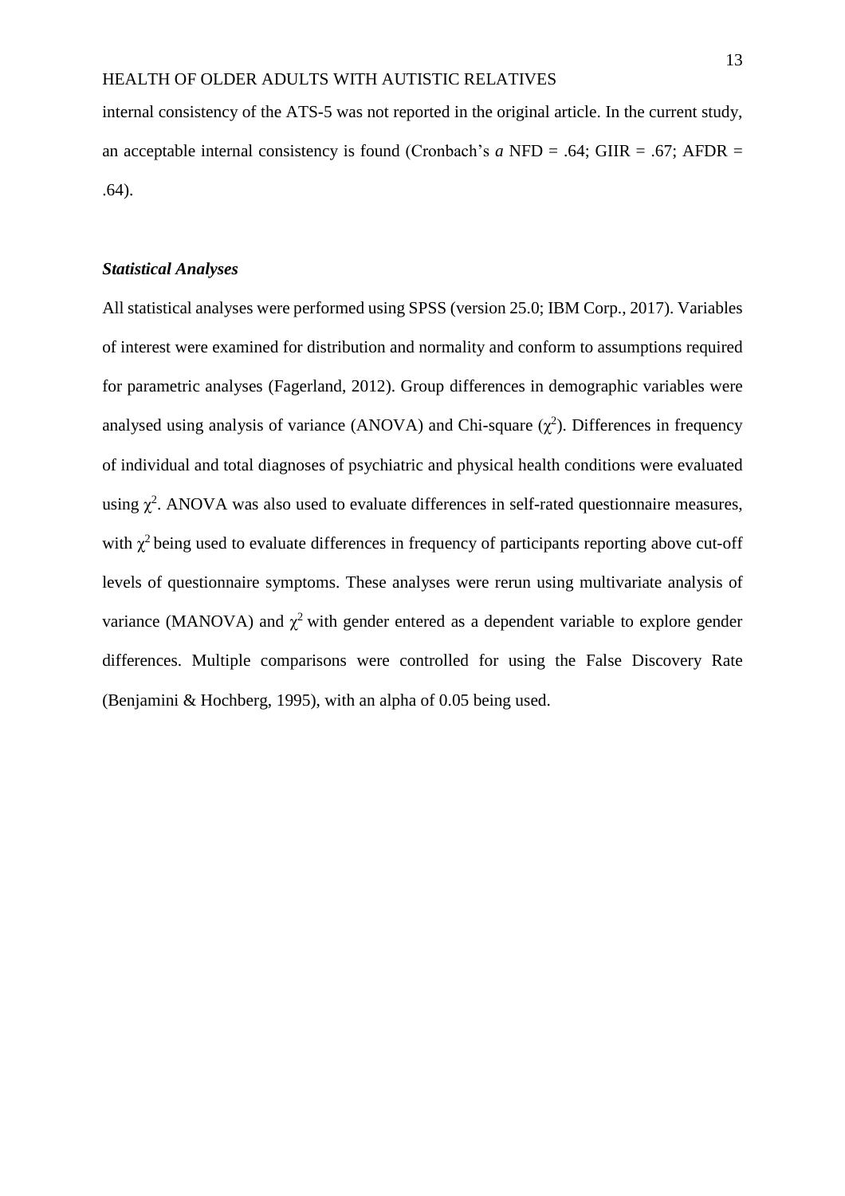internal consistency of the ATS-5 was not reported in the original article. In the current study, an acceptable internal consistency is found (Cronbach's *a* NFD = .64; GIIR = .67; AFDR = .64).

### *Statistical Analyses*

All statistical analyses were performed using SPSS (version 25.0; IBM Corp., 2017). Variables of interest were examined for distribution and normality and conform to assumptions required for parametric analyses (Fagerland, 2012). Group differences in demographic variables were analysed using analysis of variance (ANOVA) and Chi-square ($\chi^2$). Differences in frequency of individual and total diagnoses of psychiatric and physical health conditions were evaluated using $\chi^2$. ANOVA was also used to evaluate differences in self-rated questionnaire measures, with $\chi^2$ being used to evaluate differences in frequency of participants reporting above cut-off levels of questionnaire symptoms. These analyses were rerun using multivariate analysis of variance (MANOVA) and $\chi^2$ with gender entered as a dependent variable to explore gender differences. Multiple comparisons were controlled for using the False Discovery Rate (Benjamini & Hochberg, 1995), with an alpha of 0.05 being used.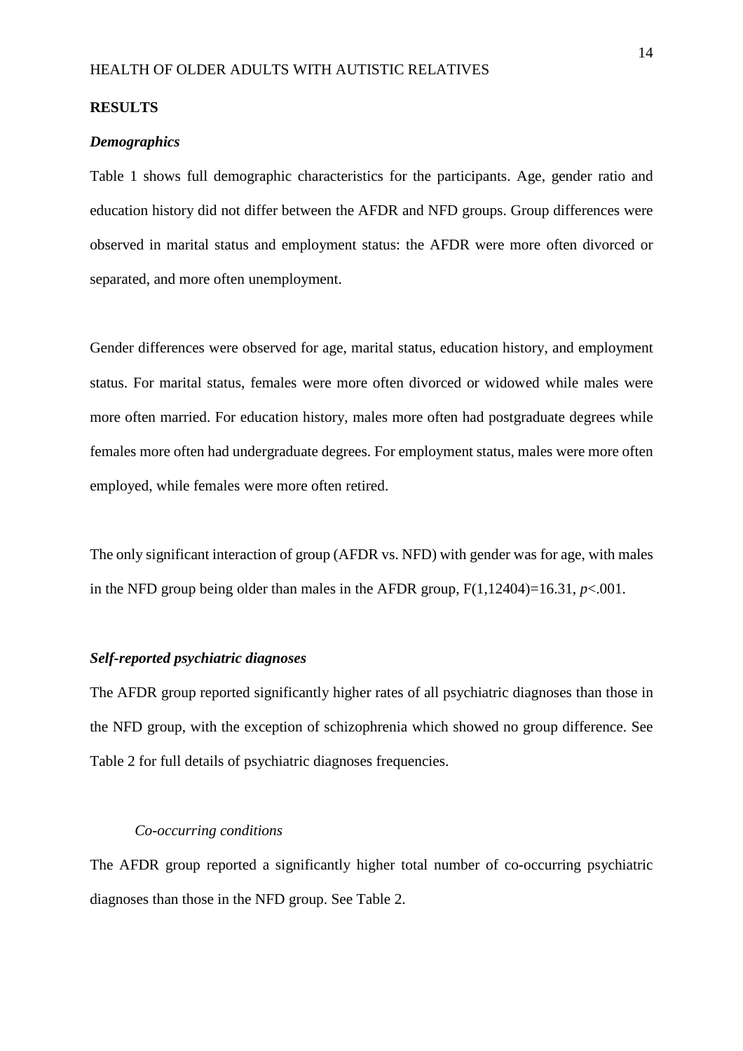## RESULTS

### *Demographics*

Table 1 shows full demographic characteristics for the participants. Age, gender ratio and education history did not differ between the AFDR and NFD groups. Group differences were observed in marital status and employment status: the AFDR were more often divorced or separated, and more often unemployment.

Gender differences were observed for age, marital status, education history, and employment status. For marital status, females were more often divorced or widowed while males were more often married. For education history, males more often had postgraduate degrees while females more often had undergraduate degrees. For employment status, males were more often employed, while females were more often retired.

The only significant interaction of group (AFDR vs. NFD) with gender was for age, with males in the NFD group being older than males in the AFDR group, $F(1,12404)=16.31$, $p<.001$.

### *Self-reported psychiatric diagnoses*

The AFDR group reported significantly higher rates of all psychiatric diagnoses than those in the NFD group, with the exception of schizophrenia which showed no group difference. See Table 2 for full details of psychiatric diagnoses frequencies.

#### *Co-occurring conditions*

The AFDR group reported a significantly higher total number of co-occurring psychiatric diagnoses than those in the NFD group. See Table 2.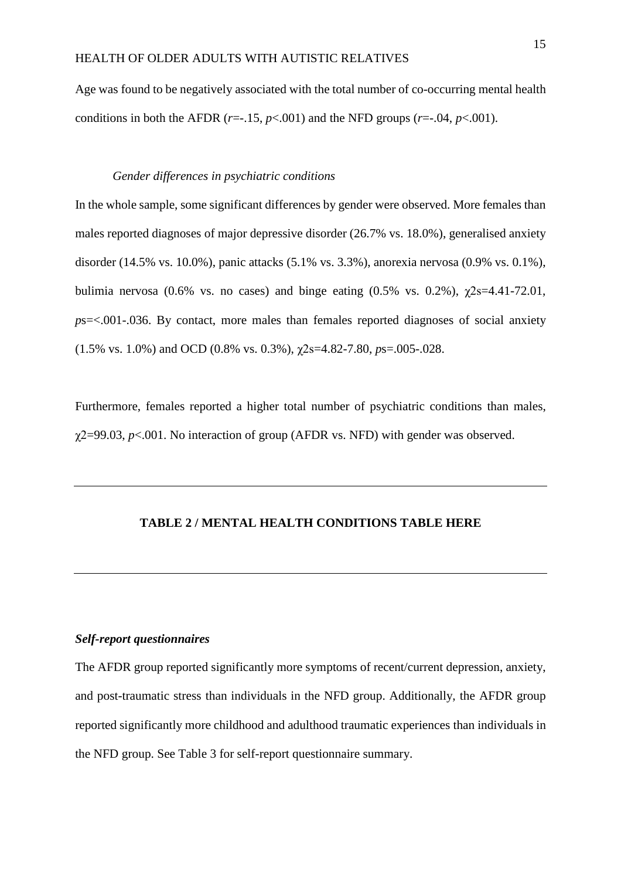Age was found to be negatively associated with the total number of co-occurring mental health conditions in both the AFDR ($r$=-.15, $p$<.001) and the NFD groups ($r$=-.04, $p$<.001).

*Gender differences in psychiatric conditions*

In the whole sample, some significant differences by gender were observed. More females than males reported diagnoses of major depressive disorder (26.7% vs. 18.0%), generalised anxiety disorder (14.5% vs. 10.0%), panic attacks (5.1% vs. 3.3%), anorexia nervosa (0.9% vs. 0.1%), bulimia nervosa (0.6% vs. no cases) and binge eating (0.5% vs. 0.2%), $\chi 2$s=4.41-72.01, $p$s=<.001-.036. By contact, more males than females reported diagnoses of social anxiety (1.5% vs. 1.0%) and OCD (0.8% vs. 0.3%), $\chi 2$s=4.82-7.80, $p$s=.005-.028.

Furthermore, females reported a higher total number of psychiatric conditions than males, $\chi 2$=99.03, $p$<.001. No interaction of group (AFDR vs. NFD) with gender was observed.

---

**TABLE 2 / MENTAL HEALTH CONDITIONS TABLE HERE**

---

***Self-report questionnaires***

The AFDR group reported significantly more symptoms of recent/current depression, anxiety, and post-traumatic stress than individuals in the NFD group. Additionally, the AFDR group reported significantly more childhood and adulthood traumatic experiences than individuals in the NFD group. See Table 3 for self-report questionnaire summary.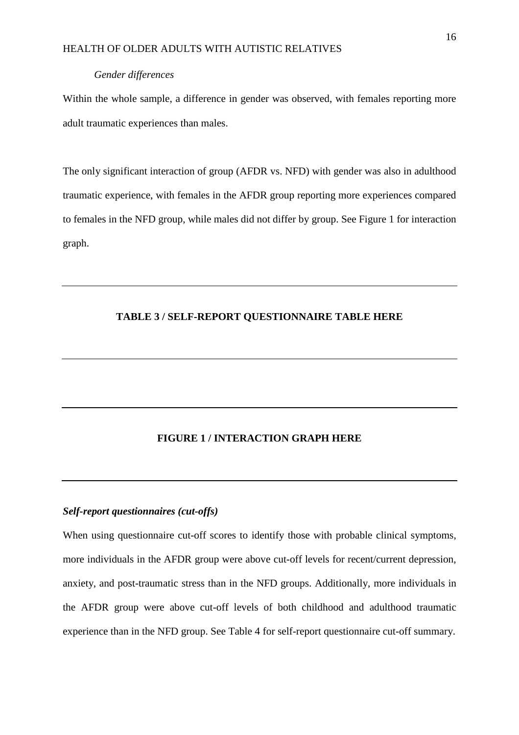*Gender differences*

Within the whole sample, a difference in gender was observed, with females reporting more adult traumatic experiences than males.

The only significant interaction of group (AFDR vs. NFD) with gender was also in adulthood traumatic experience, with females in the AFDR group reporting more experiences compared to females in the NFD group, while males did not differ by group. See Figure 1 for interaction graph.

---

**TABLE 3 / SELF-REPORT QUESTIONNAIRE TABLE HERE**

---

---

**FIGURE 1 / INTERACTION GRAPH HERE**

---

***Self-report questionnaires (cut-offs)***

When using questionnaire cut-off scores to identify those with probable clinical symptoms, more individuals in the AFDR group were above cut-off levels for recent/current depression, anxiety, and post-traumatic stress than in the NFD groups. Additionally, more individuals in the AFDR group were above cut-off levels of both childhood and adulthood traumatic experience than in the NFD group. See Table 4 for self-report questionnaire cut-off summary.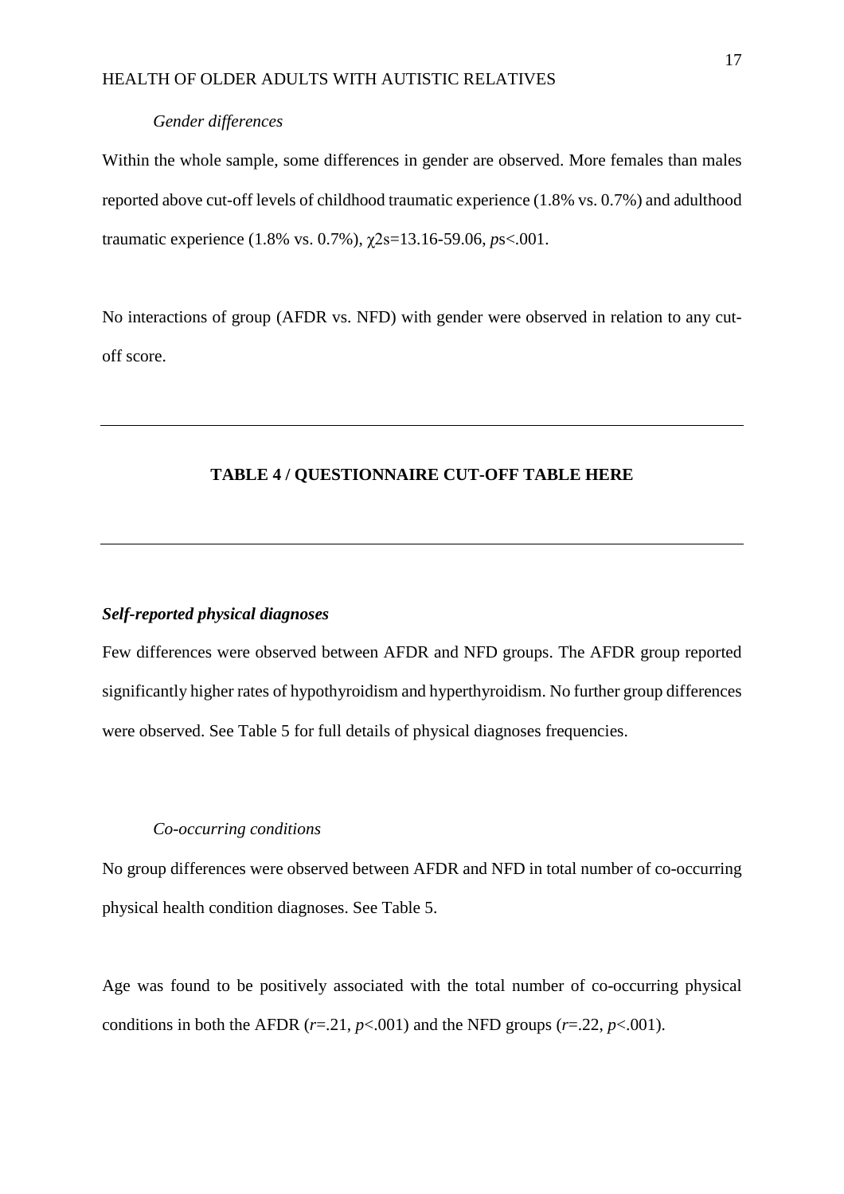*Gender differences*

Within the whole sample, some differences in gender are observed. More females than males reported above cut-off levels of childhood traumatic experience (1.8% vs. 0.7%) and adulthood traumatic experience (1.8% vs. 0.7%), $\chi^2$s=13.16-59.06, *p*s<.001.

No interactions of group (AFDR vs. NFD) with gender were observed in relation to any cut-off score.

---

**TABLE 4 / QUESTIONNAIRE CUT-OFF TABLE HERE**

---

***Self-reported physical diagnoses***

Few differences were observed between AFDR and NFD groups. The AFDR group reported significantly higher rates of hypothyroidism and hyperthyroidism. No further group differences were observed. See Table 5 for full details of physical diagnoses frequencies.

*Co-occurring conditions*

No group differences were observed between AFDR and NFD in total number of co-occurring physical health condition diagnoses. See Table 5.

Age was found to be positively associated with the total number of co-occurring physical conditions in both the AFDR (*r*=.21, *p*<.001) and the NFD groups (*r*=.22, *p*<.001).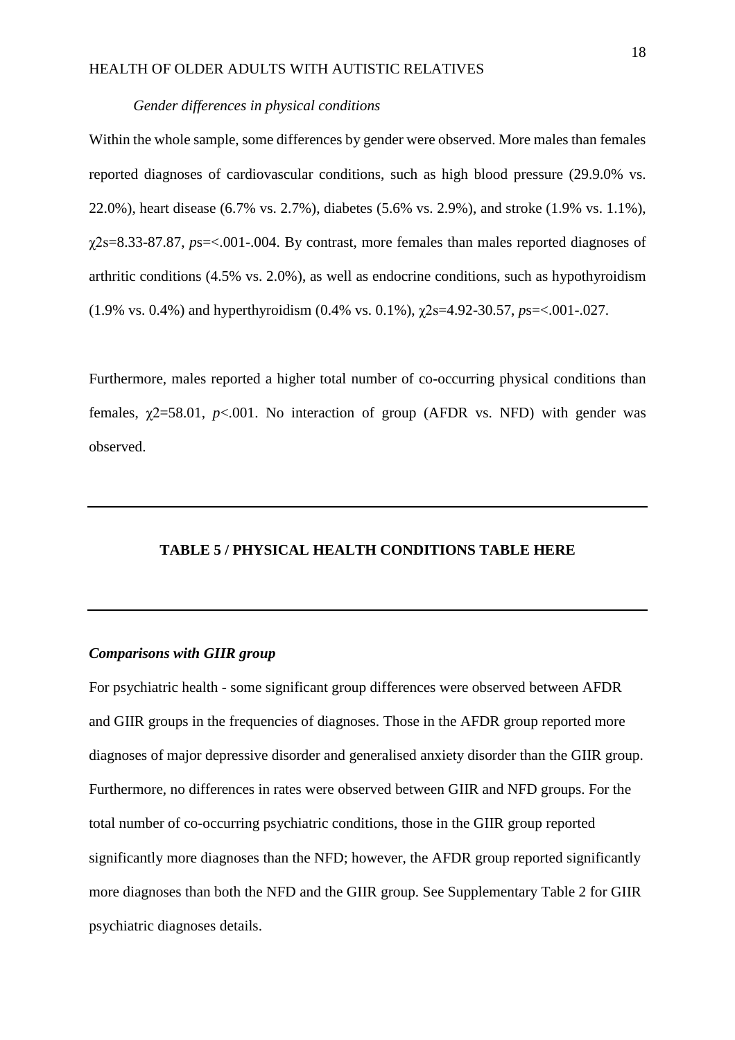*Gender differences in physical conditions*

Within the whole sample, some differences by gender were observed. More males than females reported diagnoses of cardiovascular conditions, such as high blood pressure (29.9.0% vs. 22.0%), heart disease (6.7% vs. 2.7%), diabetes (5.6% vs. 2.9%), and stroke (1.9% vs. 1.1%), $\chi 2$s=8.33-87.87, *p*s=<.001-.004. By contrast, more females than males reported diagnoses of arthritic conditions (4.5% vs. 2.0%), as well as endocrine conditions, such as hypothyroidism (1.9% vs. 0.4%) and hyperthyroidism (0.4% vs. 0.1%), $\chi 2$s=4.92-30.57, *p*s=<.001-.027.

Furthermore, males reported a higher total number of co-occurring physical conditions than females, $\chi 2=58.01$, $p<.001$. No interaction of group (AFDR vs. NFD) with gender was observed.

---

**TABLE 5 / PHYSICAL HEALTH CONDITIONS TABLE HERE**

---

***Comparisons with GIIR group***

For psychiatric health - some significant group differences were observed between AFDR and GIIR groups in the frequencies of diagnoses. Those in the AFDR group reported more diagnoses of major depressive disorder and generalised anxiety disorder than the GIIR group. Furthermore, no differences in rates were observed between GIIR and NFD groups. For the total number of co-occurring psychiatric conditions, those in the GIIR group reported significantly more diagnoses than the NFD; however, the AFDR group reported significantly more diagnoses than both the NFD and the GIIR group. See Supplementary Table 2 for GIIR psychiatric diagnoses details.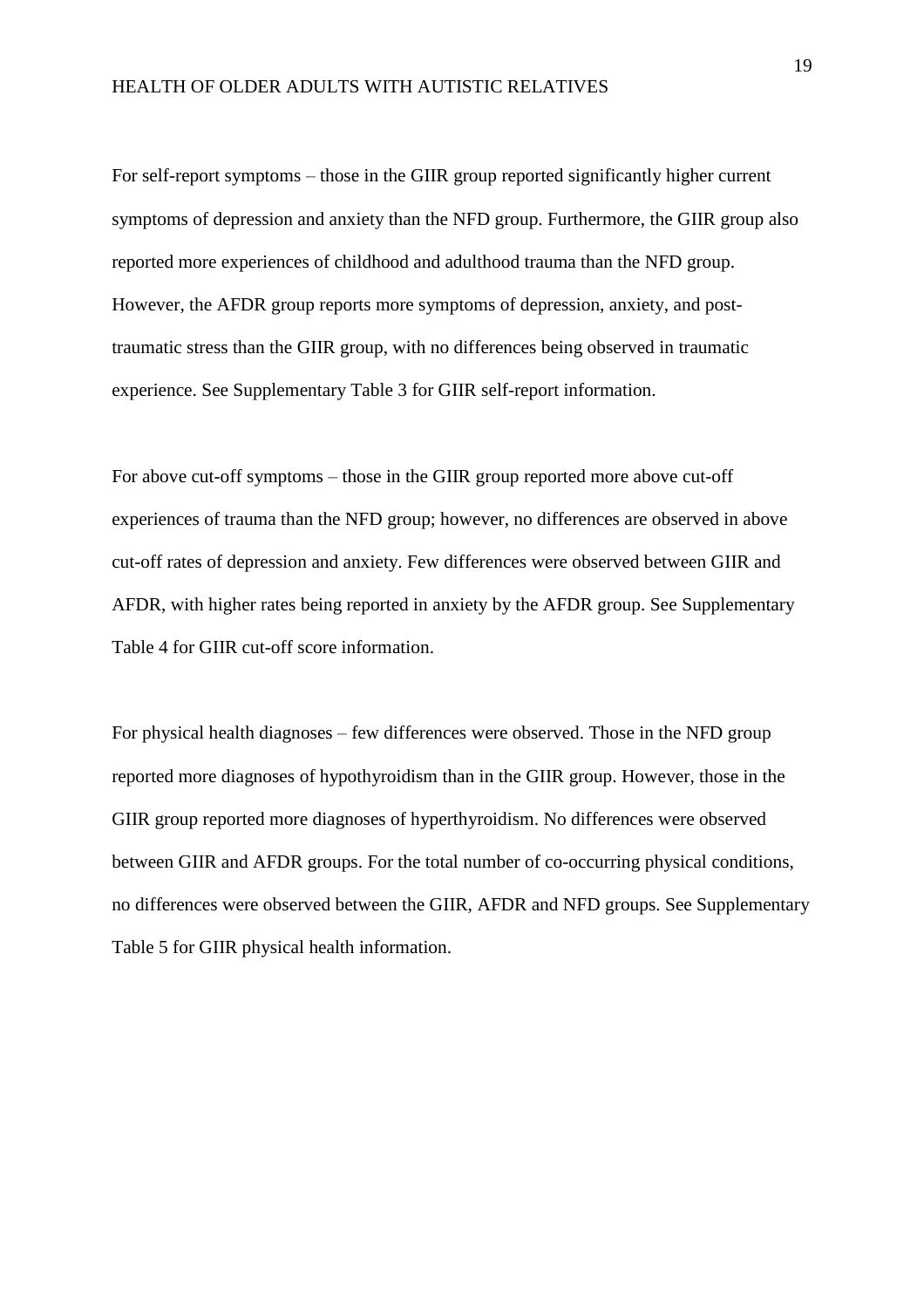For self-report symptoms – those in the GIIR group reported significantly higher current symptoms of depression and anxiety than the NFD group. Furthermore, the GIIR group also reported more experiences of childhood and adulthood trauma than the NFD group. However, the AFDR group reports more symptoms of depression, anxiety, and post-traumatic stress than the GIIR group, with no differences being observed in traumatic experience. See Supplementary Table 3 for GIIR self-report information.

For above cut-off symptoms – those in the GIIR group reported more above cut-off experiences of trauma than the NFD group; however, no differences are observed in above cut-off rates of depression and anxiety. Few differences were observed between GIIR and AFDR, with higher rates being reported in anxiety by the AFDR group. See Supplementary Table 4 for GIIR cut-off score information.

For physical health diagnoses – few differences were observed. Those in the NFD group reported more diagnoses of hypothyroidism than in the GIIR group. However, those in the GIIR group reported more diagnoses of hyperthyroidism. No differences were observed between GIIR and AFDR groups. For the total number of co-occurring physical conditions, no differences were observed between the GIIR, AFDR and NFD groups. See Supplementary Table 5 for GIIR physical health information.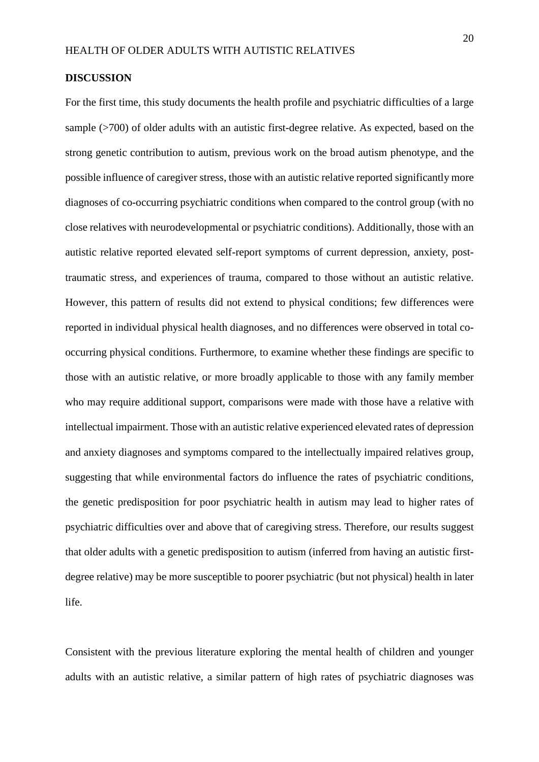## DISCUSSION

For the first time, this study documents the health profile and psychiatric difficulties of a large sample (>700) of older adults with an autistic first-degree relative. As expected, based on the strong genetic contribution to autism, previous work on the broad autism phenotype, and the possible influence of caregiver stress, those with an autistic relative reported significantly more diagnoses of co-occurring psychiatric conditions when compared to the control group (with no close relatives with neurodevelopmental or psychiatric conditions). Additionally, those with an autistic relative reported elevated self-report symptoms of current depression, anxiety, post-traumatic stress, and experiences of trauma, compared to those without an autistic relative. However, this pattern of results did not extend to physical conditions; few differences were reported in individual physical health diagnoses, and no differences were observed in total co-occurring physical conditions. Furthermore, to examine whether these findings are specific to those with an autistic relative, or more broadly applicable to those with any family member who may require additional support, comparisons were made with those have a relative with intellectual impairment. Those with an autistic relative experienced elevated rates of depression and anxiety diagnoses and symptoms compared to the intellectually impaired relatives group, suggesting that while environmental factors do influence the rates of psychiatric conditions, the genetic predisposition for poor psychiatric health in autism may lead to higher rates of psychiatric difficulties over and above that of caregiving stress. Therefore, our results suggest that older adults with a genetic predisposition to autism (inferred from having an autistic first-degree relative) may be more susceptible to poorer psychiatric (but not physical) health in later life.

Consistent with the previous literature exploring the mental health of children and younger adults with an autistic relative, a similar pattern of high rates of psychiatric diagnoses was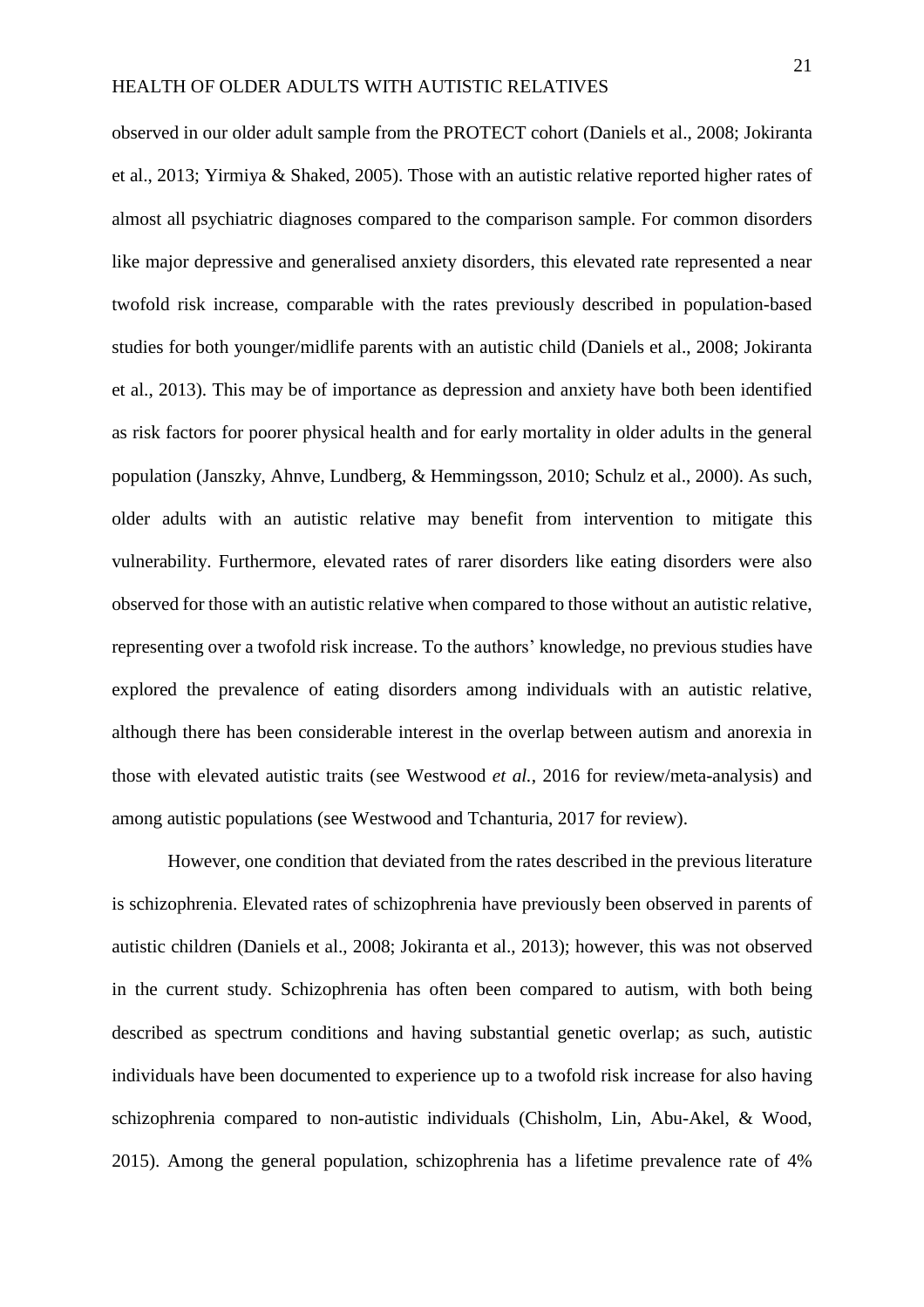observed in our older adult sample from the PROTECT cohort (Daniels et al., 2008; Jokiranta et al., 2013; Yirmiya & Shaked, 2005). Those with an autistic relative reported higher rates of almost all psychiatric diagnoses compared to the comparison sample. For common disorders like major depressive and generalised anxiety disorders, this elevated rate represented a near twofold risk increase, comparable with the rates previously described in population-based studies for both younger/midlife parents with an autistic child (Daniels et al., 2008; Jokiranta et al., 2013). This may be of importance as depression and anxiety have both been identified as risk factors for poorer physical health and for early mortality in older adults in the general population (Janszky, Ahnve, Lundberg, & Hemmingsson, 2010; Schulz et al., 2000). As such, older adults with an autistic relative may benefit from intervention to mitigate this vulnerability. Furthermore, elevated rates of rarer disorders like eating disorders were also observed for those with an autistic relative when compared to those without an autistic relative, representing over a twofold risk increase. To the authors' knowledge, no previous studies have explored the prevalence of eating disorders among individuals with an autistic relative, although there has been considerable interest in the overlap between autism and anorexia in those with elevated autistic traits (see Westwood *et al.*, 2016 for review/meta-analysis) and among autistic populations (see Westwood and Tchanturia, 2017 for review).

However, one condition that deviated from the rates described in the previous literature is schizophrenia. Elevated rates of schizophrenia have previously been observed in parents of autistic children (Daniels et al., 2008; Jokiranta et al., 2013); however, this was not observed in the current study. Schizophrenia has often been compared to autism, with both being described as spectrum conditions and having substantial genetic overlap; as such, autistic individuals have been documented to experience up to a twofold risk increase for also having schizophrenia compared to non-autistic individuals (Chisholm, Lin, Abu-Akel, & Wood, 2015). Among the general population, schizophrenia has a lifetime prevalence rate of 4%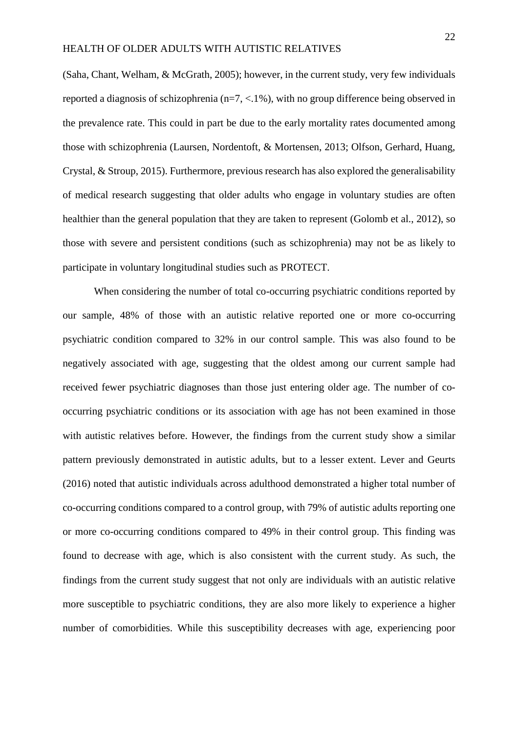(Saha, Chant, Welham, & McGrath, 2005); however, in the current study, very few individuals reported a diagnosis of schizophrenia (n=7, <.1%), with no group difference being observed in the prevalence rate. This could in part be due to the early mortality rates documented among those with schizophrenia (Laursen, Nordentoft, & Mortensen, 2013; Olfson, Gerhard, Huang, Crystal, & Stroup, 2015). Furthermore, previous research has also explored the generalisability of medical research suggesting that older adults who engage in voluntary studies are often healthier than the general population that they are taken to represent (Golomb et al., 2012), so those with severe and persistent conditions (such as schizophrenia) may not be as likely to participate in voluntary longitudinal studies such as PROTECT.

When considering the number of total co-occurring psychiatric conditions reported by our sample, 48% of those with an autistic relative reported one or more co-occurring psychiatric condition compared to 32% in our control sample. This was also found to be negatively associated with age, suggesting that the oldest among our current sample had received fewer psychiatric diagnoses than those just entering older age. The number of co-occurring psychiatric conditions or its association with age has not been examined in those with autistic relatives before. However, the findings from the current study show a similar pattern previously demonstrated in autistic adults, but to a lesser extent. Lever and Geurts (2016) noted that autistic individuals across adulthood demonstrated a higher total number of co-occurring conditions compared to a control group, with 79% of autistic adults reporting one or more co-occurring conditions compared to 49% in their control group. This finding was found to decrease with age, which is also consistent with the current study. As such, the findings from the current study suggest that not only are individuals with an autistic relative more susceptible to psychiatric conditions, they are also more likely to experience a higher number of comorbidities. While this susceptibility decreases with age, experiencing poor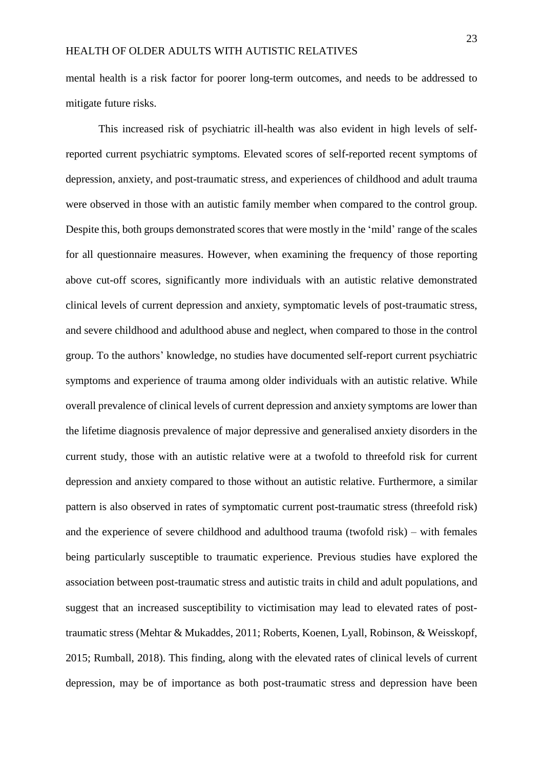mental health is a risk factor for poorer long-term outcomes, and needs to be addressed to mitigate future risks.

This increased risk of psychiatric ill-health was also evident in high levels of self-reported current psychiatric symptoms. Elevated scores of self-reported recent symptoms of depression, anxiety, and post-traumatic stress, and experiences of childhood and adult trauma were observed in those with an autistic family member when compared to the control group. Despite this, both groups demonstrated scores that were mostly in the 'mild' range of the scales for all questionnaire measures. However, when examining the frequency of those reporting above cut-off scores, significantly more individuals with an autistic relative demonstrated clinical levels of current depression and anxiety, symptomatic levels of post-traumatic stress, and severe childhood and adulthood abuse and neglect, when compared to those in the control group. To the authors' knowledge, no studies have documented self-report current psychiatric symptoms and experience of trauma among older individuals with an autistic relative. While overall prevalence of clinical levels of current depression and anxiety symptoms are lower than the lifetime diagnosis prevalence of major depressive and generalised anxiety disorders in the current study, those with an autistic relative were at a twofold to threefold risk for current depression and anxiety compared to those without an autistic relative. Furthermore, a similar pattern is also observed in rates of symptomatic current post-traumatic stress (threefold risk) and the experience of severe childhood and adulthood trauma (twofold risk) – with females being particularly susceptible to traumatic experience. Previous studies have explored the association between post-traumatic stress and autistic traits in child and adult populations, and suggest that an increased susceptibility to victimisation may lead to elevated rates of post-traumatic stress (Mehtar & Mukaddes, 2011; Roberts, Koenen, Lyall, Robinson, & Weisskopf, 2015; Rumball, 2018). This finding, along with the elevated rates of clinical levels of current depression, may be of importance as both post-traumatic stress and depression have been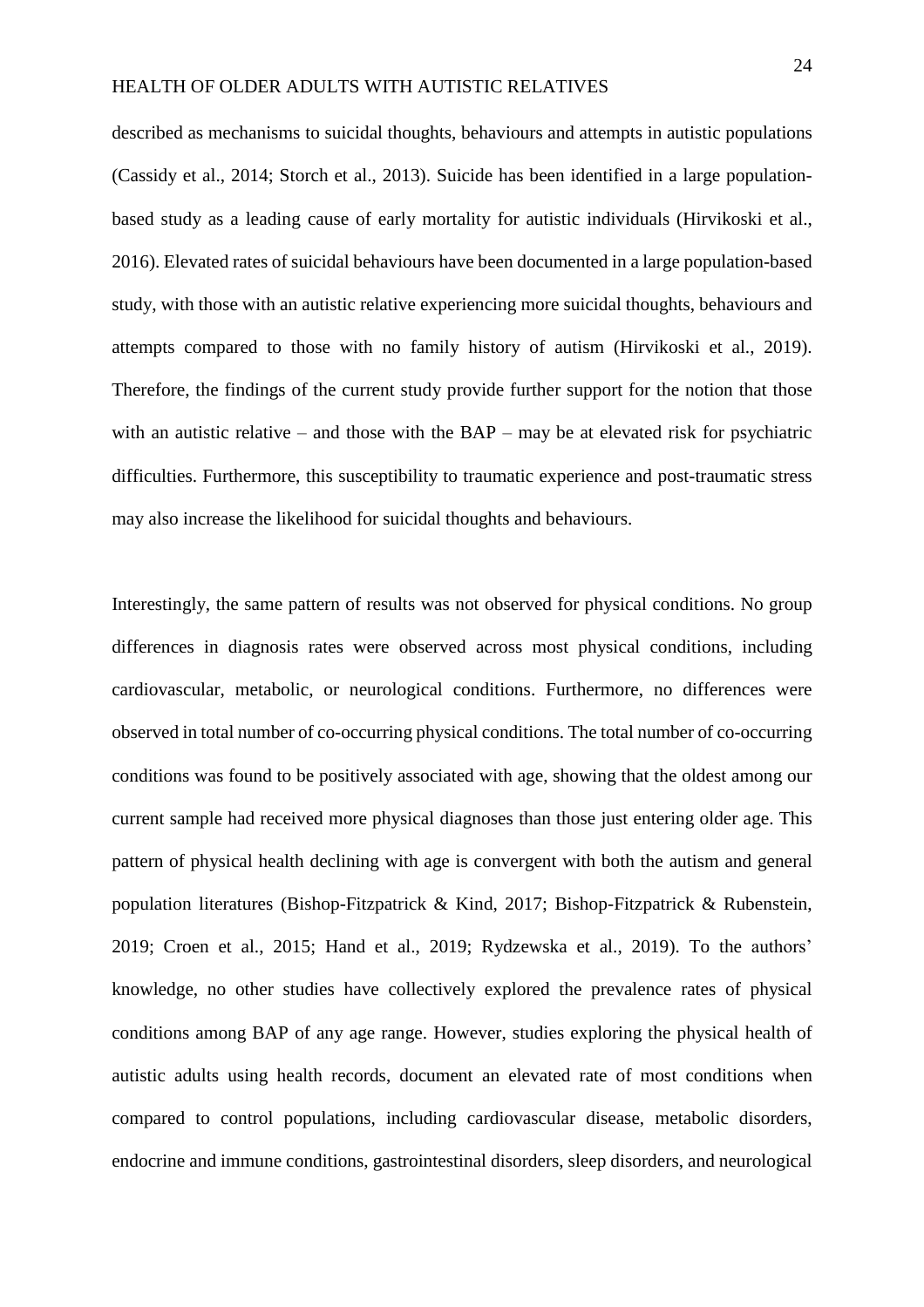described as mechanisms to suicidal thoughts, behaviours and attempts in autistic populations (Cassidy et al., 2014; Storch et al., 2013). Suicide has been identified in a large population-based study as a leading cause of early mortality for autistic individuals (Hirvikoski et al., 2016). Elevated rates of suicidal behaviours have been documented in a large population-based study, with those with an autistic relative experiencing more suicidal thoughts, behaviours and attempts compared to those with no family history of autism (Hirvikoski et al., 2019). Therefore, the findings of the current study provide further support for the notion that those with an autistic relative – and those with the BAP – may be at elevated risk for psychiatric difficulties. Furthermore, this susceptibility to traumatic experience and post-traumatic stress may also increase the likelihood for suicidal thoughts and behaviours.

Interestingly, the same pattern of results was not observed for physical conditions. No group differences in diagnosis rates were observed across most physical conditions, including cardiovascular, metabolic, or neurological conditions. Furthermore, no differences were observed in total number of co-occurring physical conditions. The total number of co-occurring conditions was found to be positively associated with age, showing that the oldest among our current sample had received more physical diagnoses than those just entering older age. This pattern of physical health declining with age is convergent with both the autism and general population literatures (Bishop-Fitzpatrick & Kind, 2017; Bishop-Fitzpatrick & Rubenstein, 2019; Croen et al., 2015; Hand et al., 2019; Rydzewska et al., 2019). To the authors' knowledge, no other studies have collectively explored the prevalence rates of physical conditions among BAP of any age range. However, studies exploring the physical health of autistic adults using health records, document an elevated rate of most conditions when compared to control populations, including cardiovascular disease, metabolic disorders, endocrine and immune conditions, gastrointestinal disorders, sleep disorders, and neurological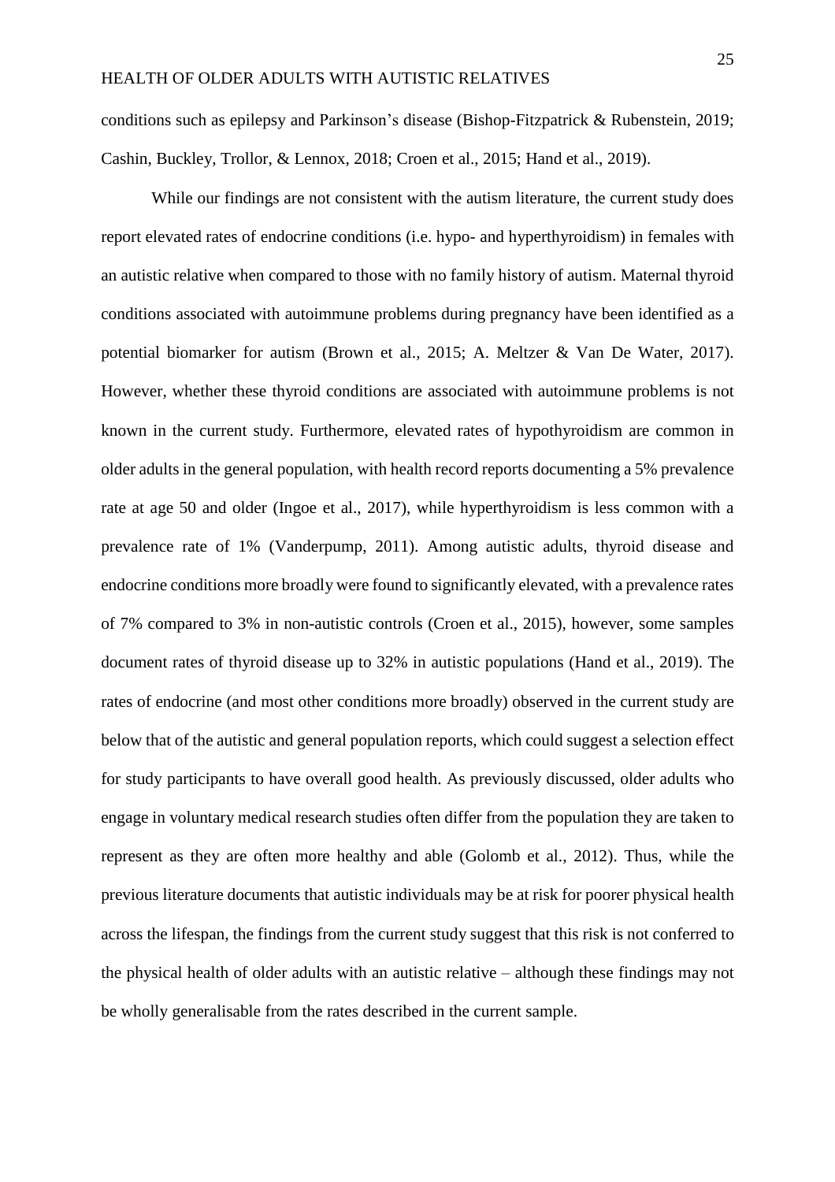conditions such as epilepsy and Parkinson's disease (Bishop-Fitzpatrick & Rubenstein, 2019; Cashin, Buckley, Trollor, & Lennox, 2018; Croen et al., 2015; Hand et al., 2019).

While our findings are not consistent with the autism literature, the current study does report elevated rates of endocrine conditions (i.e. hypo- and hyperthyroidism) in females with an autistic relative when compared to those with no family history of autism. Maternal thyroid conditions associated with autoimmune problems during pregnancy have been identified as a potential biomarker for autism (Brown et al., 2015; A. Meltzer & Van De Water, 2017). However, whether these thyroid conditions are associated with autoimmune problems is not known in the current study. Furthermore, elevated rates of hypothyroidism are common in older adults in the general population, with health record reports documenting a 5% prevalence rate at age 50 and older (Ingoe et al., 2017), while hyperthyroidism is less common with a prevalence rate of 1% (Vanderpump, 2011). Among autistic adults, thyroid disease and endocrine conditions more broadly were found to significantly elevated, with a prevalence rates of 7% compared to 3% in non-autistic controls (Croen et al., 2015), however, some samples document rates of thyroid disease up to 32% in autistic populations (Hand et al., 2019). The rates of endocrine (and most other conditions more broadly) observed in the current study are below that of the autistic and general population reports, which could suggest a selection effect for study participants to have overall good health. As previously discussed, older adults who engage in voluntary medical research studies often differ from the population they are taken to represent as they are often more healthy and able (Golomb et al., 2012). Thus, while the previous literature documents that autistic individuals may be at risk for poorer physical health across the lifespan, the findings from the current study suggest that this risk is not conferred to the physical health of older adults with an autistic relative – although these findings may not be wholly generalisable from the rates described in the current sample.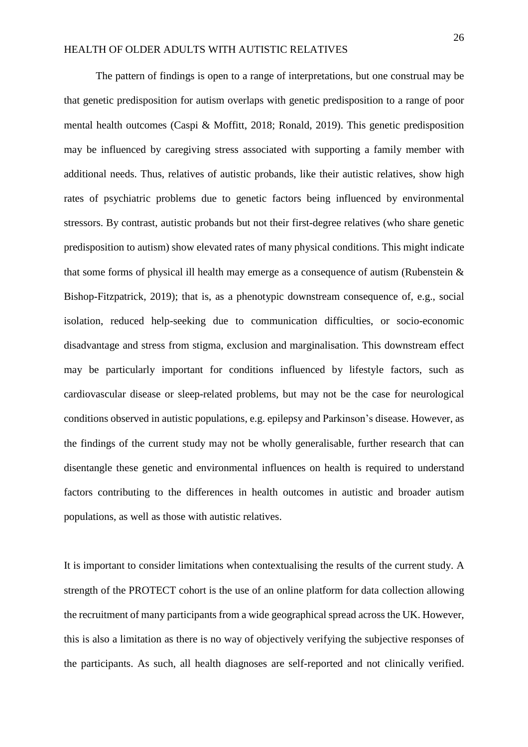The pattern of findings is open to a range of interpretations, but one construal may be that genetic predisposition for autism overlaps with genetic predisposition to a range of poor mental health outcomes (Caspi & Moffitt, 2018; Ronald, 2019). This genetic predisposition may be influenced by caregiving stress associated with supporting a family member with additional needs. Thus, relatives of autistic probands, like their autistic relatives, show high rates of psychiatric problems due to genetic factors being influenced by environmental stressors. By contrast, autistic probands but not their first-degree relatives (who share genetic predisposition to autism) show elevated rates of many physical conditions. This might indicate that some forms of physical ill health may emerge as a consequence of autism (Rubenstein & Bishop-Fitzpatrick, 2019); that is, as a phenotypic downstream consequence of, e.g., social isolation, reduced help-seeking due to communication difficulties, or socio-economic disadvantage and stress from stigma, exclusion and marginalisation. This downstream effect may be particularly important for conditions influenced by lifestyle factors, such as cardiovascular disease or sleep-related problems, but may not be the case for neurological conditions observed in autistic populations, e.g. epilepsy and Parkinson's disease. However, as the findings of the current study may not be wholly generalisable, further research that can disentangle these genetic and environmental influences on health is required to understand factors contributing to the differences in health outcomes in autistic and broader autism populations, as well as those with autistic relatives.

It is important to consider limitations when contextualising the results of the current study. A strength of the PROTECT cohort is the use of an online platform for data collection allowing the recruitment of many participants from a wide geographical spread across the UK. However, this is also a limitation as there is no way of objectively verifying the subjective responses of the participants. As such, all health diagnoses are self-reported and not clinically verified.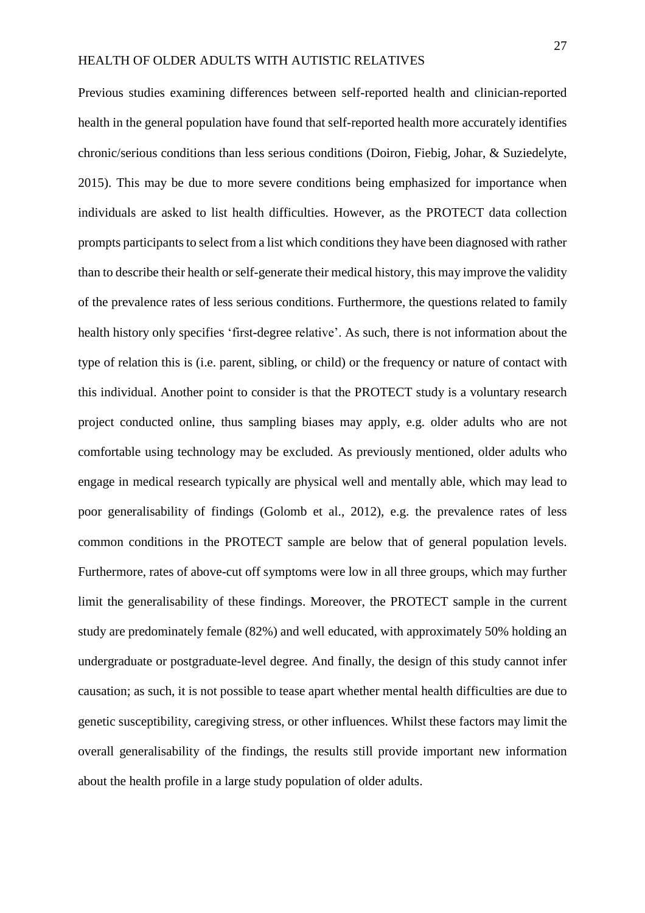Previous studies examining differences between self-reported health and clinician-reported health in the general population have found that self-reported health more accurately identifies chronic/serious conditions than less serious conditions (Doiron, Fiebig, Johar, & Suziedelyte, 2015). This may be due to more severe conditions being emphasized for importance when individuals are asked to list health difficulties. However, as the PROTECT data collection prompts participants to select from a list which conditions they have been diagnosed with rather than to describe their health or self-generate their medical history, this may improve the validity of the prevalence rates of less serious conditions. Furthermore, the questions related to family health history only specifies 'first-degree relative'. As such, there is not information about the type of relation this is (i.e. parent, sibling, or child) or the frequency or nature of contact with this individual. Another point to consider is that the PROTECT study is a voluntary research project conducted online, thus sampling biases may apply, e.g. older adults who are not comfortable using technology may be excluded. As previously mentioned, older adults who engage in medical research typically are physical well and mentally able, which may lead to poor generalisability of findings (Golomb et al., 2012), e.g. the prevalence rates of less common conditions in the PROTECT sample are below that of general population levels. Furthermore, rates of above-cut off symptoms were low in all three groups, which may further limit the generalisability of these findings. Moreover, the PROTECT sample in the current study are predominately female (82%) and well educated, with approximately 50% holding an undergraduate or postgraduate-level degree. And finally, the design of this study cannot infer causation; as such, it is not possible to tease apart whether mental health difficulties are due to genetic susceptibility, caregiving stress, or other influences. Whilst these factors may limit the overall generalisability of the findings, the results still provide important new information about the health profile in a large study population of older adults.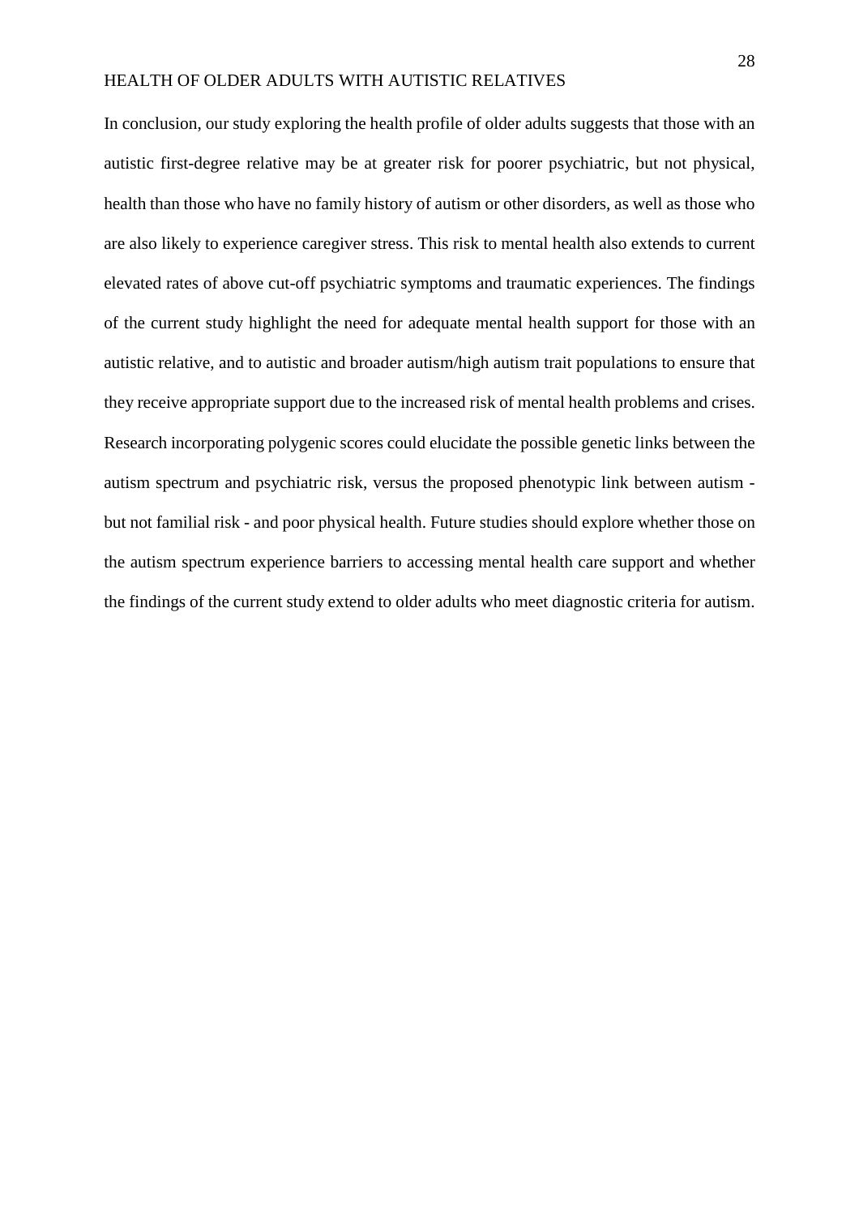In conclusion, our study exploring the health profile of older adults suggests that those with an autistic first-degree relative may be at greater risk for poorer psychiatric, but not physical, health than those who have no family history of autism or other disorders, as well as those who are also likely to experience caregiver stress. This risk to mental health also extends to current elevated rates of above cut-off psychiatric symptoms and traumatic experiences. The findings of the current study highlight the need for adequate mental health support for those with an autistic relative, and to autistic and broader autism/high autism trait populations to ensure that they receive appropriate support due to the increased risk of mental health problems and crises. Research incorporating polygenic scores could elucidate the possible genetic links between the autism spectrum and psychiatric risk, versus the proposed phenotypic link between autism - but not familial risk - and poor physical health. Future studies should explore whether those on the autism spectrum experience barriers to accessing mental health care support and whether the findings of the current study extend to older adults who meet diagnostic criteria for autism.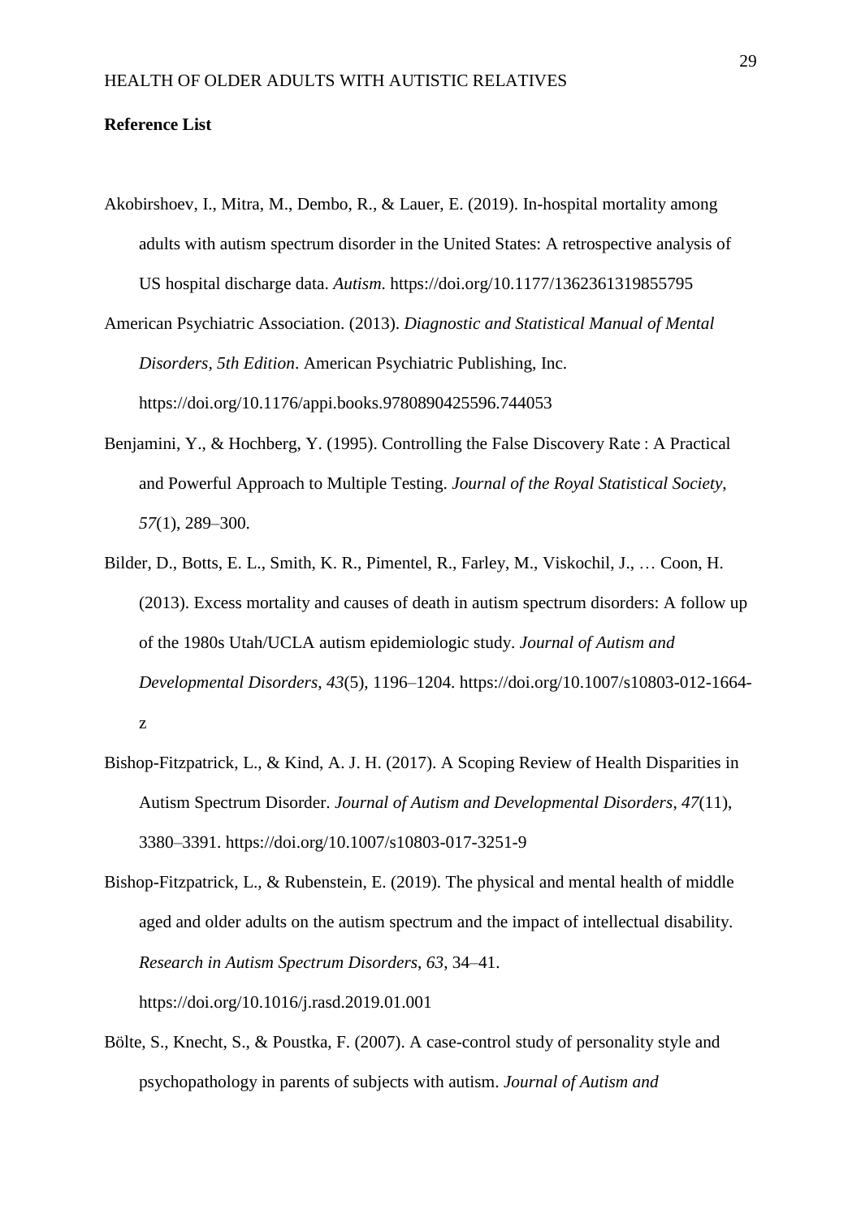**Reference List**

Akobirshoev, I., Mitra, M., Dembo, R., & Lauer, E. (2019). In-hospital mortality among adults with autism spectrum disorder in the United States: A retrospective analysis of US hospital discharge data. *Autism*. https://doi.org/10.1177/1362361319855795

American Psychiatric Association. (2013). *Diagnostic and Statistical Manual of Mental Disorders, 5th Edition*. American Psychiatric Publishing, Inc. https://doi.org/10.1176/appi.books.9780890425596.744053

Benjamini, Y., & Hochberg, Y. (1995). Controlling the False Discovery Rate : A Practical and Powerful Approach to Multiple Testing. *Journal of the Royal Statistical Society*, *57*(1), 289–300.

Bilder, D., Botts, E. L., Smith, K. R., Pimentel, R., Farley, M., Viskochil, J., … Coon, H. (2013). Excess mortality and causes of death in autism spectrum disorders: A follow up of the 1980s Utah/UCLA autism epidemiologic study. *Journal of Autism and Developmental Disorders*, *43*(5), 1196–1204. https://doi.org/10.1007/s10803-012-1664-z

Bishop-Fitzpatrick, L., & Kind, A. J. H. (2017). A Scoping Review of Health Disparities in Autism Spectrum Disorder. *Journal of Autism and Developmental Disorders*, *47*(11), 3380–3391. https://doi.org/10.1007/s10803-017-3251-9

Bishop-Fitzpatrick, L., & Rubenstein, E. (2019). The physical and mental health of middle aged and older adults on the autism spectrum and the impact of intellectual disability. *Research in Autism Spectrum Disorders*, *63*, 34–41. https://doi.org/10.1016/j.rasd.2019.01.001

Bölte, S., Knecht, S., & Poustka, F. (2007). A case-control study of personality style and psychopathology in parents of subjects with autism. *Journal of Autism and*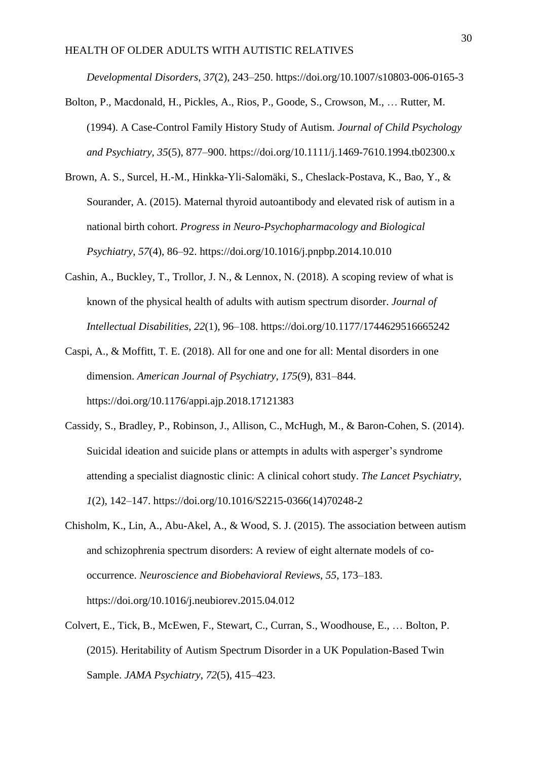*Developmental Disorders*, *37*(2), 243–250. https://doi.org/10.1007/s10803-006-0165-3

Bolton, P., Macdonald, H., Pickles, A., Rios, P., Goode, S., Crowson, M., … Rutter, M. (1994). A Case-Control Family History Study of Autism. *Journal of Child Psychology and Psychiatry*, *35*(5), 877–900. https://doi.org/10.1111/j.1469-7610.1994.tb02300.x

Brown, A. S., Surcel, H.-M., Hinkka-Yli-Salomäki, S., Cheslack-Postava, K., Bao, Y., & Sourander, A. (2015). Maternal thyroid autoantibody and elevated risk of autism in a national birth cohort. *Progress in Neuro-Psychopharmacology and Biological Psychiatry*, *57*(4), 86–92. https://doi.org/10.1016/j.pnpbp.2014.10.010

Cashin, A., Buckley, T., Trollor, J. N., & Lennox, N. (2018). A scoping review of what is known of the physical health of adults with autism spectrum disorder. *Journal of Intellectual Disabilities*, *22*(1), 96–108. https://doi.org/10.1177/1744629516665242

Caspi, A., & Moffitt, T. E. (2018). All for one and one for all: Mental disorders in one dimension. *American Journal of Psychiatry*, *175*(9), 831–844. https://doi.org/10.1176/appi.ajp.2018.17121383

Cassidy, S., Bradley, P., Robinson, J., Allison, C., McHugh, M., & Baron-Cohen, S. (2014). Suicidal ideation and suicide plans or attempts in adults with asperger's syndrome attending a specialist diagnostic clinic: A clinical cohort study. *The Lancet Psychiatry*, *1*(2), 142–147. https://doi.org/10.1016/S2215-0366(14)70248-2

Chisholm, K., Lin, A., Abu-Akel, A., & Wood, S. J. (2015). The association between autism and schizophrenia spectrum disorders: A review of eight alternate models of co-occurrence. *Neuroscience and Biobehavioral Reviews*, *55*, 173–183. https://doi.org/10.1016/j.neubiorev.2015.04.012

Colvert, E., Tick, B., McEwen, F., Stewart, C., Curran, S., Woodhouse, E., … Bolton, P. (2015). Heritability of Autism Spectrum Disorder in a UK Population-Based Twin Sample. *JAMA Psychiatry*, *72*(5), 415–423.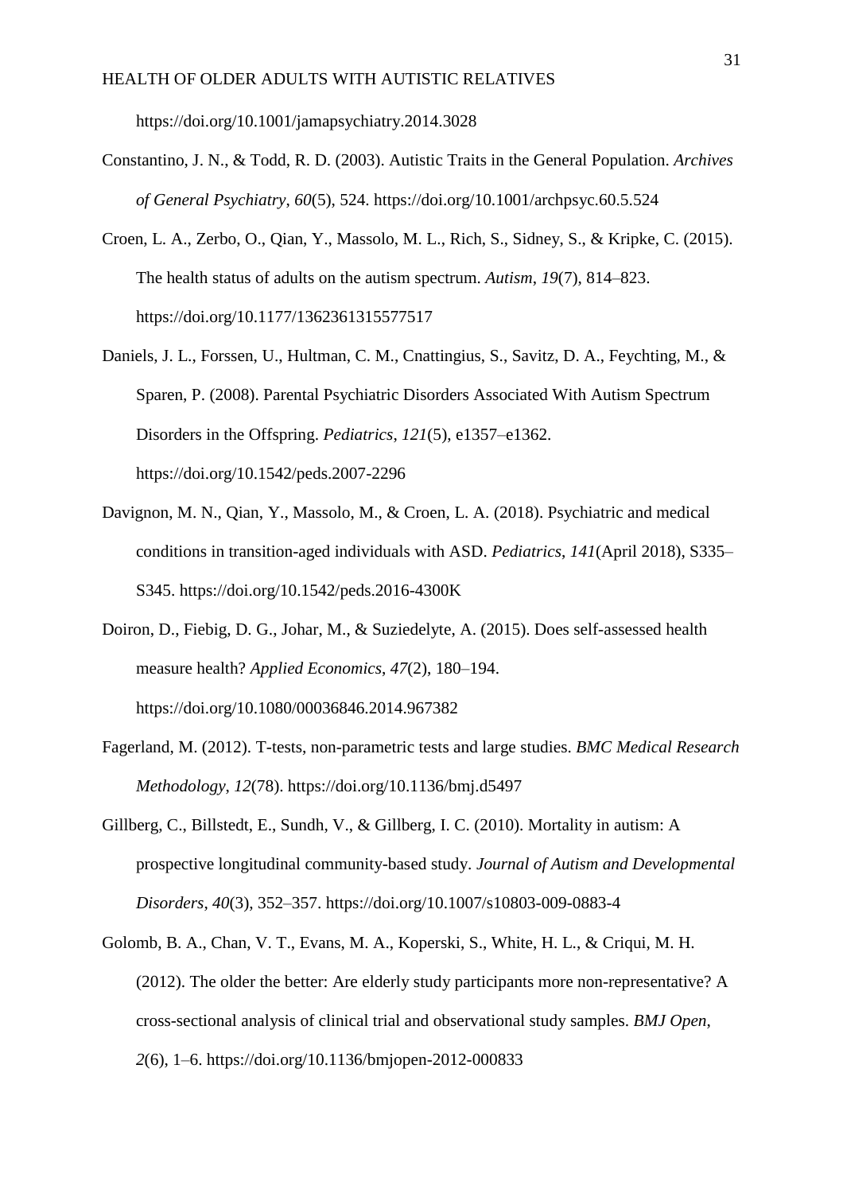https://doi.org/10.1001/jamapsychiatry.2014.3028

Constantino, J. N., & Todd, R. D. (2003). Autistic Traits in the General Population. *Archives of General Psychiatry*, *60*(5), 524. https://doi.org/10.1001/archpsyc.60.5.524

Croen, L. A., Zerbo, O., Qian, Y., Massolo, M. L., Rich, S., Sidney, S., & Kripke, C. (2015). The health status of adults on the autism spectrum. *Autism*, *19*(7), 814–823. https://doi.org/10.1177/1362361315577517

Daniels, J. L., Forssen, U., Hultman, C. M., Cnattingius, S., Savitz, D. A., Feychting, M., & Sparen, P. (2008). Parental Psychiatric Disorders Associated With Autism Spectrum Disorders in the Offspring. *Pediatrics*, *121*(5), e1357–e1362. https://doi.org/10.1542/peds.2007-2296

Davignon, M. N., Qian, Y., Massolo, M., & Croen, L. A. (2018). Psychiatric and medical conditions in transition-aged individuals with ASD. *Pediatrics*, *141*(April 2018), S335–S345. https://doi.org/10.1542/peds.2016-4300K

Doiron, D., Fiebig, D. G., Johar, M., & Suziedelyte, A. (2015). Does self-assessed health measure health? *Applied Economics*, *47*(2), 180–194. https://doi.org/10.1080/00036846.2014.967382

Fagerland, M. (2012). T-tests, non-parametric tests and large studies. *BMC Medical Research Methodology*, *12*(78). https://doi.org/10.1136/bmj.d5497

Gillberg, C., Billstedt, E., Sundh, V., & Gillberg, I. C. (2010). Mortality in autism: A prospective longitudinal community-based study. *Journal of Autism and Developmental Disorders*, *40*(3), 352–357. https://doi.org/10.1007/s10803-009-0883-4

Golomb, B. A., Chan, V. T., Evans, M. A., Koperski, S., White, H. L., & Criqui, M. H. (2012). The older the better: Are elderly study participants more non-representative? A cross-sectional analysis of clinical trial and observational study samples. *BMJ Open*, *2*(6), 1–6. https://doi.org/10.1136/bmjopen-2012-000833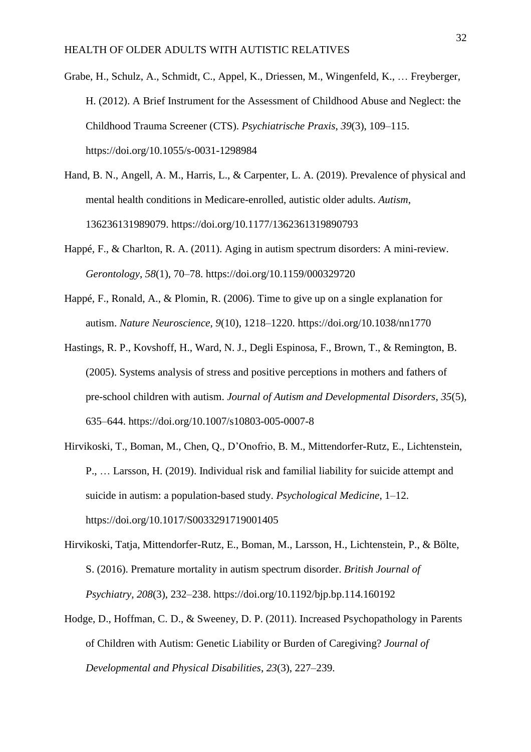Grabe, H., Schulz, A., Schmidt, C., Appel, K., Driessen, M., Wingenfeld, K., … Freyberger, H. (2012). A Brief Instrument for the Assessment of Childhood Abuse and Neglect: the Childhood Trauma Screener (CTS). *Psychiatrische Praxis*, *39*(3), 109–115. https://doi.org/10.1055/s-0031-1298984

Hand, B. N., Angell, A. M., Harris, L., & Carpenter, L. A. (2019). Prevalence of physical and mental health conditions in Medicare-enrolled, autistic older adults. *Autism*, 136236131989079. https://doi.org/10.1177/1362361319890793

Happé, F., & Charlton, R. A. (2011). Aging in autism spectrum disorders: A mini-review. *Gerontology*, *58*(1), 70–78. https://doi.org/10.1159/000329720

Happé, F., Ronald, A., & Plomin, R. (2006). Time to give up on a single explanation for autism. *Nature Neuroscience*, *9*(10), 1218–1220. https://doi.org/10.1038/nn1770

Hastings, R. P., Kovshoff, H., Ward, N. J., Degli Espinosa, F., Brown, T., & Remington, B. (2005). Systems analysis of stress and positive perceptions in mothers and fathers of pre-school children with autism. *Journal of Autism and Developmental Disorders*, *35*(5), 635–644. https://doi.org/10.1007/s10803-005-0007-8

Hirvikoski, T., Boman, M., Chen, Q., D'Onofrio, B. M., Mittendorfer-Rutz, E., Lichtenstein, P., … Larsson, H. (2019). Individual risk and familial liability for suicide attempt and suicide in autism: a population-based study. *Psychological Medicine*, 1–12. https://doi.org/10.1017/S0033291719001405

Hirvikoski, Tatja, Mittendorfer-Rutz, E., Boman, M., Larsson, H., Lichtenstein, P., & Bölte, S. (2016). Premature mortality in autism spectrum disorder. *British Journal of Psychiatry*, *208*(3), 232–238. https://doi.org/10.1192/bjp.bp.114.160192

Hodge, D., Hoffman, C. D., & Sweeney, D. P. (2011). Increased Psychopathology in Parents of Children with Autism: Genetic Liability or Burden of Caregiving? *Journal of Developmental and Physical Disabilities*, *23*(3), 227–239.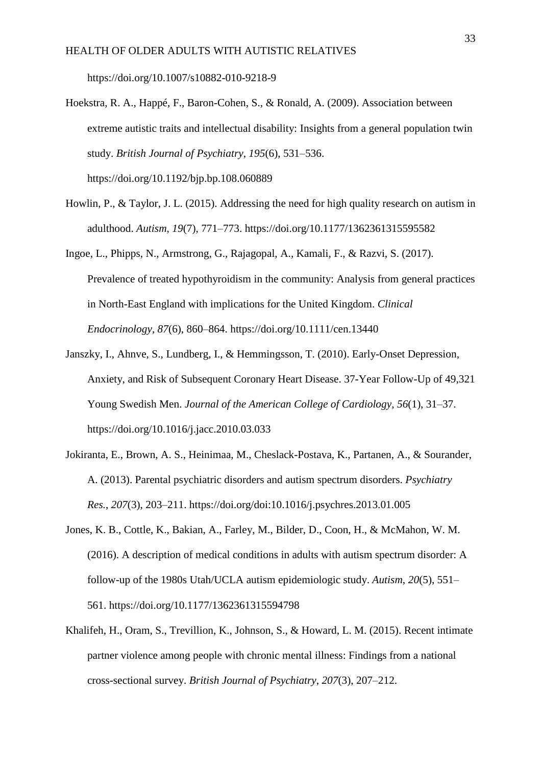https://doi.org/10.1007/s10882-010-9218-9

Hoekstra, R. A., Happé, F., Baron-Cohen, S., & Ronald, A. (2009). Association between extreme autistic traits and intellectual disability: Insights from a general population twin study. *British Journal of Psychiatry*, *195*(6), 531–536. https://doi.org/10.1192/bjp.bp.108.060889

Howlin, P., & Taylor, J. L. (2015). Addressing the need for high quality research on autism in adulthood. *Autism*, *19*(7), 771–773. https://doi.org/10.1177/1362361315595582

Ingoe, L., Phipps, N., Armstrong, G., Rajagopal, A., Kamali, F., & Razvi, S. (2017). Prevalence of treated hypothyroidism in the community: Analysis from general practices in North-East England with implications for the United Kingdom. *Clinical Endocrinology*, *87*(6), 860–864. https://doi.org/10.1111/cen.13440

Janszky, I., Ahnve, S., Lundberg, I., & Hemmingsson, T. (2010). Early-Onset Depression, Anxiety, and Risk of Subsequent Coronary Heart Disease. 37-Year Follow-Up of 49,321 Young Swedish Men. *Journal of the American College of Cardiology*, *56*(1), 31–37. https://doi.org/10.1016/j.jacc.2010.03.033

Jokiranta, E., Brown, A. S., Heinimaa, M., Cheslack-Postava, K., Partanen, A., & Sourander, A. (2013). Parental psychiatric disorders and autism spectrum disorders. *Psychiatry Res.*, *207*(3), 203–211. https://doi.org/doi:10.1016/j.psychres.2013.01.005

Jones, K. B., Cottle, K., Bakian, A., Farley, M., Bilder, D., Coon, H., & McMahon, W. M. (2016). A description of medical conditions in adults with autism spectrum disorder: A follow-up of the 1980s Utah/UCLA autism epidemiologic study. *Autism*, *20*(5), 551–561. https://doi.org/10.1177/1362361315594798

Khalifeh, H., Oram, S., Trevillion, K., Johnson, S., & Howard, L. M. (2015). Recent intimate partner violence among people with chronic mental illness: Findings from a national cross-sectional survey. *British Journal of Psychiatry*, *207*(3), 207–212.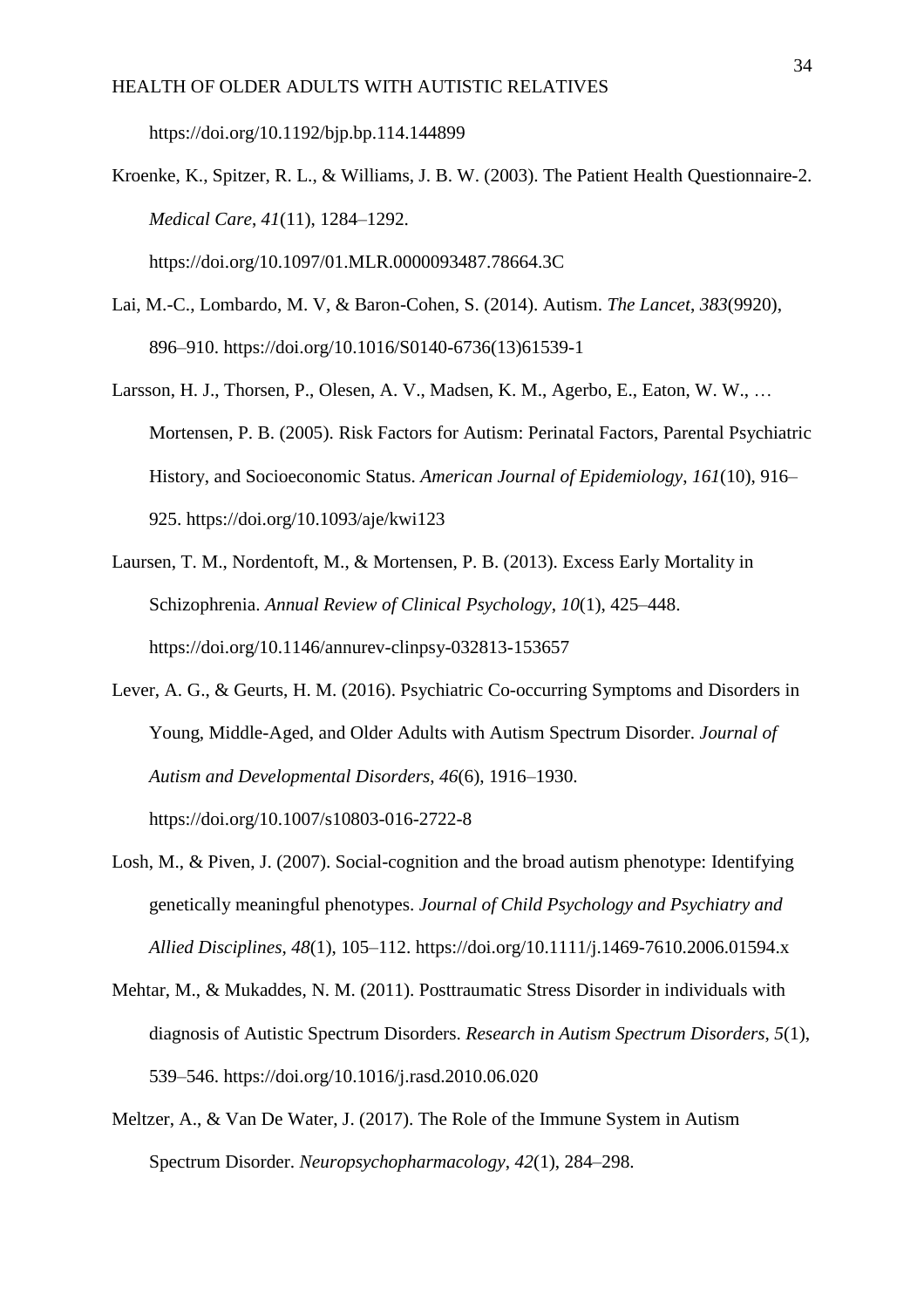https://doi.org/10.1192/bjp.bp.114.144899

Kroenke, K., Spitzer, R. L., & Williams, J. B. W. (2003). The Patient Health Questionnaire-2. *Medical Care*, *41*(11), 1284–1292. https://doi.org/10.1097/01.MLR.0000093487.78664.3C

Lai, M.-C., Lombardo, M. V, & Baron-Cohen, S. (2014). Autism. *The Lancet*, *383*(9920), 896–910. https://doi.org/10.1016/S0140-6736(13)61539-1

Larsson, H. J., Thorsen, P., Olesen, A. V., Madsen, K. M., Agerbo, E., Eaton, W. W., … Mortensen, P. B. (2005). Risk Factors for Autism: Perinatal Factors, Parental Psychiatric History, and Socioeconomic Status. *American Journal of Epidemiology*, *161*(10), 916–925. https://doi.org/10.1093/aje/kwi123

Laursen, T. M., Nordentoft, M., & Mortensen, P. B. (2013). Excess Early Mortality in Schizophrenia. *Annual Review of Clinical Psychology*, *10*(1), 425–448. https://doi.org/10.1146/annurev-clinpsy-032813-153657

Lever, A. G., & Geurts, H. M. (2016). Psychiatric Co-occurring Symptoms and Disorders in Young, Middle-Aged, and Older Adults with Autism Spectrum Disorder. *Journal of Autism and Developmental Disorders*, *46*(6), 1916–1930. https://doi.org/10.1007/s10803-016-2722-8

Losh, M., & Piven, J. (2007). Social-cognition and the broad autism phenotype: Identifying genetically meaningful phenotypes. *Journal of Child Psychology and Psychiatry and Allied Disciplines*, *48*(1), 105–112. https://doi.org/10.1111/j.1469-7610.2006.01594.x

Mehtar, M., & Mukaddes, N. M. (2011). Posttraumatic Stress Disorder in individuals with diagnosis of Autistic Spectrum Disorders. *Research in Autism Spectrum Disorders*, *5*(1), 539–546. https://doi.org/10.1016/j.rasd.2010.06.020

Meltzer, A., & Van De Water, J. (2017). The Role of the Immune System in Autism Spectrum Disorder. *Neuropsychopharmacology*, *42*(1), 284–298.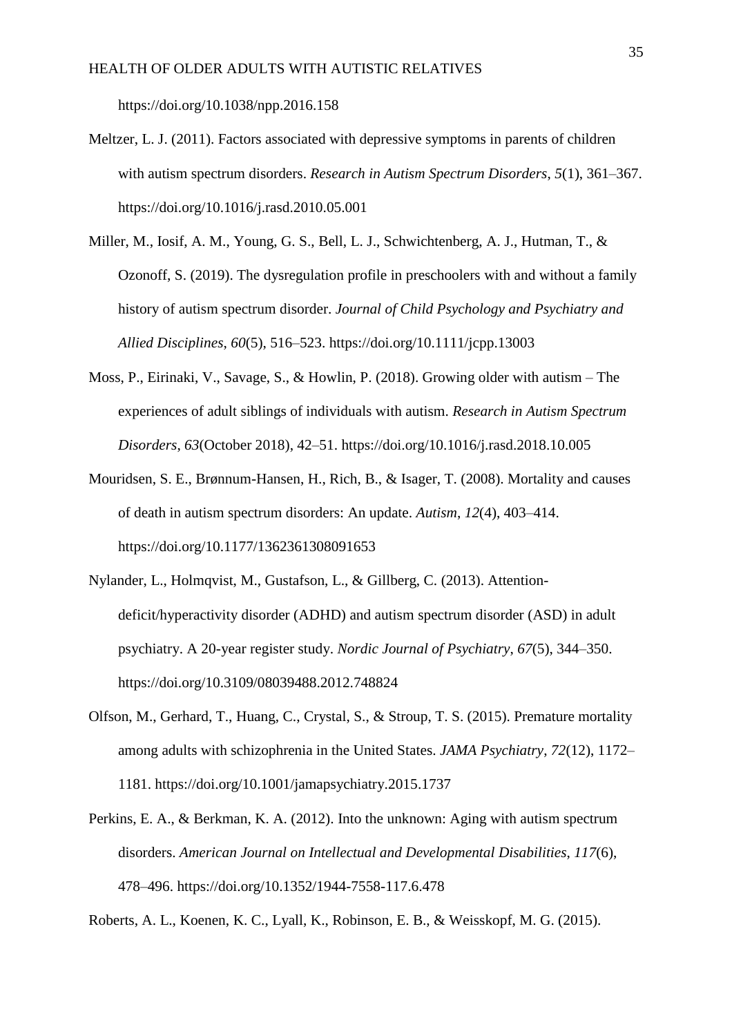https://doi.org/10.1038/npp.2016.158

Meltzer, L. J. (2011). Factors associated with depressive symptoms in parents of children with autism spectrum disorders. *Research in Autism Spectrum Disorders*, *5*(1), 361–367. https://doi.org/10.1016/j.rasd.2010.05.001

Miller, M., Iosif, A. M., Young, G. S., Bell, L. J., Schwichtenberg, A. J., Hutman, T., & Ozonoff, S. (2019). The dysregulation profile in preschoolers with and without a family history of autism spectrum disorder. *Journal of Child Psychology and Psychiatry and Allied Disciplines*, *60*(5), 516–523. https://doi.org/10.1111/jcpp.13003

Moss, P., Eirinaki, V., Savage, S., & Howlin, P. (2018). Growing older with autism – The experiences of adult siblings of individuals with autism. *Research in Autism Spectrum Disorders*, *63*(October 2018), 42–51. https://doi.org/10.1016/j.rasd.2018.10.005

Mouridsen, S. E., Brønnum-Hansen, H., Rich, B., & Isager, T. (2008). Mortality and causes of death in autism spectrum disorders: An update. *Autism*, *12*(4), 403–414. https://doi.org/10.1177/1362361308091653

Nylander, L., Holmqvist, M., Gustafson, L., & Gillberg, C. (2013). Attention-deficit/hyperactivity disorder (ADHD) and autism spectrum disorder (ASD) in adult psychiatry. A 20-year register study. *Nordic Journal of Psychiatry*, *67*(5), 344–350. https://doi.org/10.3109/08039488.2012.748824

Olfson, M., Gerhard, T., Huang, C., Crystal, S., & Stroup, T. S. (2015). Premature mortality among adults with schizophrenia in the United States. *JAMA Psychiatry*, *72*(12), 1172–1181. https://doi.org/10.1001/jamapsychiatry.2015.1737

Perkins, E. A., & Berkman, K. A. (2012). Into the unknown: Aging with autism spectrum disorders. *American Journal on Intellectual and Developmental Disabilities*, *117*(6), 478–496. https://doi.org/10.1352/1944-7558-117.6.478

Roberts, A. L., Koenen, K. C., Lyall, K., Robinson, E. B., & Weisskopf, M. G. (2015).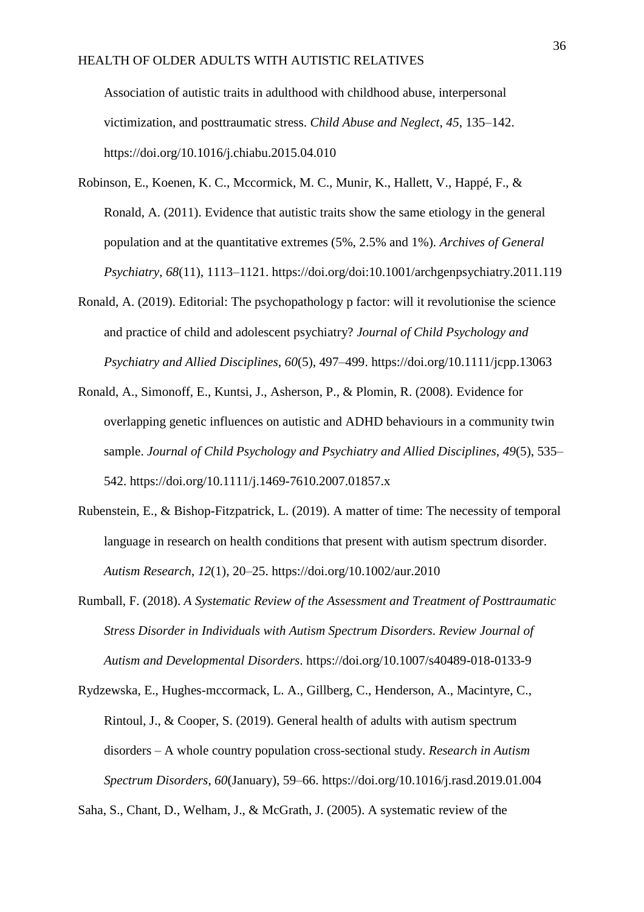Association of autistic traits in adulthood with childhood abuse, interpersonal victimization, and posttraumatic stress. *Child Abuse and Neglect*, *45*, 135–142. https://doi.org/10.1016/j.chiabu.2015.04.010

Robinson, E., Koenen, K. C., Mccormick, M. C., Munir, K., Hallett, V., Happé, F., & Ronald, A. (2011). Evidence that autistic traits show the same etiology in the general population and at the quantitative extremes (5%, 2.5% and 1%). *Archives of General Psychiatry*, *68*(11), 1113–1121. https://doi.org/doi:10.1001/archgenpsychiatry.2011.119

Ronald, A. (2019). Editorial: The psychopathology p factor: will it revolutionise the science and practice of child and adolescent psychiatry? *Journal of Child Psychology and Psychiatry and Allied Disciplines*, *60*(5), 497–499. https://doi.org/10.1111/jcpp.13063

Ronald, A., Simonoff, E., Kuntsi, J., Asherson, P., & Plomin, R. (2008). Evidence for overlapping genetic influences on autistic and ADHD behaviours in a community twin sample. *Journal of Child Psychology and Psychiatry and Allied Disciplines*, *49*(5), 535–542. https://doi.org/10.1111/j.1469-7610.2007.01857.x

Rubenstein, E., & Bishop-Fitzpatrick, L. (2019). A matter of time: The necessity of temporal language in research on health conditions that present with autism spectrum disorder. *Autism Research*, *12*(1), 20–25. https://doi.org/10.1002/aur.2010

Rumball, F. (2018). *A Systematic Review of the Assessment and Treatment of Posttraumatic Stress Disorder in Individuals with Autism Spectrum Disorders*. *Review Journal of Autism and Developmental Disorders*. https://doi.org/10.1007/s40489-018-0133-9

Rydzewska, E., Hughes-mccormack, L. A., Gillberg, C., Henderson, A., Macintyre, C., Rintoul, J., & Cooper, S. (2019). General health of adults with autism spectrum disorders – A whole country population cross-sectional study. *Research in Autism Spectrum Disorders*, *60*(January), 59–66. https://doi.org/10.1016/j.rasd.2019.01.004

Saha, S., Chant, D., Welham, J., & McGrath, J. (2005). A systematic review of the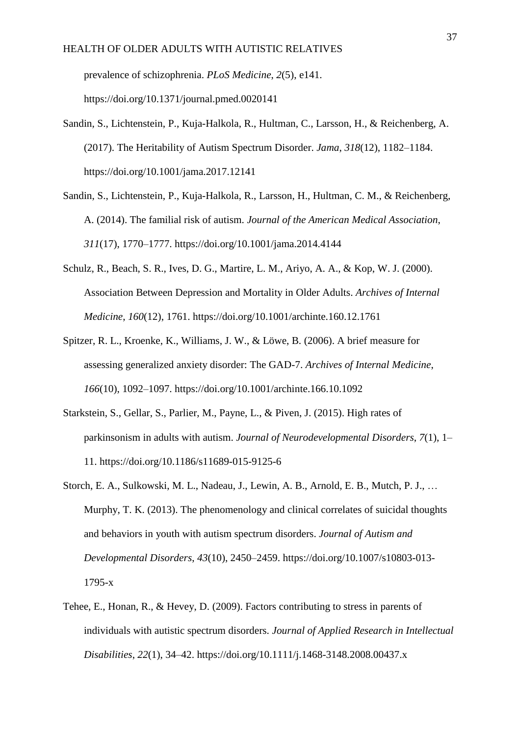prevalence of schizophrenia. *PLoS Medicine*, *2*(5), e141. https://doi.org/10.1371/journal.pmed.0020141

Sandin, S., Lichtenstein, P., Kuja-Halkola, R., Hultman, C., Larsson, H., & Reichenberg, A. (2017). The Heritability of Autism Spectrum Disorder. *Jama*, *318*(12), 1182–1184. https://doi.org/10.1001/jama.2017.12141

Sandin, S., Lichtenstein, P., Kuja-Halkola, R., Larsson, H., Hultman, C. M., & Reichenberg, A. (2014). The familial risk of autism. *Journal of the American Medical Association*, *311*(17), 1770–1777. https://doi.org/10.1001/jama.2014.4144

Schulz, R., Beach, S. R., Ives, D. G., Martire, L. M., Ariyo, A. A., & Kop, W. J. (2000). Association Between Depression and Mortality in Older Adults. *Archives of Internal Medicine*, *160*(12), 1761. https://doi.org/10.1001/archinte.160.12.1761

Spitzer, R. L., Kroenke, K., Williams, J. W., & Löwe, B. (2006). A brief measure for assessing generalized anxiety disorder: The GAD-7. *Archives of Internal Medicine*, *166*(10), 1092–1097. https://doi.org/10.1001/archinte.166.10.1092

Starkstein, S., Gellar, S., Parlier, M., Payne, L., & Piven, J. (2015). High rates of parkinsonism in adults with autism. *Journal of Neurodevelopmental Disorders*, *7*(1), 1–11. https://doi.org/10.1186/s11689-015-9125-6

Storch, E. A., Sulkowski, M. L., Nadeau, J., Lewin, A. B., Arnold, E. B., Mutch, P. J., … Murphy, T. K. (2013). The phenomenology and clinical correlates of suicidal thoughts and behaviors in youth with autism spectrum disorders. *Journal of Autism and Developmental Disorders*, *43*(10), 2450–2459. https://doi.org/10.1007/s10803-013-1795-x

Tehee, E., Honan, R., & Hevey, D. (2009). Factors contributing to stress in parents of individuals with autistic spectrum disorders. *Journal of Applied Research in Intellectual Disabilities*, *22*(1), 34–42. https://doi.org/10.1111/j.1468-3148.2008.00437.x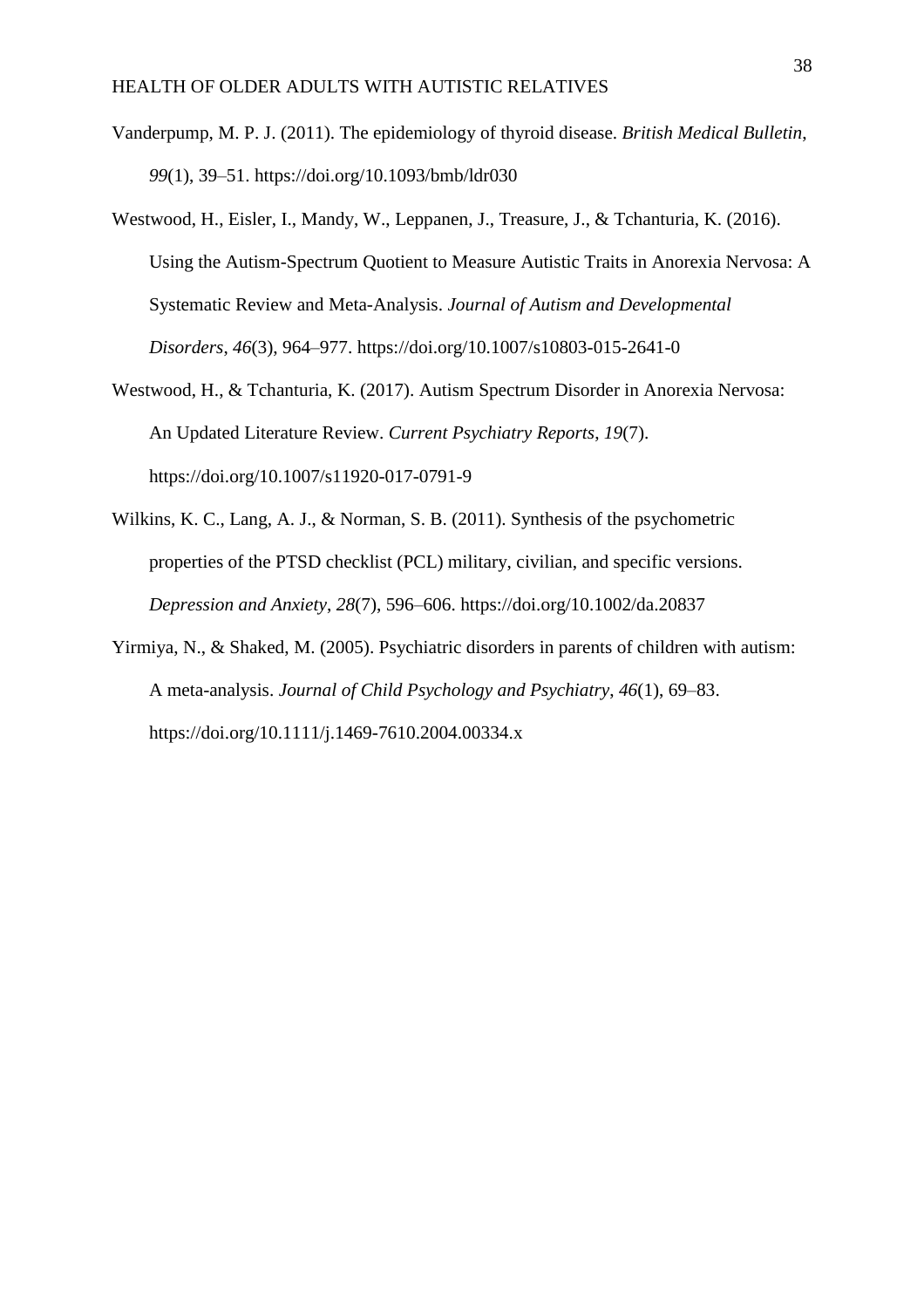Vanderpump, M. P. J. (2011). The epidemiology of thyroid disease. *British Medical Bulletin*, *99*(1), 39–51. https://doi.org/10.1093/bmb/ldr030

Westwood, H., Eisler, I., Mandy, W., Leppanen, J., Treasure, J., & Tchanturia, K. (2016). Using the Autism-Spectrum Quotient to Measure Autistic Traits in Anorexia Nervosa: A Systematic Review and Meta-Analysis. *Journal of Autism and Developmental Disorders*, *46*(3), 964–977. https://doi.org/10.1007/s10803-015-2641-0

Westwood, H., & Tchanturia, K. (2017). Autism Spectrum Disorder in Anorexia Nervosa: An Updated Literature Review. *Current Psychiatry Reports*, *19*(7). https://doi.org/10.1007/s11920-017-0791-9

Wilkins, K. C., Lang, A. J., & Norman, S. B. (2011). Synthesis of the psychometric properties of the PTSD checklist (PCL) military, civilian, and specific versions. *Depression and Anxiety*, *28*(7), 596–606. https://doi.org/10.1002/da.20837

Yirmiya, N., & Shaked, M. (2005). Psychiatric disorders in parents of children with autism: A meta-analysis. *Journal of Child Psychology and Psychiatry*, *46*(1), 69–83. https://doi.org/10.1111/j.1469-7610.2004.00334.x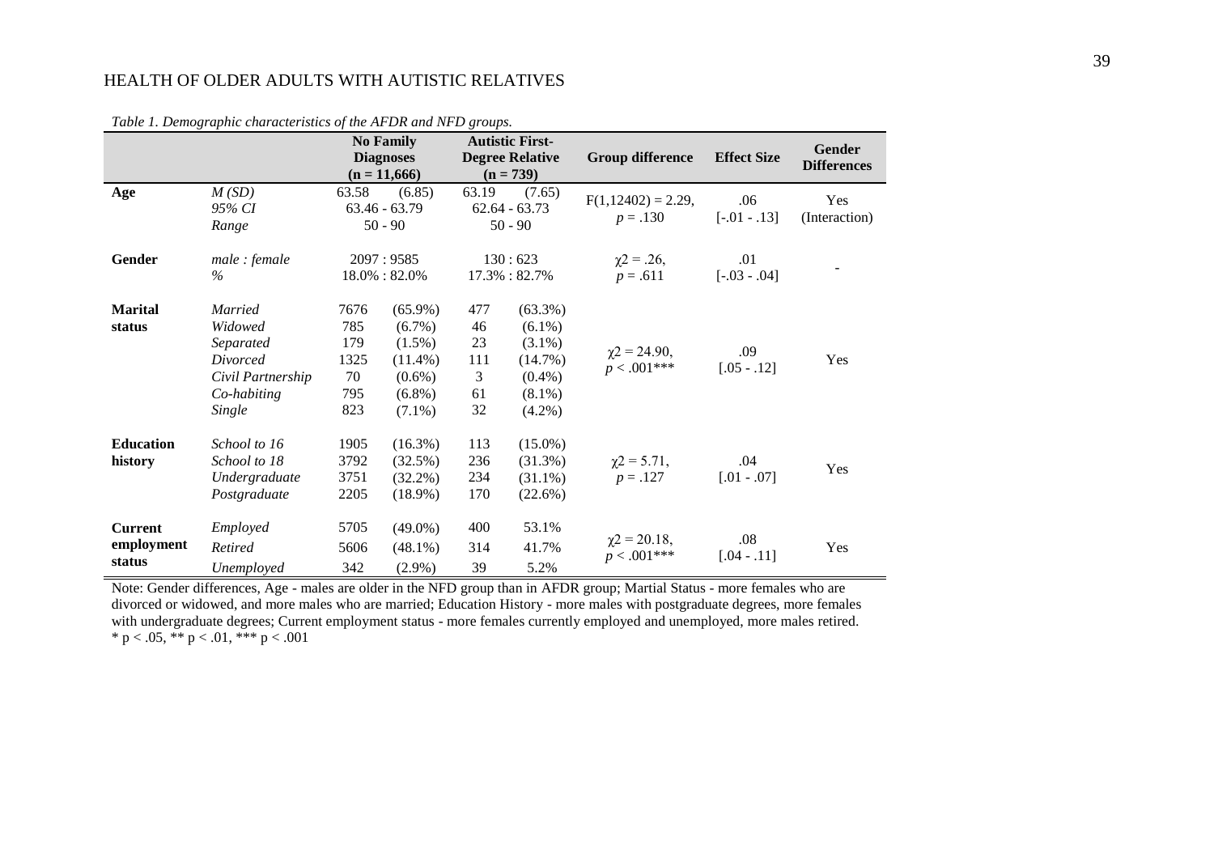*Table 1. Demographic characteristics of the AFDR and NFD groups.*

| | | No Family Diagnoses (n = 11,666) | | Autistic First-Degree Relative (n = 739) | | Group difference | Effect Size | Gender Differences |
|---|---|---|---|---|---|---|---|---|
| **Age** | *M (SD)* | 63.58 | (6.85) | 63.19 | (7.65) | $F(1,12402) = 2.29$, $p = .130$ | .06 [-.01 - .13] | Yes (Interaction) |
| | *95% CI* | 63.46 - 63.79 | | 62.64 - 63.73 | | | | |
| | *Range* | 50 - 90 | | 50 - 90 | | | | |
| **Gender** | *male : female* | 2097 : 9585 | | 130 : 623 | | $\chi2 = .26$, $p = .611$ | .01 [-.03 - .04] | - |
| | *%* | 18.0% : 82.0% | | 17.3% : 82.7% | | | | |
| **Marital status** | *Married* | 7676 | (65.9%) | 477 | (63.3%) | $\chi2 = 24.90$, $p < .001$*** | .09 [.05 - .12] | Yes |
| | *Widowed* | 785 | (6.7%) | 46 | (6.1%) | | | |
| | *Separated* | 179 | (1.5%) | 23 | (3.1%) | | | |
| | *Divorced* | 1325 | (11.4%) | 111 | (14.7%) | | | |
| | *Civil Partnership* | 70 | (0.6%) | 3 | (0.4%) | | | |
| | *Co-habiting* | 795 | (6.8%) | 61 | (8.1%) | | | |
| | *Single* | 823 | (7.1%) | 32 | (4.2%) | | | |
| **Education history** | *School to 16* | 1905 | (16.3%) | 113 | (15.0%) | $\chi2 = 5.71$, $p = .127$ | .04 [.01 - .07] | Yes |
| | *School to 18* | 3792 | (32.5%) | 236 | (31.3%) | | | |
| | *Undergraduate* | 3751 | (32.2%) | 234 | (31.1%) | | | |
| | *Postgraduate* | 2205 | (18.9%) | 170 | (22.6%) | | | |
| **Current employment status** | *Employed* | 5705 | (49.0%) | 400 | 53.1% | $\chi2 = 20.18$, $p < .001$*** | .08 [.04 - .11] | Yes |
| | *Retired* | 5606 | (48.1%) | 314 | 41.7% | | | |
| | *Unemployed* | 342 | (2.9%) | 39 | 5.2% | | | |

Note: Gender differences, Age - males are older in the NFD group than in AFDR group; Martial Status - more females who are divorced or widowed, and more males who are married; Education History - more males with postgraduate degrees, more females with undergraduate degrees; Current employment status - more females currently employed and unemployed, more males retired.
\* p < .05, \*\* p < .01, \*\*\* p < .001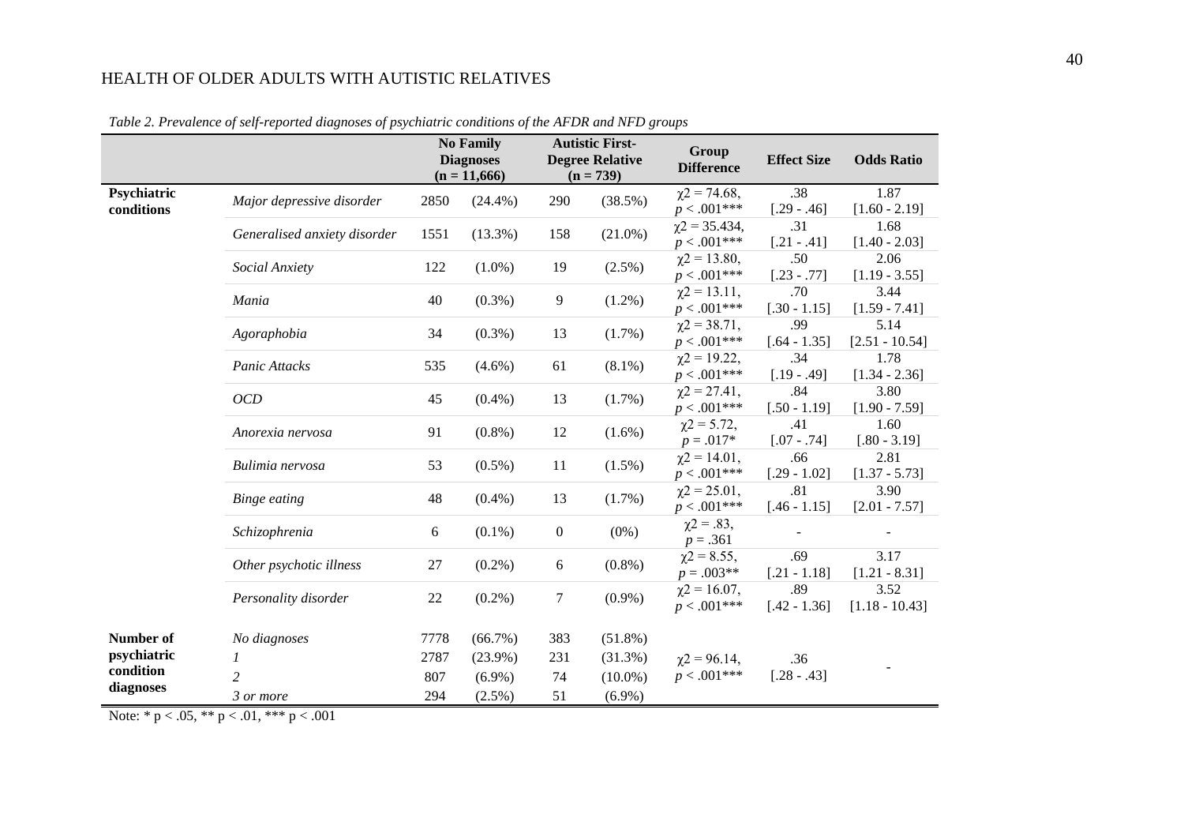*Table 2. Prevalence of self-reported diagnoses of psychiatric conditions of the AFDR and NFD groups*

| | | No Family Diagnoses (n = 11,666) | | Autistic First-Degree Relative (n = 739) | | Group Difference | Effect Size | Odds Ratio |
|---|---|---|---|---|---|---|---|---|
| **Psychiatric conditions** | *Major depressive disorder* | 2850 | (24.4%) | 290 | (38.5%) | $\chi2$ = 74.68, $p$ < .001*** | .38 [.29 - .46] | 1.87 [1.60 - 2.19] |
| | *Generalised anxiety disorder* | 1551 | (13.3%) | 158 | (21.0%) | $\chi2$ = 35.434, $p$ < .001*** | .31 [.21 - .41] | 1.68 [1.40 - 2.03] |
| | *Social Anxiety* | 122 | (1.0%) | 19 | (2.5%) | $\chi2$ = 13.80, $p$ < .001*** | .50 [.23 - .77] | 2.06 [1.19 - 3.55] |
| | *Mania* | 40 | (0.3%) | 9 | (1.2%) | $\chi2$ = 13.11, $p$ < .001*** | .70 [.30 - 1.15] | 3.44 [1.59 - 7.41] |
| | *Agoraphobia* | 34 | (0.3%) | 13 | (1.7%) | $\chi2$ = 38.71, $p$ < .001*** | .99 [.64 - 1.35] | 5.14 [2.51 - 10.54] |
| | *Panic Attacks* | 535 | (4.6%) | 61 | (8.1%) | $\chi2$ = 19.22, $p$ < .001*** | .34 [.19 - .49] | 1.78 [1.34 - 2.36] |
| | *OCD* | 45 | (0.4%) | 13 | (1.7%) | $\chi2$ = 27.41, $p$ < .001*** | .84 [.50 - 1.19] | 3.80 [1.90 - 7.59] |
| | *Anorexia nervosa* | 91 | (0.8%) | 12 | (1.6%) | $\chi2$ = 5.72, $p$ = .017* | .41 [.07 - .74] | 1.60 [.80 - 3.19] |
| | *Bulimia nervosa* | 53 | (0.5%) | 11 | (1.5%) | $\chi2$ = 14.01, $p$ < .001*** | .66 [.29 - 1.02] | 2.81 [1.37 - 5.73] |
| | *Binge eating* | 48 | (0.4%) | 13 | (1.7%) | $\chi2$ = 25.01, $p$ < .001*** | .81 [.46 - 1.15] | 3.90 [2.01 - 7.57] |
| | *Schizophrenia* | 6 | (0.1%) | 0 | (0%) | $\chi2$ = .83, $p$ = .361 | - | - |
| | *Other psychotic illness* | 27 | (0.2%) | 6 | (0.8%) | $\chi2$ = 8.55, $p$ = .003** | .69 [.21 - 1.18] | 3.17 [1.21 - 8.31] |
| | *Personality disorder* | 22 | (0.2%) | 7 | (0.9%) | $\chi2$ = 16.07, $p$ < .001*** | .89 [.42 - 1.36] | 3.52 [1.18 - 10.43] |
| **Number of psychiatric condition diagnoses** | *No diagnoses* | 7778 | (66.7%) | 383 | (51.8%) | $\chi2$ = 96.14, $p$ < .001*** | .36 [.28 - .43] | - |
| | *1* | 2787 | (23.9%) | 231 | (31.3%) | | | |
| | *2* | 807 | (6.9%) | 74 | (10.0%) | | | |
| | *3 or more* | 294 | (2.5%) | 51 | (6.9%) | | | |

Note: * p < .05, ** p < .01, *** p < .001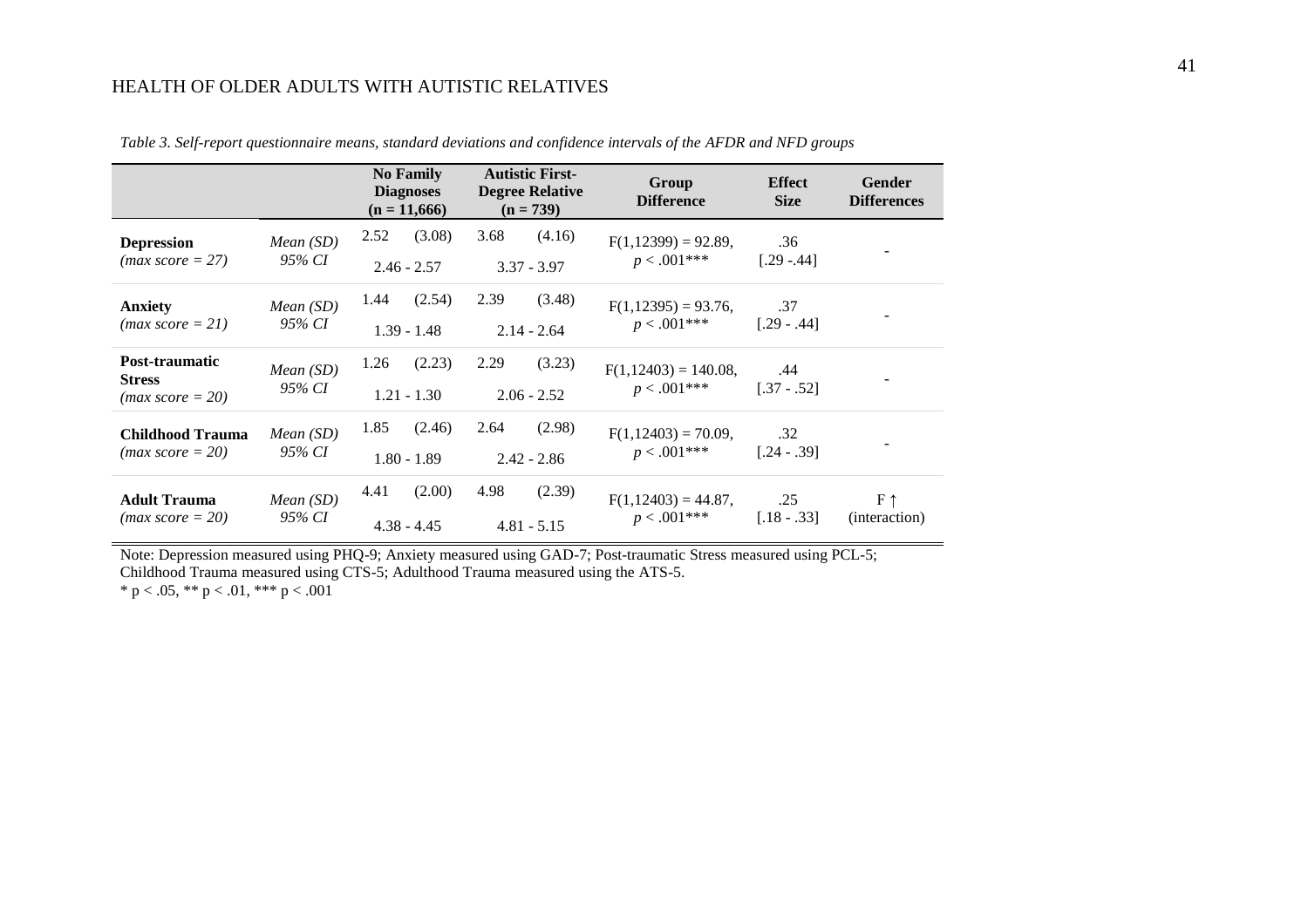*Table 3. Self-report questionnaire means, standard deviations and confidence intervals of the AFDR and NFD groups*

| | | No Family Diagnoses (n = 11,666) | Autistic First-Degree Relative (n = 739) | Group Difference | Effect Size | Gender Differences |
|---|---|---|---|---|---|---|
| **Depression** *(max score = 27)* | *Mean (SD)* | 2.52 (3.08) | 3.68 (4.16) | $F(1,12399) = 92.89$, | .36 | - |
| | *95% CI* | 2.46 - 2.57 | 3.37 - 3.97 | $p < .001$*** | [.29 -.44] | |
| **Anxiety** *(max score = 21)* | *Mean (SD)* | 1.44 (2.54) | 2.39 (3.48) | $F(1,12395) = 93.76$, | .37 | - |
| | *95% CI* | 1.39 - 1.48 | 2.14 - 2.64 | $p < .001$*** | [.29 - .44] | |
| **Post-traumatic Stress** *(max score = 20)* | *Mean (SD)* | 1.26 (2.23) | 2.29 (3.23) | $F(1,12403) = 140.08$, | .44 | - |
| | *95% CI* | 1.21 - 1.30 | 2.06 - 2.52 | $p < .001$*** | [.37 - .52] | |
| **Childhood Trauma** *(max score = 20)* | *Mean (SD)* | 1.85 (2.46) | 2.64 (2.98) | $F(1,12403) = 70.09$, | .32 | - |
| | *95% CI* | 1.80 - 1.89 | 2.42 - 2.86 | $p < .001$*** | [.24 - .39] | |
| **Adult Trauma** *(max score = 20)* | *Mean (SD)* | 4.41 (2.00) | 4.98 (2.39) | $F(1,12403) = 44.87$, | .25 | F ↑ |
| | *95% CI* | 4.38 - 4.45 | 4.81 - 5.15 | $p < .001$*** | [.18 - .33] | (interaction) |

Note: Depression measured using PHQ-9; Anxiety measured using GAD-7; Post-traumatic Stress measured using PCL-5; Childhood Trauma measured using CTS-5; Adulthood Trauma measured using the ATS-5.
* $p < .05$, ** $p < .01$, *** $p < .001$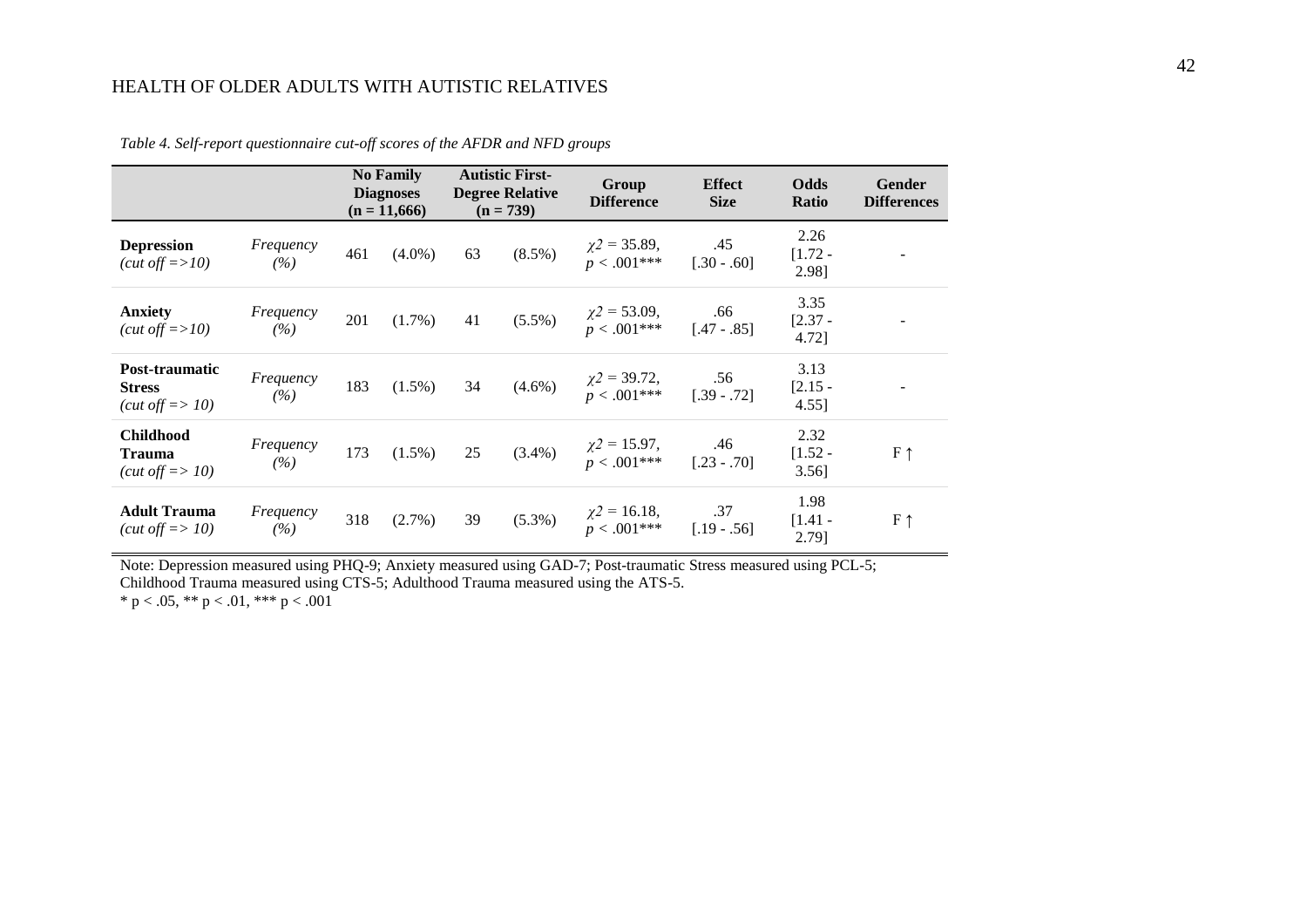*Table 4. Self-report questionnaire cut-off scores of the AFDR and NFD groups*

| | | **No Family Diagnoses (n = 11,666)** | | **Autistic First-Degree Relative (n = 739)** | | **Group Difference** | **Effect Size** | **Odds Ratio** | **Gender Differences** |
|---|---|---|---|---|---|---|---|---|---|
| **Depression** *(cut off =>10)* | *Frequency (%)* | 461 | (4.0%) | 63 | (8.5%) | $\chi 2$ = 35.89, $p < .001$*** | .45 [.30 - .60] | 2.26 [1.72 - 2.98] | - |
| **Anxiety** *(cut off =>10)* | *Frequency (%)* | 201 | (1.7%) | 41 | (5.5%) | $\chi 2$ = 53.09, $p < .001$*** | .66 [.47 - .85] | 3.35 [2.37 - 4.72] | - |
| **Post-traumatic Stress** *(cut off => 10)* | *Frequency (%)* | 183 | (1.5%) | 34 | (4.6%) | $\chi 2$ = 39.72, $p < .001$*** | .56 [.39 - .72] | 3.13 [2.15 - 4.55] | - |
| **Childhood Trauma** *(cut off => 10)* | *Frequency (%)* | 173 | (1.5%) | 25 | (3.4%) | $\chi 2$ = 15.97, $p < .001$*** | .46 [.23 - .70] | 2.32 [1.52 - 3.56] | F ↑ |
| **Adult Trauma** *(cut off => 10)* | *Frequency (%)* | 318 | (2.7%) | 39 | (5.3%) | $\chi 2$ = 16.18, $p < .001$*** | .37 [.19 - .56] | 1.98 [1.41 - 2.79] | F ↑ |

Note: Depression measured using PHQ-9; Anxiety measured using GAD-7; Post-traumatic Stress measured using PCL-5; Childhood Trauma measured using CTS-5; Adulthood Trauma measured using the ATS-5.
* $p < .05$, ** $p < .01$, *** $p < .001$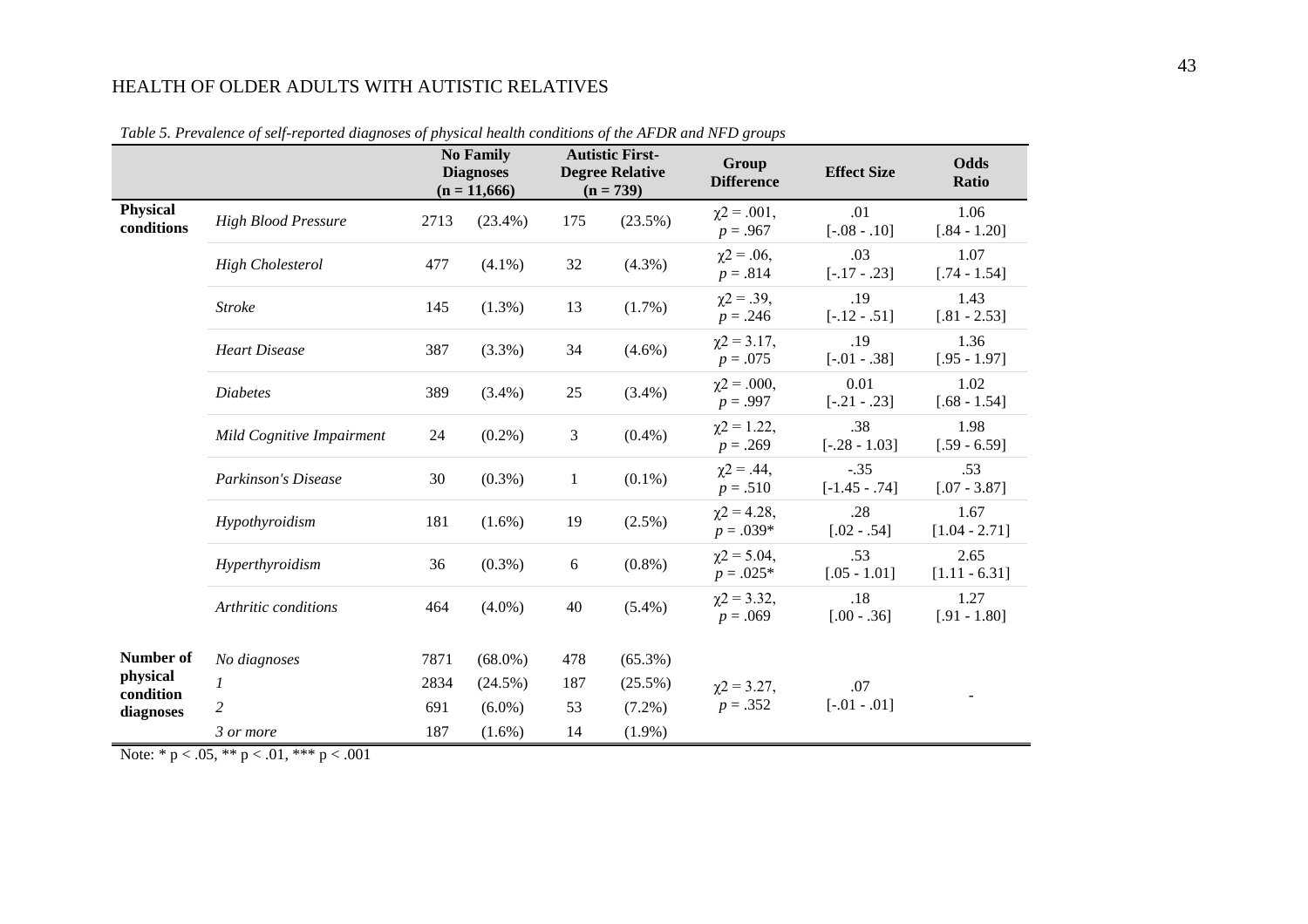*Table 5. Prevalence of self-reported diagnoses of physical health conditions of the AFDR and NFD groups*

| | | No Family Diagnoses (n = 11,666) | | Autistic First-Degree Relative (n = 739) | | Group Difference | Effect Size | Odds Ratio |
|---|---|---|---|---|---|---|---|---|
| **Physical conditions** | *High Blood Pressure* | 2713 | (23.4%) | 175 | (23.5%) | $\chi 2 = .001$, $p = .967$ | .01 [-.08 - .10] | 1.06 [.84 - 1.20] |
| | *High Cholesterol* | 477 | (4.1%) | 32 | (4.3%) | $\chi 2 = .06$, $p = .814$ | .03 [-.17 - .23] | 1.07 [.74 - 1.54] |
| | *Stroke* | 145 | (1.3%) | 13 | (1.7%) | $\chi 2 = .39$, $p = .246$ | .19 [-.12 - .51] | 1.43 [.81 - 2.53] |
| | *Heart Disease* | 387 | (3.3%) | 34 | (4.6%) | $\chi 2 = 3.17$, $p = .075$ | .19 [-.01 - .38] | 1.36 [.95 - 1.97] |
| | *Diabetes* | 389 | (3.4%) | 25 | (3.4%) | $\chi 2 = .000$, $p = .997$ | 0.01 [-.21 - .23] | 1.02 [.68 - 1.54] |
| | *Mild Cognitive Impairment* | 24 | (0.2%) | 3 | (0.4%) | $\chi 2 = 1.22$, $p = .269$ | .38 [-.28 - 1.03] | 1.98 [.59 - 6.59] |
| | *Parkinson's Disease* | 30 | (0.3%) | 1 | (0.1%) | $\chi 2 = .44$, $p = .510$ | -.35 [-1.45 - .74] | .53 [.07 - 3.87] |
| | *Hypothyroidism* | 181 | (1.6%) | 19 | (2.5%) | $\chi 2 = 4.28$, $p = .039$* | .28 [.02 - .54] | 1.67 [1.04 - 2.71] |
| | *Hyperthyroidism* | 36 | (0.3%) | 6 | (0.8%) | $\chi 2 = 5.04$, $p = .025$* | .53 [.05 - 1.01] | 2.65 [1.11 - 6.31] |
| | *Arthritic conditions* | 464 | (4.0%) | 40 | (5.4%) | $\chi 2 = 3.32$, $p = .069$ | .18 [.00 - .36] | 1.27 [.91 - 1.80] |
| **Number of physical condition diagnoses** | *No diagnoses* | 7871 | (68.0%) | 478 | (65.3%) | $\chi 2 = 3.27$, $p = .352$ | .07 [-.01 - .01] | - |
| | *1* | 2834 | (24.5%) | 187 | (25.5%) | | | |
| | *2* | 691 | (6.0%) | 53 | (7.2%) | | | |
| | *3 or more* | 187 | (1.6%) | 14 | (1.9%) | | | |

Note: * $p < .05$, ** $p < .01$, *** $p < .001$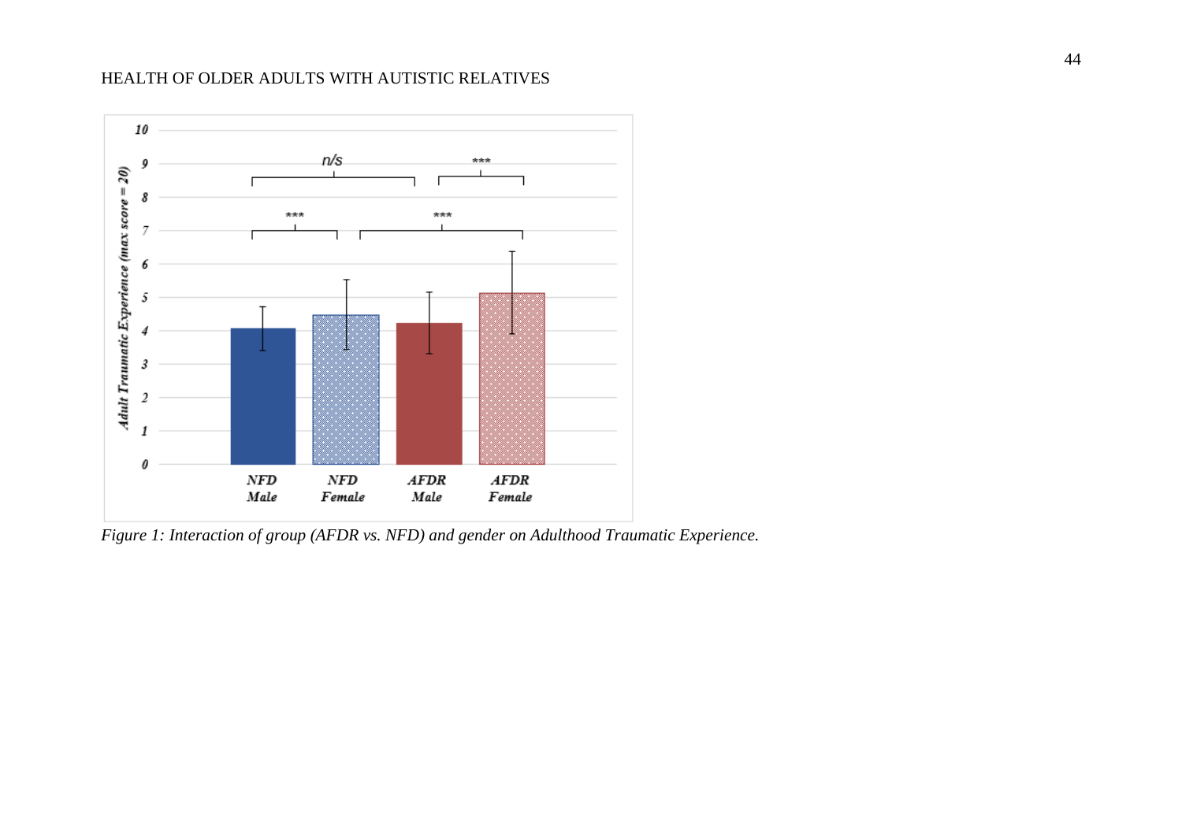*Figure 1: Interaction of group (AFDR vs. NFD) and gender on Adulthood Traumatic Experience.*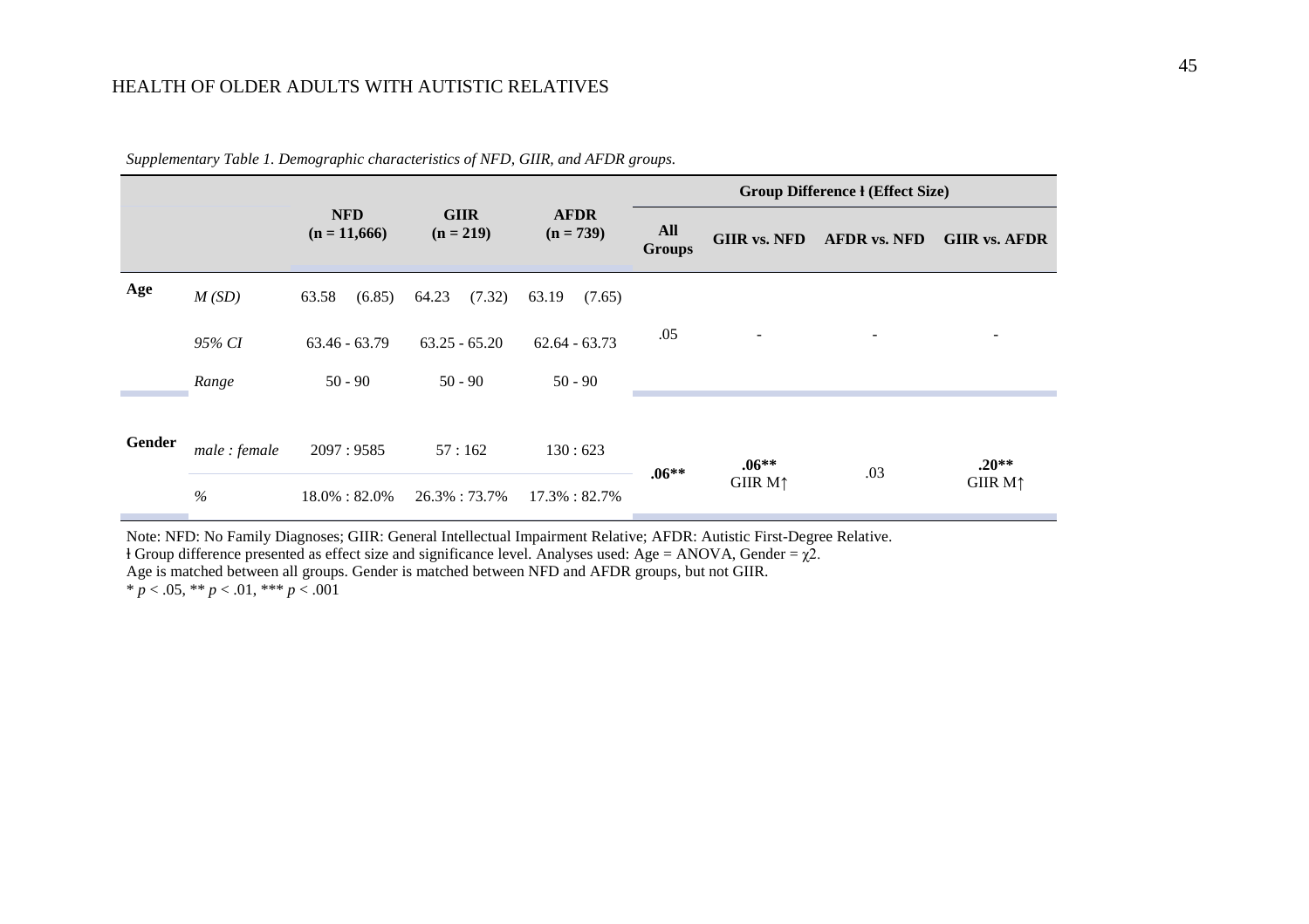*Supplementary Table 1. Demographic characteristics of NFD, GIIR, and AFDR groups.*

| | | NFD (n = 11,666) | GIIR (n = 219) | AFDR (n = 739) | Group Difference ł (Effect Size) | | | |
|---|---|---|---|---|---|---|---|---|
| | | | | | **All Groups** | **GIIR vs. NFD** | **AFDR vs. NFD** | **GIIR vs. AFDR** |
| **Age** | *M (SD)* | 63.58 (6.85) | 64.23 (7.32) | 63.19 (7.65) | .05 | - | - | - |
| | *95% CI* | 63.46 - 63.79 | 63.25 - 65.20 | 62.64 - 63.73 | | | | |
| | *Range* | 50 - 90 | 50 - 90 | 50 - 90 | | | | |
| **Gender** | *male : female* | 2097 : 9585 | 57 : 162 | 130 : 623 | **.06**** | **.06**** GIIR M↑ | .03 | **.20**** GIIR M↑ |
| | *%* | 18.0% : 82.0% | 26.3% : 73.7% | 17.3% : 82.7% | | | | |

Note: NFD: No Family Diagnoses; GIIR: General Intellectual Impairment Relative; AFDR: Autistic First-Degree Relative.
ł Group difference presented as effect size and significance level. Analyses used: Age = ANOVA, Gender = $\chi2$.
Age is matched between all groups. Gender is matched between NFD and AFDR groups, but not GIIR.
* $p < .05$, ** $p < .01$, *** $p < .001$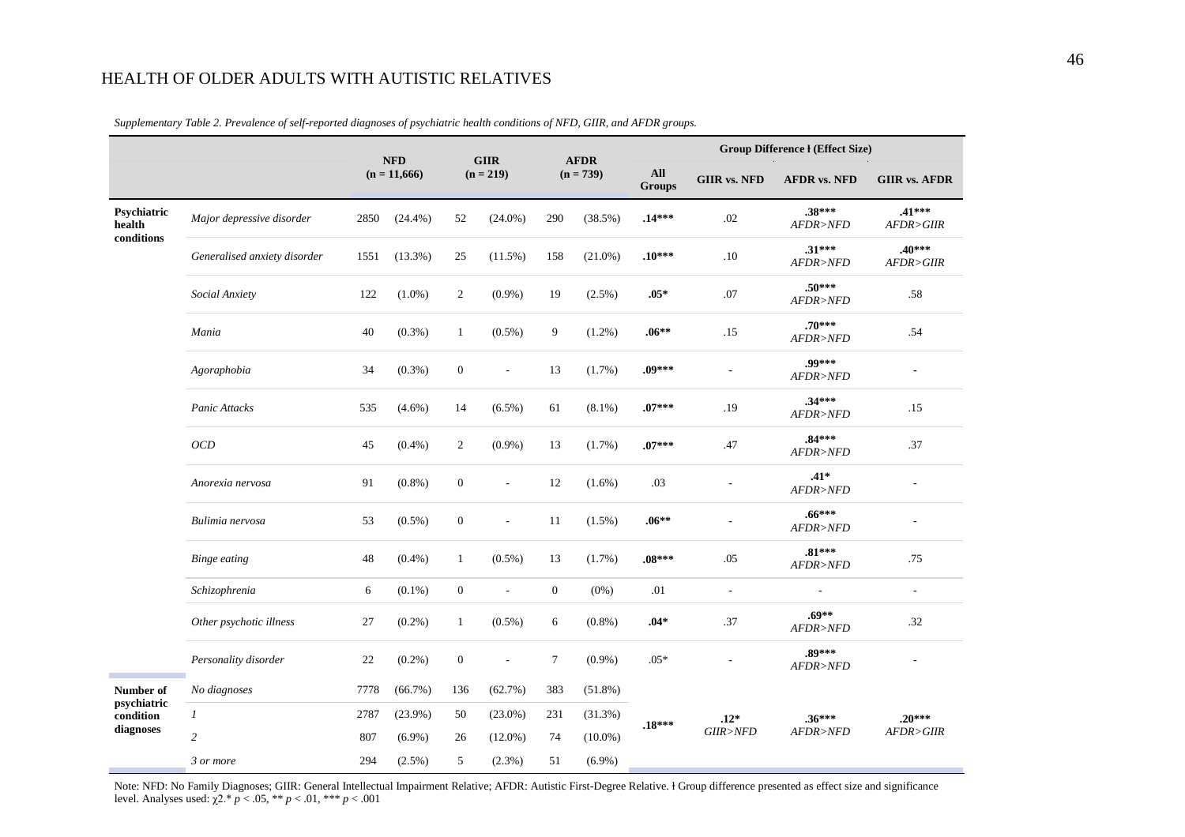*Supplementary Table 2. Prevalence of self-reported diagnoses of psychiatric health conditions of NFD, GIIR, and AFDR groups.*

| | | NFD (n = 11,666) | | GIIR (n = 219) | | AFDR (n = 739) | | Group Difference ł (Effect Size) | | | |
|---|---|---|---|---|---|---|---|---|---|---|---|
| | | | | | | | | **All Groups** | **GIIR vs. NFD** | **AFDR vs. NFD** | **GIIR vs. AFDR** |
| **Psychiatric health conditions** | *Major depressive disorder* | 2850 | (24.4%) | 52 | (24.0%) | 290 | (38.5%) | **.14\*\*\*** | .02 | **.38\*\*\*** *AFDR>NFD* | **.41\*\*\*** *AFDR>GIIR* |
| | *Generalised anxiety disorder* | 1551 | (13.3%) | 25 | (11.5%) | 158 | (21.0%) | **.10\*\*\*** | .10 | **.31\*\*\*** *AFDR>NFD* | **.40\*\*\*** *AFDR>GIIR* |
| | *Social Anxiety* | 122 | (1.0%) | 2 | (0.9%) | 19 | (2.5%) | **.05\*** | .07 | **.50\*\*\*** *AFDR>NFD* | .58 |
| | *Mania* | 40 | (0.3%) | 1 | (0.5%) | 9 | (1.2%) | **.06\*\*** | .15 | **.70\*\*\*** *AFDR>NFD* | .54 |
| | *Agoraphobia* | 34 | (0.3%) | 0 | - | 13 | (1.7%) | **.09\*\*\*** | - | **.99\*\*\*** *AFDR>NFD* | - |
| | *Panic Attacks* | 535 | (4.6%) | 14 | (6.5%) | 61 | (8.1%) | **.07\*\*\*** | .19 | **.34\*\*\*** *AFDR>NFD* | .15 |
| | *OCD* | 45 | (0.4%) | 2 | (0.9%) | 13 | (1.7%) | **.07\*\*\*** | .47 | **.84\*\*\*** *AFDR>NFD* | .37 |
| | *Anorexia nervosa* | 91 | (0.8%) | 0 | - | 12 | (1.6%) | .03 | - | **.41\*** *AFDR>NFD* | - |
| | *Bulimia nervosa* | 53 | (0.5%) | 0 | - | 11 | (1.5%) | **.06\*\*** | - | **.66\*\*\*** *AFDR>NFD* | - |
| | *Binge eating* | 48 | (0.4%) | 1 | (0.5%) | 13 | (1.7%) | **.08\*\*\*** | .05 | **.81\*\*\*** *AFDR>NFD* | .75 |
| | *Schizophrenia* | 6 | (0.1%) | 0 | - | 0 | (0%) | .01 | - | - | - |
| | *Other psychotic illness* | 27 | (0.2%) | 1 | (0.5%) | 6 | (0.8%) | **.04\*** | .37 | **.69\*\*** *AFDR>NFD* | .32 |
| | *Personality disorder* | 22 | (0.2%) | 0 | - | 7 | (0.9%) | .05\* | - | **.89\*\*\*** *AFDR>NFD* | - |
| **Number of psychiatric condition diagnoses** | *No diagnoses* | 7778 | (66.7%) | 136 | (62.7%) | 383 | (51.8%) | **.18\*\*\*** | **.12\*** *GIIR>NFD* | **.36\*\*\*** *AFDR>NFD* | **.20\*\*\*** *AFDR>GIIR* |
| | *1* | 2787 | (23.9%) | 50 | (23.0%) | 231 | (31.3%) | | | | |
| | *2* | 807 | (6.9%) | 26 | (12.0%) | 74 | (10.0%) | | | | |
| | *3 or more* | 294 | (2.5%) | 5 | (2.3%) | 51 | (6.9%) | | | | |

Note: NFD: No Family Diagnoses; GIIR: General Intellectual Impairment Relative; AFDR: Autistic First-Degree Relative. ł Group difference presented as effect size and significance level. Analyses used: $\chi 2$.* $p < .05$, ** $p < .01$, *** $p < .001$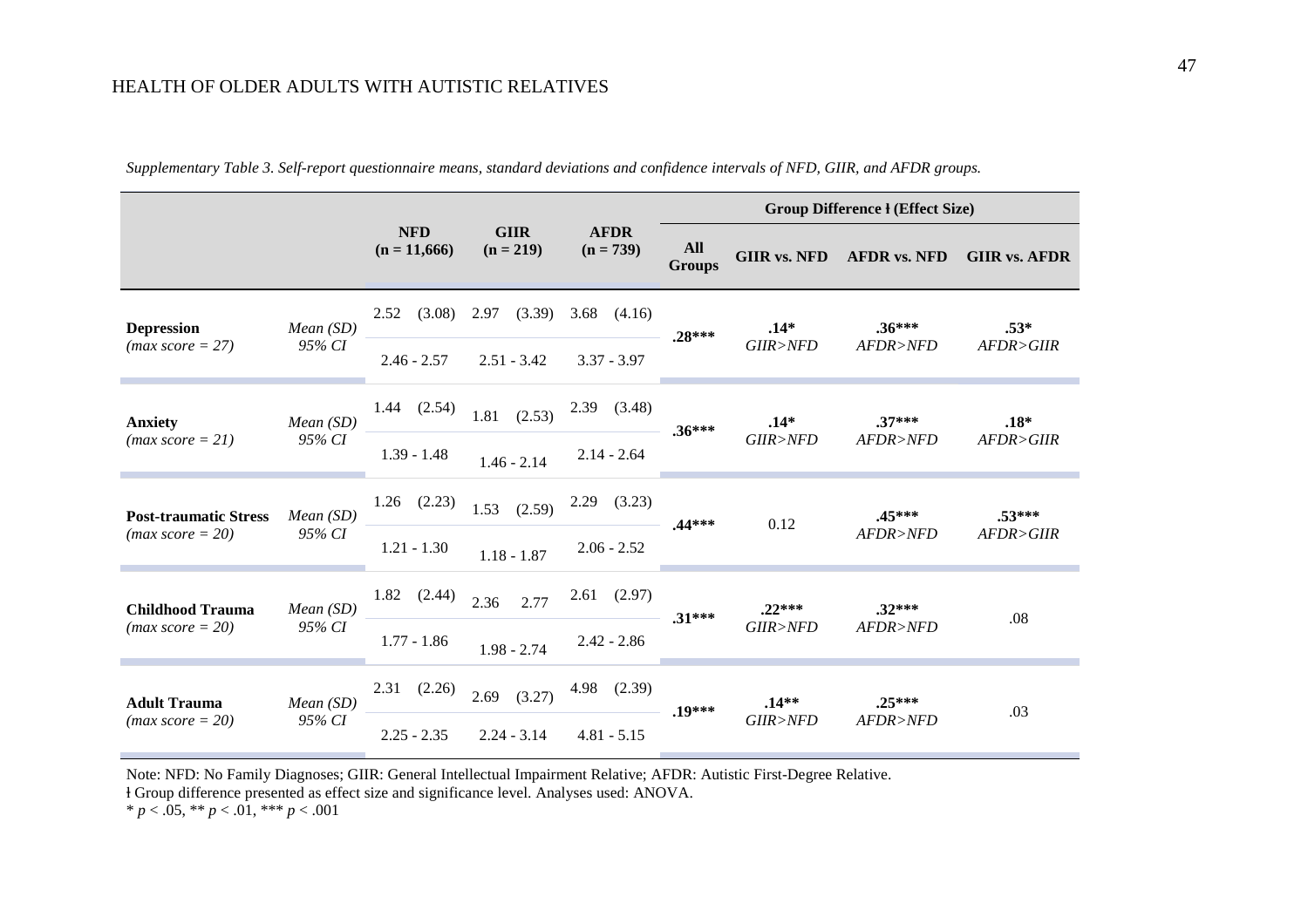*Supplementary Table 3. Self-report questionnaire means, standard deviations and confidence intervals of NFD, GIIR, and AFDR groups.*

| | | NFD (n = 11,666) | GIIR (n = 219) | AFDR (n = 739) | Group Difference ł (Effect Size) | | | |
|---|---|---|---|---|---|---|---|---|
| | | | | | **All Groups** | **GIIR vs. NFD** | **AFDR vs. NFD** | **GIIR vs. AFDR** |
| **Depression** *(max score = 27)* | *Mean (SD)* | 2.52 (3.08) | 2.97 (3.39) | 3.68 (4.16) | **.28***** | **.14*** *GIIR>NFD* | **.36***** *AFDR>NFD* | **.53*** *AFDR>GIIR* |
| | *95% CI* | 2.46 - 2.57 | 2.51 - 3.42 | 3.37 - 3.97 | | | | |
| **Anxiety** *(max score = 21)* | *Mean (SD)* | 1.44 (2.54) | 1.81 (2.53) | 2.39 (3.48) | **.36***** | **.14*** *GIIR>NFD* | **.37***** *AFDR>NFD* | **.18*** *AFDR>GIIR* |
| | *95% CI* | 1.39 - 1.48 | 1.46 - 2.14 | 2.14 - 2.64 | | | | |
| **Post-traumatic Stress** *(max score = 20)* | *Mean (SD)* | 1.26 (2.23) | 1.53 (2.59) | 2.29 (3.23) | **.44***** | 0.12 | **.45***** *AFDR>NFD* | **.53***** *AFDR>GIIR* |
| | *95% CI* | 1.21 - 1.30 | 1.18 - 1.87 | 2.06 - 2.52 | | | | |
| **Childhood Trauma** *(max score = 20)* | *Mean (SD)* | 1.82 (2.44) | 2.36 2.77 | 2.61 (2.97) | **.31***** | **.22***** *GIIR>NFD* | **.32***** *AFDR>NFD* | .08 |
| | *95% CI* | 1.77 - 1.86 | 1.98 - 2.74 | 2.42 - 2.86 | | | | |
| **Adult Trauma** *(max score = 20)* | *Mean (SD)* | 2.31 (2.26) | 2.69 (3.27) | 4.98 (2.39) | **.19***** | **.14**** *GIIR>NFD* | **.25***** *AFDR>NFD* | .03 |
| | *95% CI* | 2.25 - 2.35 | 2.24 - 3.14 | 4.81 - 5.15 | | | | |

Note: NFD: No Family Diagnoses; GIIR: General Intellectual Impairment Relative; AFDR: Autistic First-Degree Relative.

ł Group difference presented as effect size and significance level. Analyses used: ANOVA.

\* $p < .05$, \*\* $p < .01$, \*\*\* $p < .001$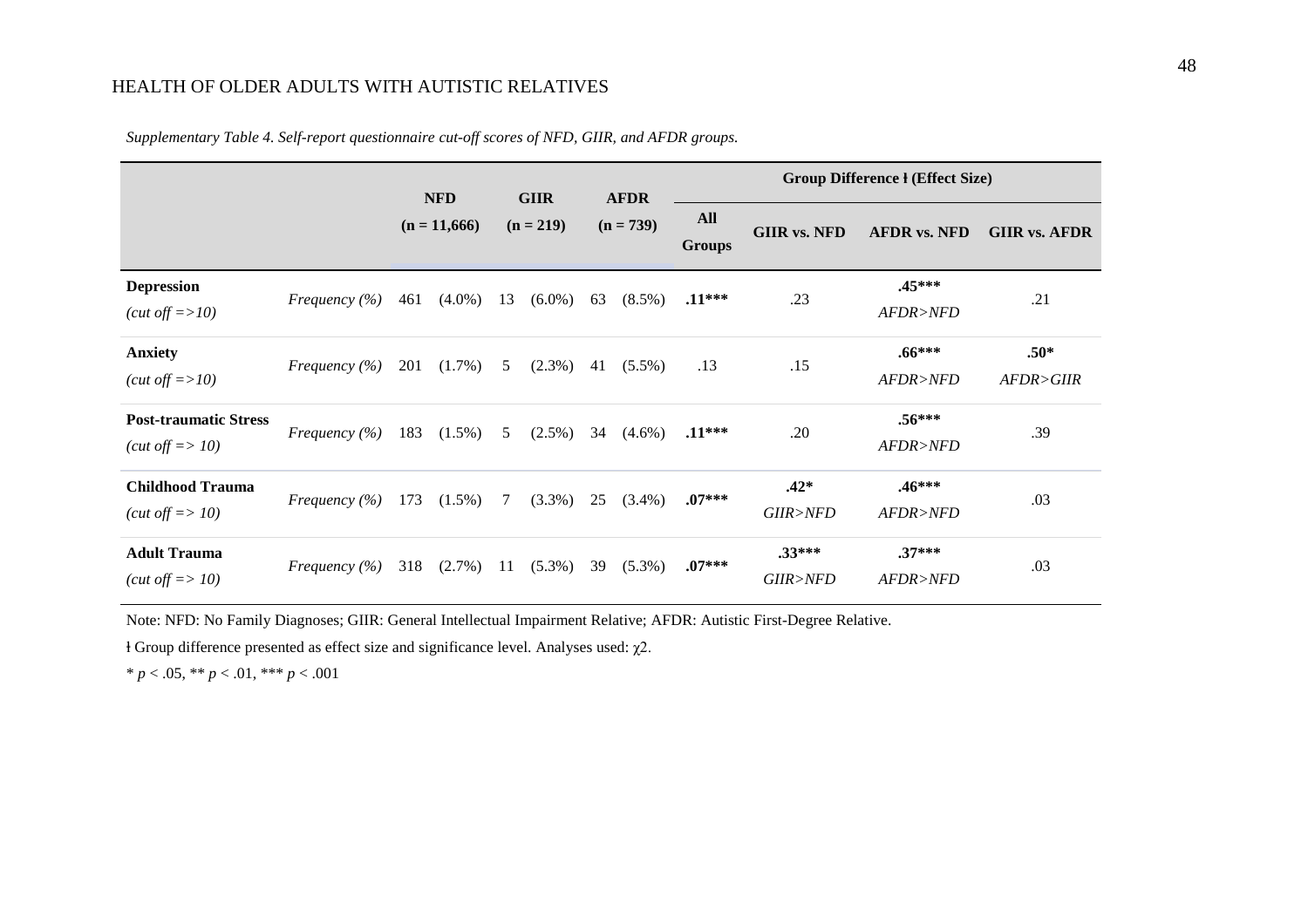*Supplementary Table 4. Self-report questionnaire cut-off scores of NFD, GIIR, and AFDR groups.*

| | | NFD (n = 11,666) | | GIIR (n = 219) | | AFDR (n = 739) | | Group Difference ł (Effect Size) | | | |
|---|---|---|---|---|---|---|---|---|---|---|---|
| | | | | | | | | **All Groups** | **GIIR vs. NFD** | **AFDR vs. NFD** | **GIIR vs. AFDR** |
| **Depression** *(cut off =>10)* | *Frequency (%)* | 461 | (4.0%) | 13 | (6.0%) | 63 | (8.5%) | **.11\*\*\*** | .23 | **.45\*\*\*** *AFDR>NFD* | .21 |
| **Anxiety** *(cut off =>10)* | *Frequency (%)* | 201 | (1.7%) | 5 | (2.3%) | 41 | (5.5%) | .13 | .15 | **.66\*\*\*** *AFDR>NFD* | **.50\*** *AFDR>GIIR* |
| **Post-traumatic Stress** *(cut off => 10)* | *Frequency (%)* | 183 | (1.5%) | 5 | (2.5%) | 34 | (4.6%) | **.11\*\*\*** | .20 | **.56\*\*\*** *AFDR>NFD* | .39 |
| **Childhood Trauma** *(cut off => 10)* | *Frequency (%)* | 173 | (1.5%) | 7 | (3.3%) | 25 | (3.4%) | **.07\*\*\*** | **.42\*** *GIIR>NFD* | **.46\*\*\*** *AFDR>NFD* | .03 |
| **Adult Trauma** *(cut off => 10)* | *Frequency (%)* | 318 | (2.7%) | 11 | (5.3%) | 39 | (5.3%) | **.07\*\*\*** | **.33\*\*\*** *GIIR>NFD* | **.37\*\*\*** *AFDR>NFD* | .03 |

Note: NFD: No Family Diagnoses; GIIR: General Intellectual Impairment Relative; AFDR: Autistic First-Degree Relative.

ł Group difference presented as effect size and significance level. Analyses used: $\chi^2$.

\* $p < .05$, \*\* $p < .01$, \*\*\* $p < .001$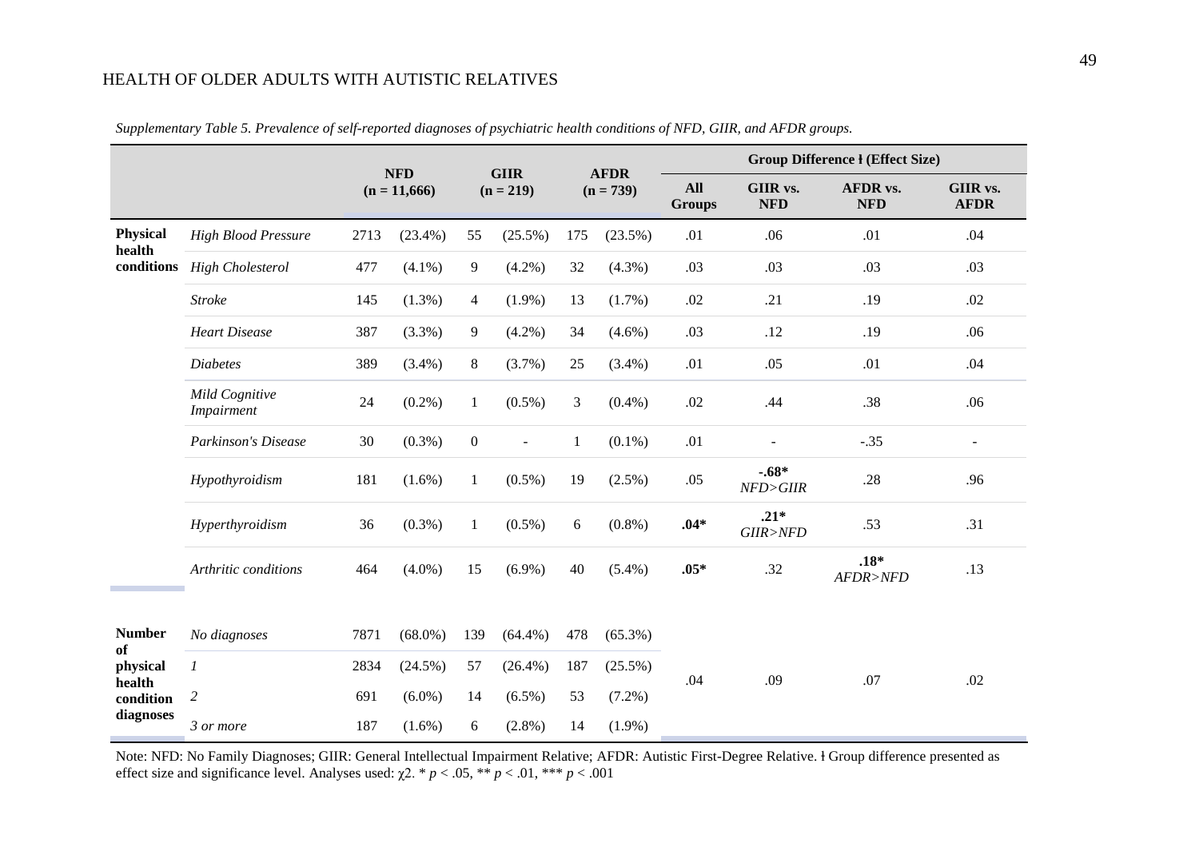*Supplementary Table 5. Prevalence of self-reported diagnoses of psychiatric health conditions of NFD, GIIR, and AFDR groups.*

| | | NFD (n = 11,666) | | GIIR (n = 219) | | AFDR (n = 739) | | Group Difference ƚ (Effect Size) | | | |
|---|---|---|---|---|---|---|---|---|---|---|---|
| | | | | | | | | All Groups | GIIR vs. NFD | AFDR vs. NFD | GIIR vs. AFDR |
| **Physical health conditions** | *High Blood Pressure* | 2713 | (23.4%) | 55 | (25.5%) | 175 | (23.5%) | .01 | .06 | .01 | .04 |
| | *High Cholesterol* | 477 | (4.1%) | 9 | (4.2%) | 32 | (4.3%) | .03 | .03 | .03 | .03 |
| | *Stroke* | 145 | (1.3%) | 4 | (1.9%) | 13 | (1.7%) | .02 | .21 | .19 | .02 |
| | *Heart Disease* | 387 | (3.3%) | 9 | (4.2%) | 34 | (4.6%) | .03 | .12 | .19 | .06 |
| | *Diabetes* | 389 | (3.4%) | 8 | (3.7%) | 25 | (3.4%) | .01 | .05 | .01 | .04 |
| | *Mild Cognitive Impairment* | 24 | (0.2%) | 1 | (0.5%) | 3 | (0.4%) | .02 | .44 | .38 | .06 |
| | *Parkinson's Disease* | 30 | (0.3%) | 0 | - | 1 | (0.1%) | .01 | - | -.35 | - |
| | *Hypothyroidism* | 181 | (1.6%) | 1 | (0.5%) | 19 | (2.5%) | .05 | **-.68*** *NFD>GIIR* | .28 | .96 |
| | *Hyperthyroidism* | 36 | (0.3%) | 1 | (0.5%) | 6 | (0.8%) | **.04*** | **.21*** *GIIR>NFD* | .53 | .31 |
| | *Arthritic conditions* | 464 | (4.0%) | 15 | (6.9%) | 40 | (5.4%) | **.05*** | .32 | **.18*** *AFDR>NFD* | .13 |
| **Number of physical health condition diagnoses** | *No diagnoses* | 7871 | (68.0%) | 139 | (64.4%) | 478 | (65.3%) | .04 | .09 | .07 | .02 |
| | *1* | 2834 | (24.5%) | 57 | (26.4%) | 187 | (25.5%) | | | | |
| | *2* | 691 | (6.0%) | 14 | (6.5%) | 53 | (7.2%) | | | | |
| | *3 or more* | 187 | (1.6%) | 6 | (2.8%) | 14 | (1.9%) | | | | |

Note: NFD: No Family Diagnoses; GIIR: General Intellectual Impairment Relative; AFDR: Autistic First-Degree Relative. ƚ Group difference presented as effect size and significance level. Analyses used: $\chi^2$. * $p < .05$, ** $p < .01$, *** $p < .001$